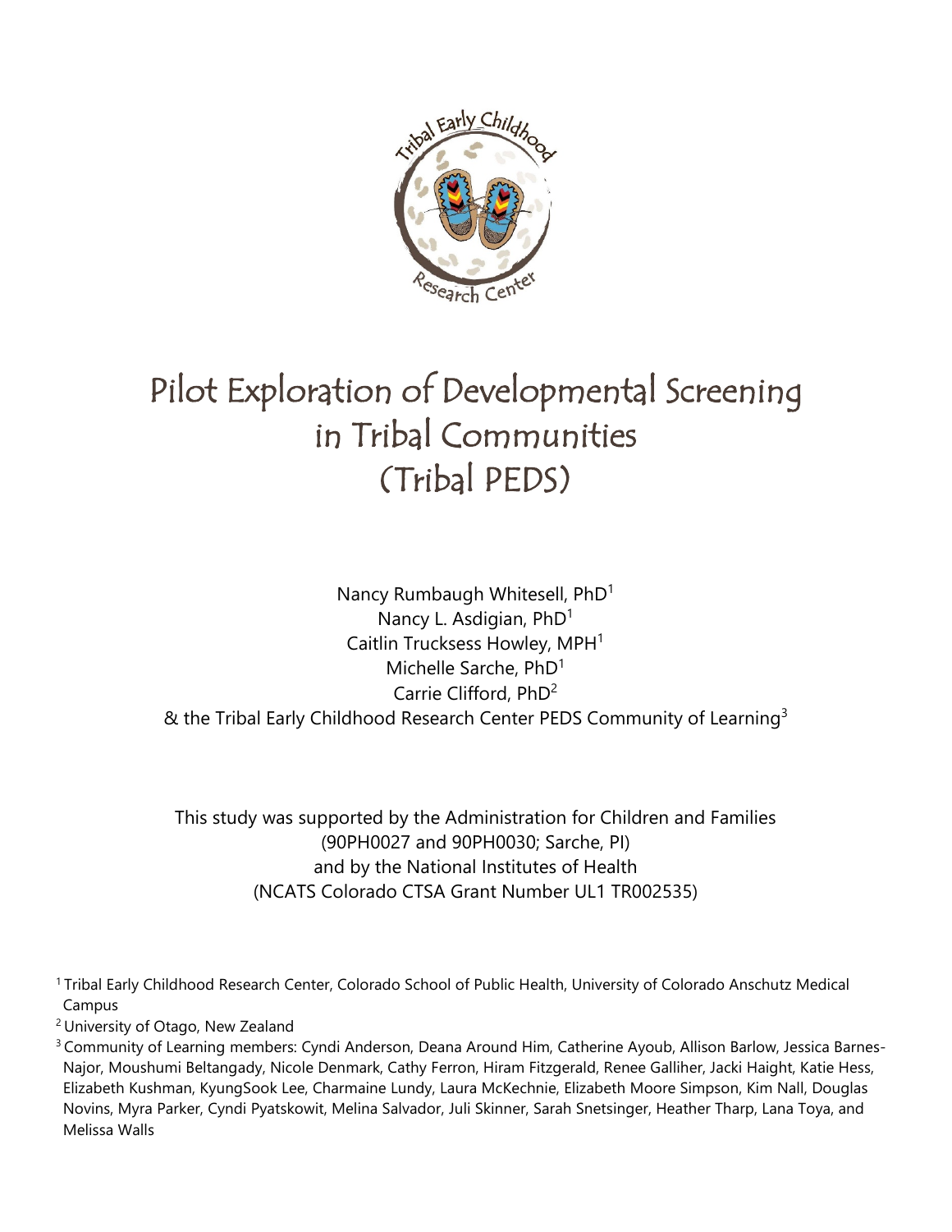# Pilot Exploration of Developmental Screening in Tribal Communities (Tribal PEDS)

Nancy Rumbaugh Whitesell, PhD[1]
Nancy L. Asdigian, PhD[1]
Caitlin Trucksess Howley, MPH[1]
Michelle Sarche, PhD[1]
Carrie Clifford, PhD[2]
& the Tribal Early Childhood Research Center PEDS Community of Learning[3]

This study was supported by the Administration for Children and Families (90PH0027 and 90PH0030; Sarche, PI) and by the National Institutes of Health (NCATS Colorado CTSA Grant Number UL1 TR002535)

[1] Tribal Early Childhood Research Center, Colorado School of Public Health, University of Colorado Anschutz Medical Campus

[2] University of Otago, New Zealand

[3] Community of Learning members: Cyndi Anderson, Deana Around Him, Catherine Ayoub, Allison Barlow, Jessica Barnes-Najor, Moushumi Beltangady, Nicole Denmark, Cathy Ferron, Hiram Fitzgerald, Renee Galliher, Jacki Haight, Katie Hess, Elizabeth Kushman, KyungSook Lee, Charmaine Lundy, Laura McKechnie, Elizabeth Moore Simpson, Kim Nall, Douglas Novins, Myra Parker, Cyndi Pyatskowit, Melina Salvador, Juli Skinner, Sarah Snetsinger, Heather Tharp, Lana Toya, and Melissa Walls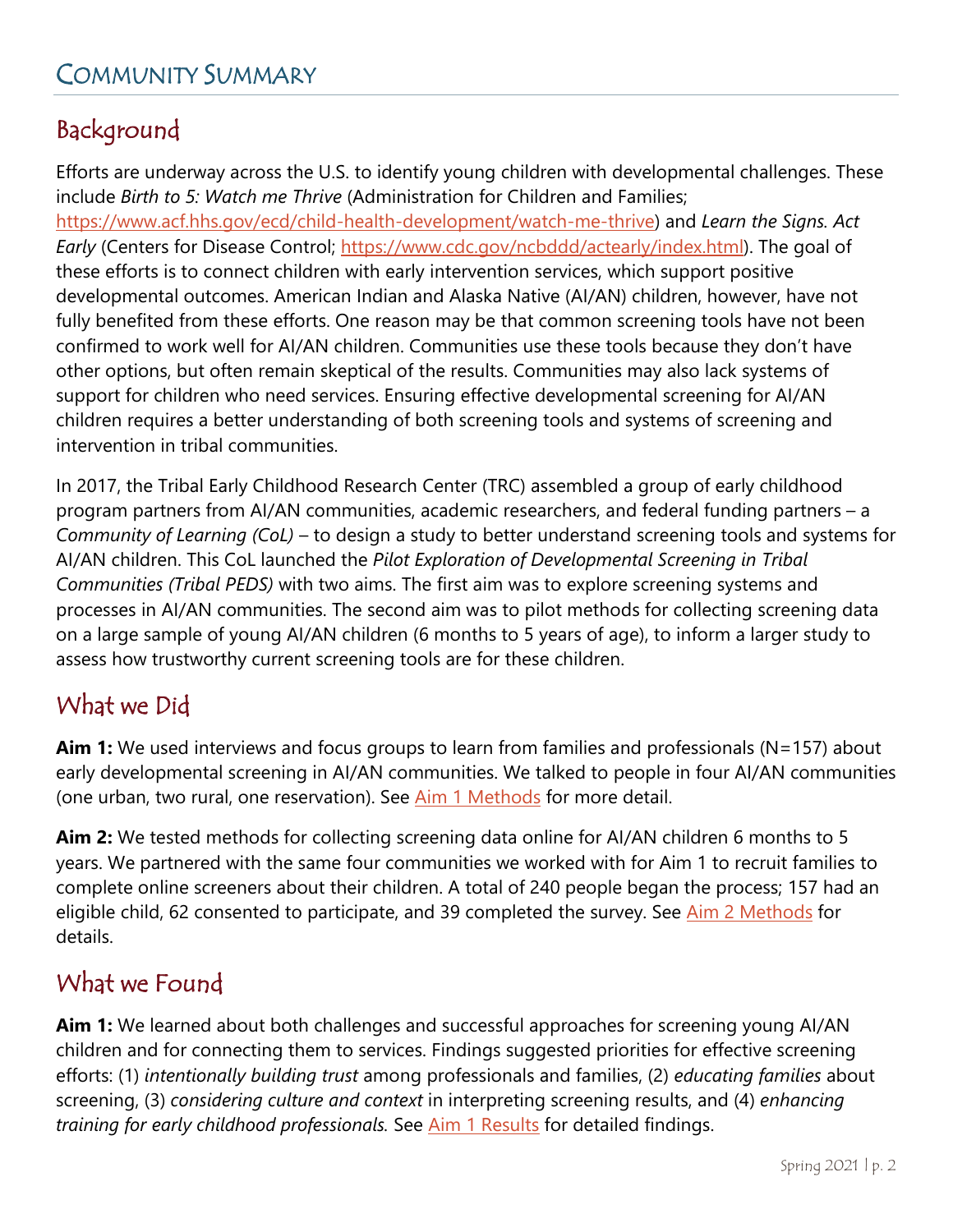# Community Summary

## Background

Efforts are underway across the U.S. to identify young children with developmental challenges. These include *Birth to 5: Watch me Thrive* (Administration for Children and Families; https://www.acf.hhs.gov/ecd/child-health-development/watch-me-thrive) and *Learn the Signs. Act Early* (Centers for Disease Control; https://www.cdc.gov/ncbddd/actearly/index.html). The goal of these efforts is to connect children with early intervention services, which support positive developmental outcomes. American Indian and Alaska Native (AI/AN) children, however, have not fully benefited from these efforts. One reason may be that common screening tools have not been confirmed to work well for AI/AN children. Communities use these tools because they don't have other options, but often remain skeptical of the results. Communities may also lack systems of support for children who need services. Ensuring effective developmental screening for AI/AN children requires a better understanding of both screening tools and systems of screening and intervention in tribal communities.

In 2017, the Tribal Early Childhood Research Center (TRC) assembled a group of early childhood program partners from AI/AN communities, academic researchers, and federal funding partners – a *Community of Learning (CoL)* – to design a study to better understand screening tools and systems for AI/AN children. This CoL launched the *Pilot Exploration of Developmental Screening in Tribal Communities (Tribal PEDS)* with two aims. The first aim was to explore screening systems and processes in AI/AN communities. The second aim was to pilot methods for collecting screening data on a large sample of young AI/AN children (6 months to 5 years of age), to inform a larger study to assess how trustworthy current screening tools are for these children.

## What we Did

**Aim 1:** We used interviews and focus groups to learn from families and professionals (N=157) about early developmental screening in AI/AN communities. We talked to people in four AI/AN communities (one urban, two rural, one reservation). See Aim 1 Methods for more detail.

**Aim 2:** We tested methods for collecting screening data online for AI/AN children 6 months to 5 years. We partnered with the same four communities we worked with for Aim 1 to recruit families to complete online screeners about their children. A total of 240 people began the process; 157 had an eligible child, 62 consented to participate, and 39 completed the survey. See Aim 2 Methods for details.

## What we Found

**Aim 1:** We learned about both challenges and successful approaches for screening young AI/AN children and for connecting them to services. Findings suggested priorities for effective screening efforts: (1) *intentionally building trust* among professionals and families, (2) *educating families* about screening, (3) *considering culture and context* in interpreting screening results, and (4) *enhancing training for early childhood professionals.* See Aim 1 Results for detailed findings.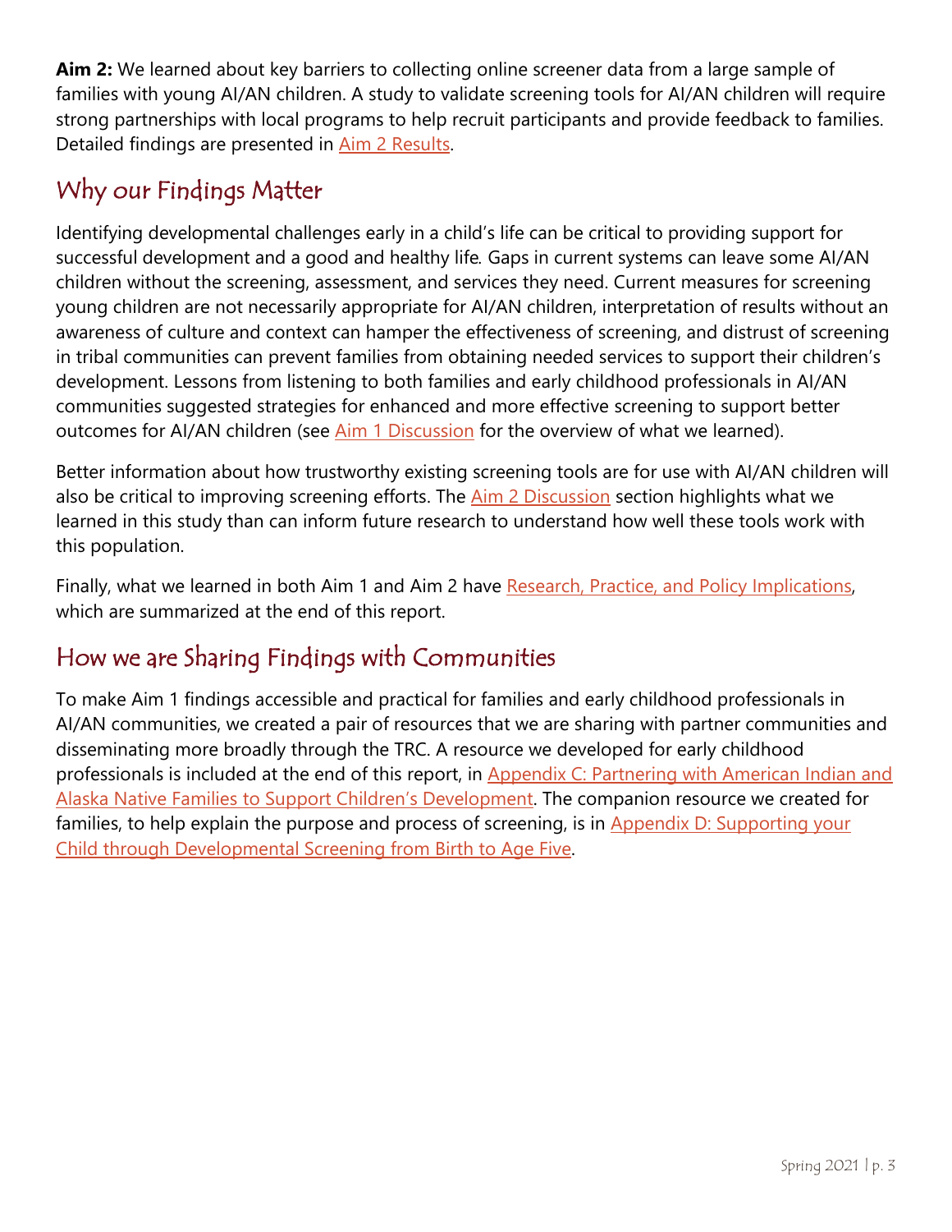**Aim 2:** We learned about key barriers to collecting online screener data from a large sample of families with young AI/AN children. A study to validate screening tools for AI/AN children will require strong partnerships with local programs to help recruit participants and provide feedback to families. Detailed findings are presented in Aim 2 Results.

## Why our Findings Matter

Identifying developmental challenges early in a child's life can be critical to providing support for successful development and a good and healthy life. Gaps in current systems can leave some AI/AN children without the screening, assessment, and services they need. Current measures for screening young children are not necessarily appropriate for AI/AN children, interpretation of results without an awareness of culture and context can hamper the effectiveness of screening, and distrust of screening in tribal communities can prevent families from obtaining needed services to support their children's development. Lessons from listening to both families and early childhood professionals in AI/AN communities suggested strategies for enhanced and more effective screening to support better outcomes for AI/AN children (see Aim 1 Discussion for the overview of what we learned).

Better information about how trustworthy existing screening tools are for use with AI/AN children will also be critical to improving screening efforts. The Aim 2 Discussion section highlights what we learned in this study than can inform future research to understand how well these tools work with this population.

Finally, what we learned in both Aim 1 and Aim 2 have Research, Practice, and Policy Implications, which are summarized at the end of this report.

## How we are Sharing Findings with Communities

To make Aim 1 findings accessible and practical for families and early childhood professionals in AI/AN communities, we created a pair of resources that we are sharing with partner communities and disseminating more broadly through the TRC. A resource we developed for early childhood professionals is included at the end of this report, in Appendix C: Partnering with American Indian and Alaska Native Families to Support Children's Development. The companion resource we created for families, to help explain the purpose and process of screening, is in Appendix D: Supporting your Child through Developmental Screening from Birth to Age Five.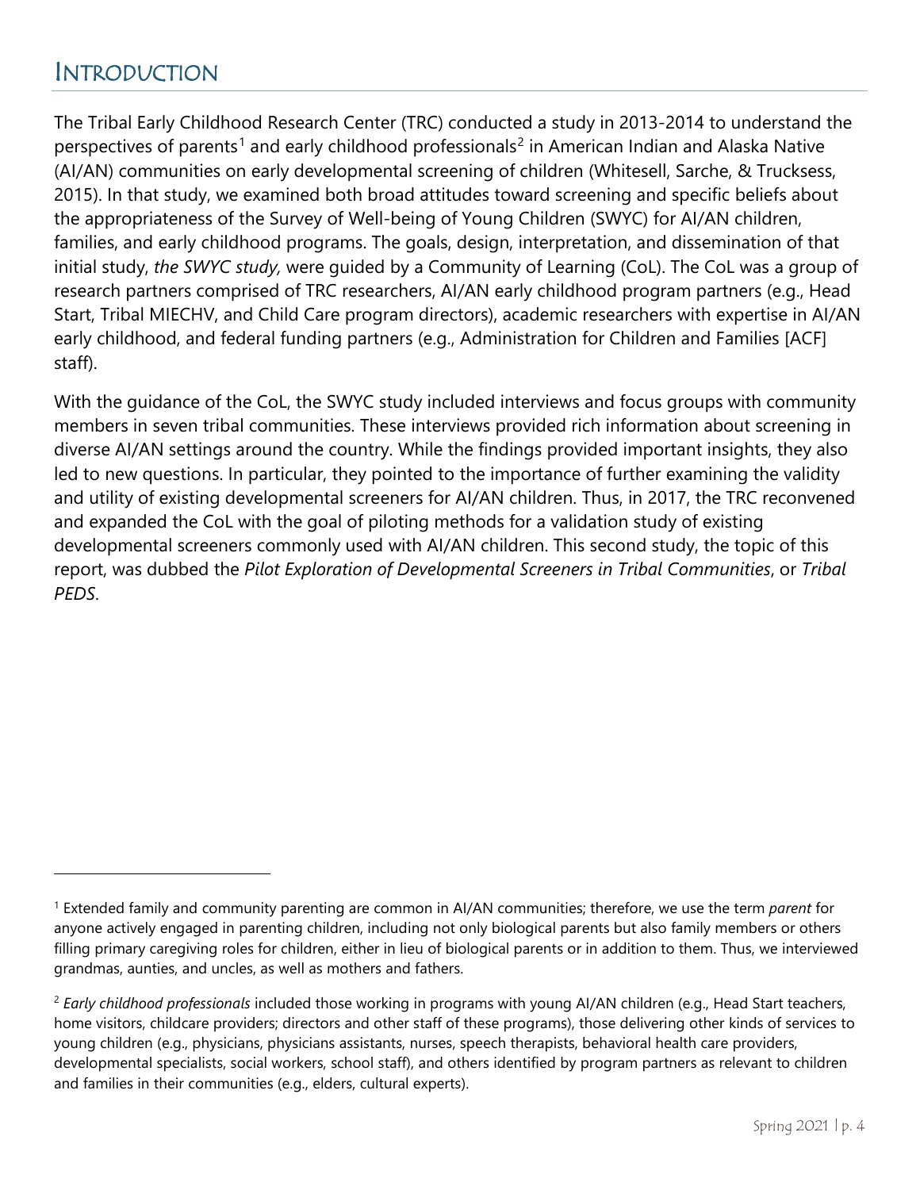## Introduction

The Tribal Early Childhood Research Center (TRC) conducted a study in 2013-2014 to understand the perspectives of parents[1] and early childhood professionals[2] in American Indian and Alaska Native (AI/AN) communities on early developmental screening of children (Whitesell, Sarche, & Trucksess, 2015). In that study, we examined both broad attitudes toward screening and specific beliefs about the appropriateness of the Survey of Well-being of Young Children (SWYC) for AI/AN children, families, and early childhood programs. The goals, design, interpretation, and dissemination of that initial study, *the SWYC study,* were guided by a Community of Learning (CoL). The CoL was a group of research partners comprised of TRC researchers, AI/AN early childhood program partners (e.g., Head Start, Tribal MIECHV, and Child Care program directors), academic researchers with expertise in AI/AN early childhood, and federal funding partners (e.g., Administration for Children and Families [ACF] staff).

With the guidance of the CoL, the SWYC study included interviews and focus groups with community members in seven tribal communities. These interviews provided rich information about screening in diverse AI/AN settings around the country. While the findings provided important insights, they also led to new questions. In particular, they pointed to the importance of further examining the validity and utility of existing developmental screeners for AI/AN children. Thus, in 2017, the TRC reconvened and expanded the CoL with the goal of piloting methods for a validation study of existing developmental screeners commonly used with AI/AN children. This second study, the topic of this report, was dubbed the *Pilot Exploration of Developmental Screeners in Tribal Communities*, or *Tribal PEDS*.

---

[1] Extended family and community parenting are common in AI/AN communities; therefore, we use the term *parent* for anyone actively engaged in parenting children, including not only biological parents but also family members or others filling primary caregiving roles for children, either in lieu of biological parents or in addition to them. Thus, we interviewed grandmas, aunties, and uncles, as well as mothers and fathers.

[2] *Early childhood professionals* included those working in programs with young AI/AN children (e.g., Head Start teachers, home visitors, childcare providers; directors and other staff of these programs), those delivering other kinds of services to young children (e.g., physicians, physicians assistants, nurses, speech therapists, behavioral health care providers, developmental specialists, social workers, school staff), and others identified by program partners as relevant to children and families in their communities (e.g., elders, cultural experts).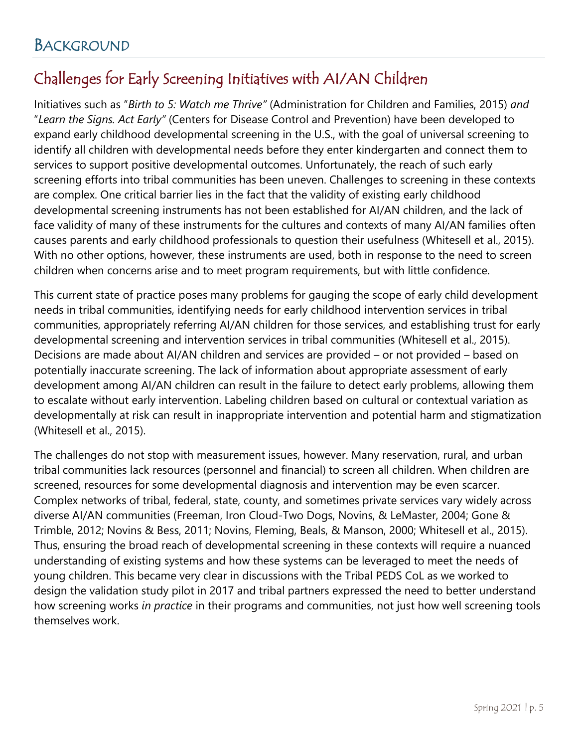# Background

## Challenges for Early Screening Initiatives with AI/AN Children

Initiatives such as "*Birth to 5: Watch me Thrive*" (Administration for Children and Families, 2015) *and* "*Learn the Signs. Act Early*" (Centers for Disease Control and Prevention) have been developed to expand early childhood developmental screening in the U.S., with the goal of universal screening to identify all children with developmental needs before they enter kindergarten and connect them to services to support positive developmental outcomes. Unfortunately, the reach of such early screening efforts into tribal communities has been uneven. Challenges to screening in these contexts are complex. One critical barrier lies in the fact that the validity of existing early childhood developmental screening instruments has not been established for AI/AN children, and the lack of face validity of many of these instruments for the cultures and contexts of many AI/AN families often causes parents and early childhood professionals to question their usefulness (Whitesell et al., 2015). With no other options, however, these instruments are used, both in response to the need to screen children when concerns arise and to meet program requirements, but with little confidence.

This current state of practice poses many problems for gauging the scope of early child development needs in tribal communities, identifying needs for early childhood intervention services in tribal communities, appropriately referring AI/AN children for those services, and establishing trust for early developmental screening and intervention services in tribal communities (Whitesell et al., 2015). Decisions are made about AI/AN children and services are provided – or not provided – based on potentially inaccurate screening. The lack of information about appropriate assessment of early development among AI/AN children can result in the failure to detect early problems, allowing them to escalate without early intervention. Labeling children based on cultural or contextual variation as developmentally at risk can result in inappropriate intervention and potential harm and stigmatization (Whitesell et al., 2015).

The challenges do not stop with measurement issues, however. Many reservation, rural, and urban tribal communities lack resources (personnel and financial) to screen all children. When children are screened, resources for some developmental diagnosis and intervention may be even scarcer. Complex networks of tribal, federal, state, county, and sometimes private services vary widely across diverse AI/AN communities (Freeman, Iron Cloud-Two Dogs, Novins, & LeMaster, 2004; Gone & Trimble, 2012; Novins & Bess, 2011; Novins, Fleming, Beals, & Manson, 2000; Whitesell et al., 2015). Thus, ensuring the broad reach of developmental screening in these contexts will require a nuanced understanding of existing systems and how these systems can be leveraged to meet the needs of young children. This became very clear in discussions with the Tribal PEDS CoL as we worked to design the validation study pilot in 2017 and tribal partners expressed the need to better understand how screening works *in practice* in their programs and communities, not just how well screening tools themselves work.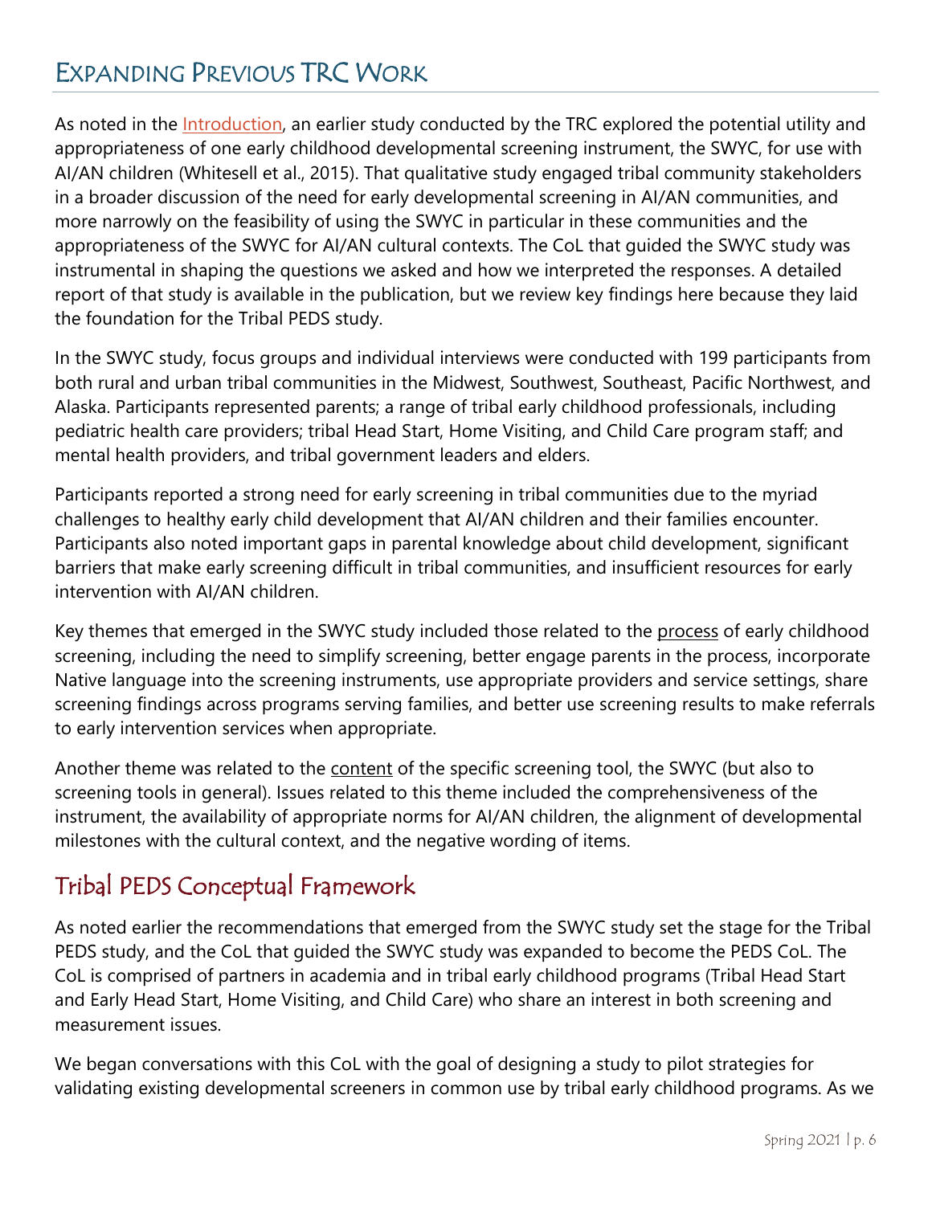## Expanding Previous TRC Work

As noted in the Introduction, an earlier study conducted by the TRC explored the potential utility and appropriateness of one early childhood developmental screening instrument, the SWYC, for use with AI/AN children (Whitesell et al., 2015). That qualitative study engaged tribal community stakeholders in a broader discussion of the need for early developmental screening in AI/AN communities, and more narrowly on the feasibility of using the SWYC in particular in these communities and the appropriateness of the SWYC for AI/AN cultural contexts. The CoL that guided the SWYC study was instrumental in shaping the questions we asked and how we interpreted the responses. A detailed report of that study is available in the publication, but we review key findings here because they laid the foundation for the Tribal PEDS study.

In the SWYC study, focus groups and individual interviews were conducted with 199 participants from both rural and urban tribal communities in the Midwest, Southwest, Southeast, Pacific Northwest, and Alaska. Participants represented parents; a range of tribal early childhood professionals, including pediatric health care providers; tribal Head Start, Home Visiting, and Child Care program staff; and mental health providers, and tribal government leaders and elders.

Participants reported a strong need for early screening in tribal communities due to the myriad challenges to healthy early child development that AI/AN children and their families encounter. Participants also noted important gaps in parental knowledge about child development, significant barriers that make early screening difficult in tribal communities, and insufficient resources for early intervention with AI/AN children.

Key themes that emerged in the SWYC study included those related to the process of early childhood screening, including the need to simplify screening, better engage parents in the process, incorporate Native language into the screening instruments, use appropriate providers and service settings, share screening findings across programs serving families, and better use screening results to make referrals to early intervention services when appropriate.

Another theme was related to the content of the specific screening tool, the SWYC (but also to screening tools in general). Issues related to this theme included the comprehensiveness of the instrument, the availability of appropriate norms for AI/AN children, the alignment of developmental milestones with the cultural context, and the negative wording of items.

### Tribal PEDS Conceptual Framework

As noted earlier the recommendations that emerged from the SWYC study set the stage for the Tribal PEDS study, and the CoL that guided the SWYC study was expanded to become the PEDS CoL. The CoL is comprised of partners in academia and in tribal early childhood programs (Tribal Head Start and Early Head Start, Home Visiting, and Child Care) who share an interest in both screening and measurement issues.

We began conversations with this CoL with the goal of designing a study to pilot strategies for validating existing developmental screeners in common use by tribal early childhood programs. As we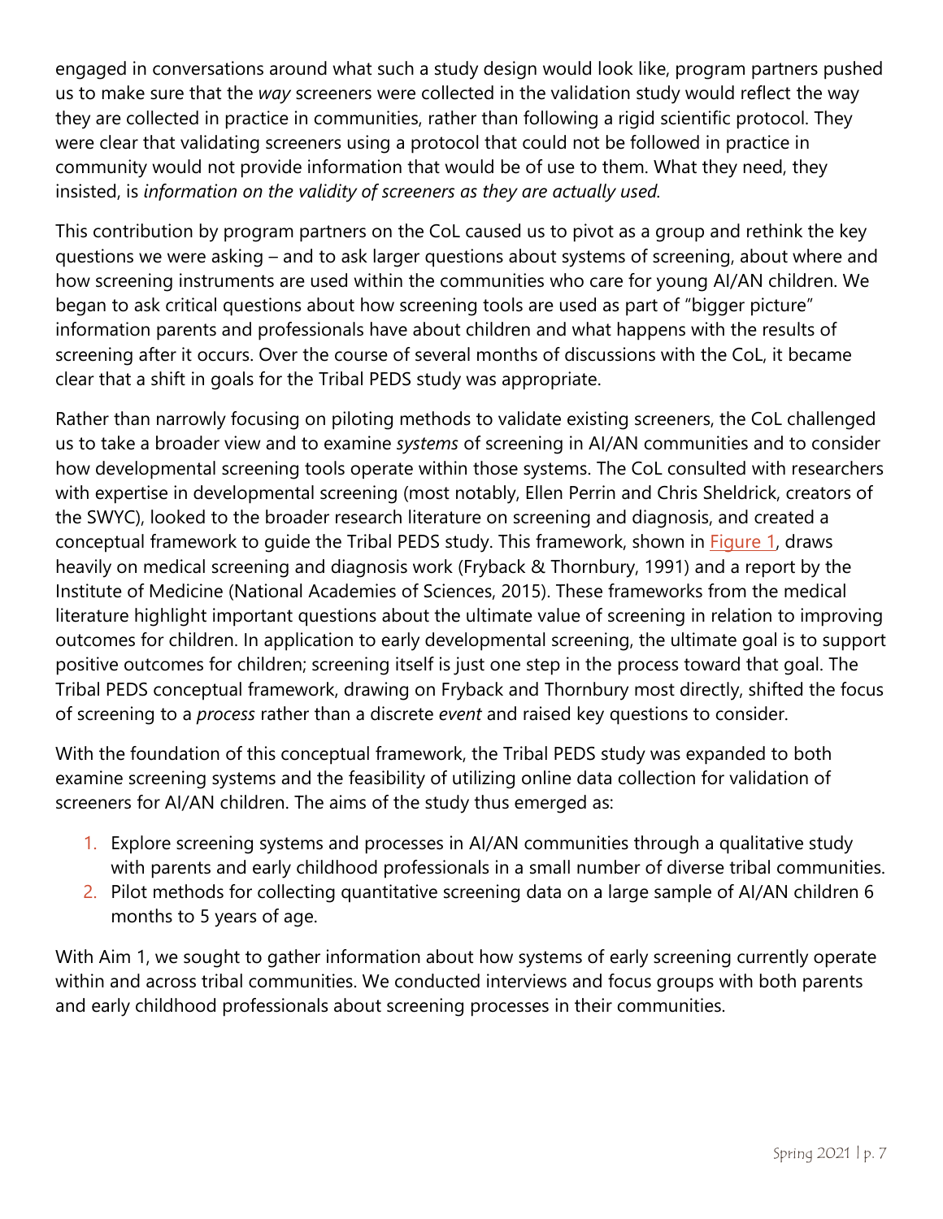engaged in conversations around what such a study design would look like, program partners pushed us to make sure that the *way* screeners were collected in the validation study would reflect the way they are collected in practice in communities, rather than following a rigid scientific protocol. They were clear that validating screeners using a protocol that could not be followed in practice in community would not provide information that would be of use to them. What they need, they insisted, is *information on the validity of screeners as they are actually used.*

This contribution by program partners on the CoL caused us to pivot as a group and rethink the key questions we were asking – and to ask larger questions about systems of screening, about where and how screening instruments are used within the communities who care for young AI/AN children. We began to ask critical questions about how screening tools are used as part of "bigger picture" information parents and professionals have about children and what happens with the results of screening after it occurs. Over the course of several months of discussions with the CoL, it became clear that a shift in goals for the Tribal PEDS study was appropriate.

Rather than narrowly focusing on piloting methods to validate existing screeners, the CoL challenged us to take a broader view and to examine *systems* of screening in AI/AN communities and to consider how developmental screening tools operate within those systems. The CoL consulted with researchers with expertise in developmental screening (most notably, Ellen Perrin and Chris Sheldrick, creators of the SWYC), looked to the broader research literature on screening and diagnosis, and created a conceptual framework to guide the Tribal PEDS study. This framework, shown in Figure 1, draws heavily on medical screening and diagnosis work (Fryback & Thornbury, 1991) and a report by the Institute of Medicine (National Academies of Sciences, 2015). These frameworks from the medical literature highlight important questions about the ultimate value of screening in relation to improving outcomes for children. In application to early developmental screening, the ultimate goal is to support positive outcomes for children; screening itself is just one step in the process toward that goal. The Tribal PEDS conceptual framework, drawing on Fryback and Thornbury most directly, shifted the focus of screening to a *process* rather than a discrete *event* and raised key questions to consider.

With the foundation of this conceptual framework, the Tribal PEDS study was expanded to both examine screening systems and the feasibility of utilizing online data collection for validation of screeners for AI/AN children. The aims of the study thus emerged as:

1. Explore screening systems and processes in AI/AN communities through a qualitative study with parents and early childhood professionals in a small number of diverse tribal communities.
2. Pilot methods for collecting quantitative screening data on a large sample of AI/AN children 6 months to 5 years of age.

With Aim 1, we sought to gather information about how systems of early screening currently operate within and across tribal communities. We conducted interviews and focus groups with both parents and early childhood professionals about screening processes in their communities.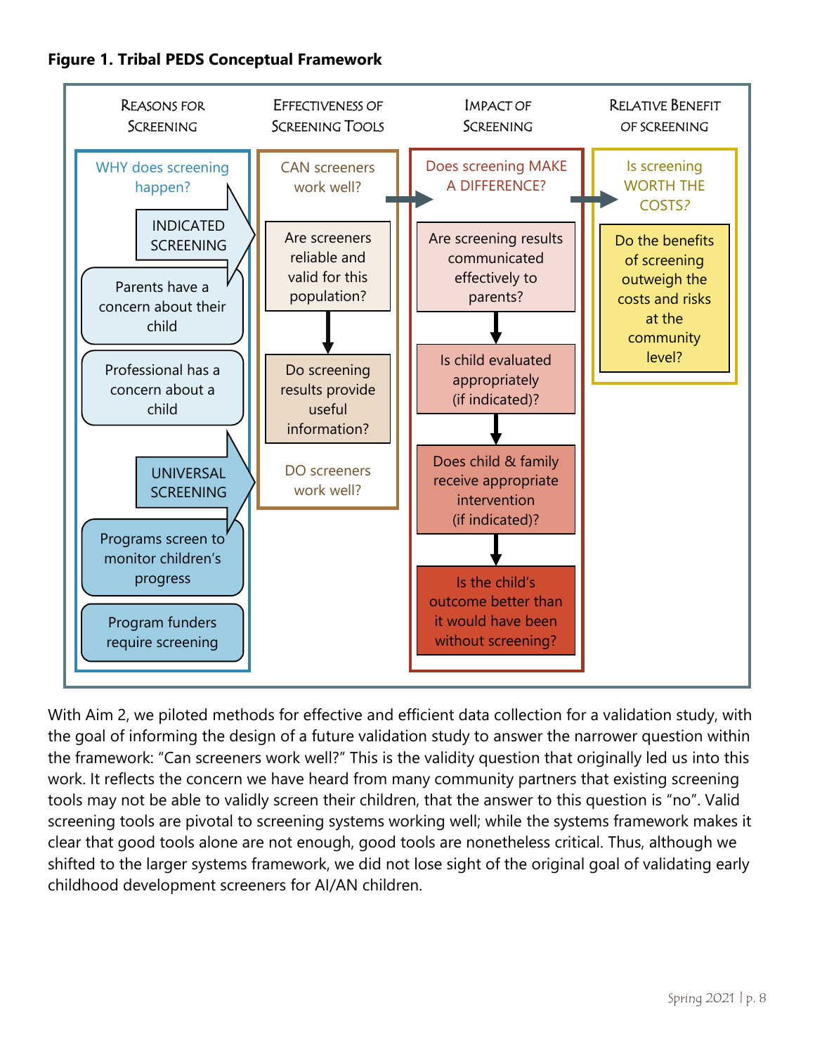**Figure 1. Tribal PEDS Conceptual Framework**

| Reasons for Screening | Effectiveness of Screening Tools | Impact of Screening | Relative Benefit of Screening |
|---|---|---|---|
| WHY does screening happen? | CAN screeners work well? | Does screening MAKE A DIFFERENCE? | Is screening WORTH THE COSTS? |
| INDICATED SCREENING | Are screeners reliable and valid for this population? | Are screening results communicated effectively to parents? | Do the benefits of screening outweigh the costs and risks at the community level? |
| Parents have a concern about their child | Do screening results provide useful information? | Is child evaluated appropriately (if indicated)? | |
| Professional has a concern about a child | DO screeners work well? | Does child & family receive appropriate intervention (if indicated)? | |
| UNIVERSAL SCREENING | | Is the child's outcome better than it would have been without screening? | |
| Programs screen to monitor children's progress | | | |
| Program funders require screening | | | |

With Aim 2, we piloted methods for effective and efficient data collection for a validation study, with the goal of informing the design of a future validation study to answer the narrower question within the framework: "Can screeners work well?" This is the validity question that originally led us into this work. It reflects the concern we have heard from many community partners that existing screening tools may not be able to validly screen their children, that the answer to this question is "no". Valid screening tools are pivotal to screening systems working well; while the systems framework makes it clear that good tools alone are not enough, good tools are nonetheless critical. Thus, although we shifted to the larger systems framework, we did not lose sight of the original goal of validating early childhood development screeners for AI/AN children.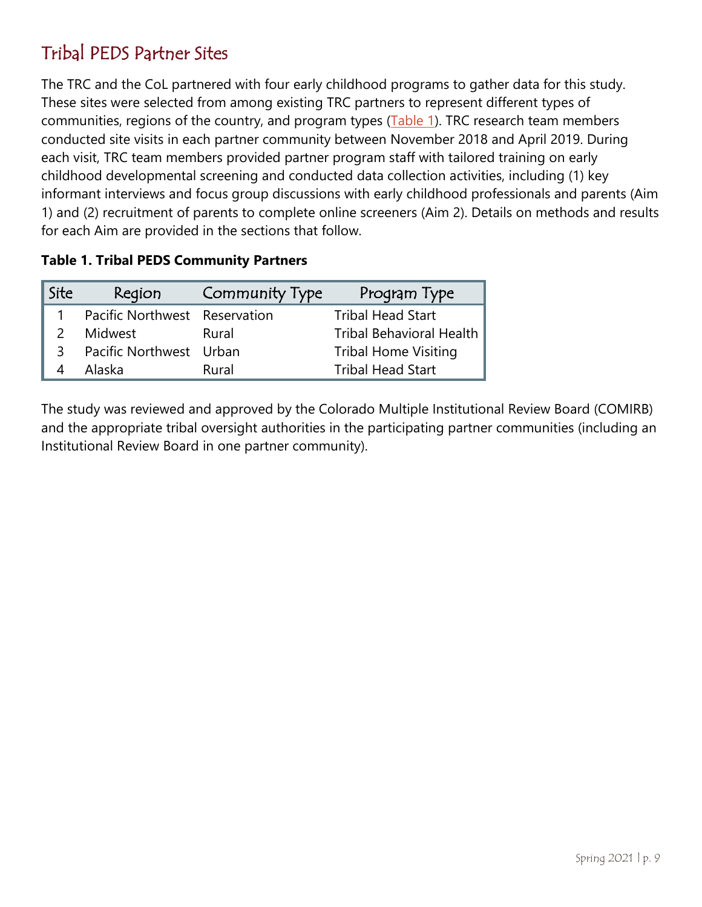## Tribal PEDS Partner Sites

The TRC and the CoL partnered with four early childhood programs to gather data for this study. These sites were selected from among existing TRC partners to represent different types of communities, regions of the country, and program types (Table 1). TRC research team members conducted site visits in each partner community between November 2018 and April 2019. During each visit, TRC team members provided partner program staff with tailored training on early childhood developmental screening and conducted data collection activities, including (1) key informant interviews and focus group discussions with early childhood professionals and parents (Aim 1) and (2) recruitment of parents to complete online screeners (Aim 2). Details on methods and results for each Aim are provided in the sections that follow.

**Table 1. Tribal PEDS Community Partners**

| Site | Region | Community Type | Program Type |
|---|---|---|---|
| 1 | Pacific Northwest | Reservation | Tribal Head Start |
| 2 | Midwest | Rural | Tribal Behavioral Health |
| 3 | Pacific Northwest | Urban | Tribal Home Visiting |
| 4 | Alaska | Rural | Tribal Head Start |

The study was reviewed and approved by the Colorado Multiple Institutional Review Board (COMIRB) and the appropriate tribal oversight authorities in the participating partner communities (including an Institutional Review Board in one partner community).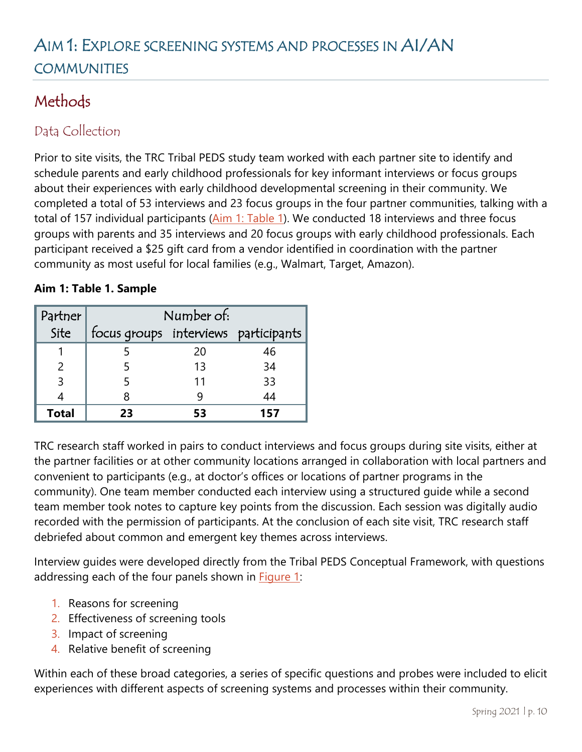# Aim 1: Explore screening systems and processes in AI/AN communities

## Methods

### Data Collection

Prior to site visits, the TRC Tribal PEDS study team worked with each partner site to identify and schedule parents and early childhood professionals for key informant interviews or focus groups about their experiences with early childhood developmental screening in their community. We completed a total of 53 interviews and 23 focus groups in the four partner communities, talking with a total of 157 individual participants (Aim 1: Table 1). We conducted 18 interviews and three focus groups with parents and 35 interviews and 20 focus groups with early childhood professionals. Each participant received a $25 gift card from a vendor identified in coordination with the partner community as most useful for local families (e.g., Walmart, Target, Amazon).

**Aim 1: Table 1. Sample**

| Partner Site | Number of: | | |
|---|---|---|---|
| | focus groups | interviews | participants |
| 1 | 5 | 20 | 46 |
| 2 | 5 | 13 | 34 |
| 3 | 5 | 11 | 33 |
| 4 | 8 | 9 | 44 |
| **Total** | **23** | **53** | **157** |

TRC research staff worked in pairs to conduct interviews and focus groups during site visits, either at the partner facilities or at other community locations arranged in collaboration with local partners and convenient to participants (e.g., at doctor's offices or locations of partner programs in the community). One team member conducted each interview using a structured guide while a second team member took notes to capture key points from the discussion. Each session was digitally audio recorded with the permission of participants. At the conclusion of each site visit, TRC research staff debriefed about common and emergent key themes across interviews.

Interview guides were developed directly from the Tribal PEDS Conceptual Framework, with questions addressing each of the four panels shown in Figure 1:

1. Reasons for screening
2. Effectiveness of screening tools
3. Impact of screening
4. Relative benefit of screening

Within each of these broad categories, a series of specific questions and probes were included to elicit experiences with different aspects of screening systems and processes within their community.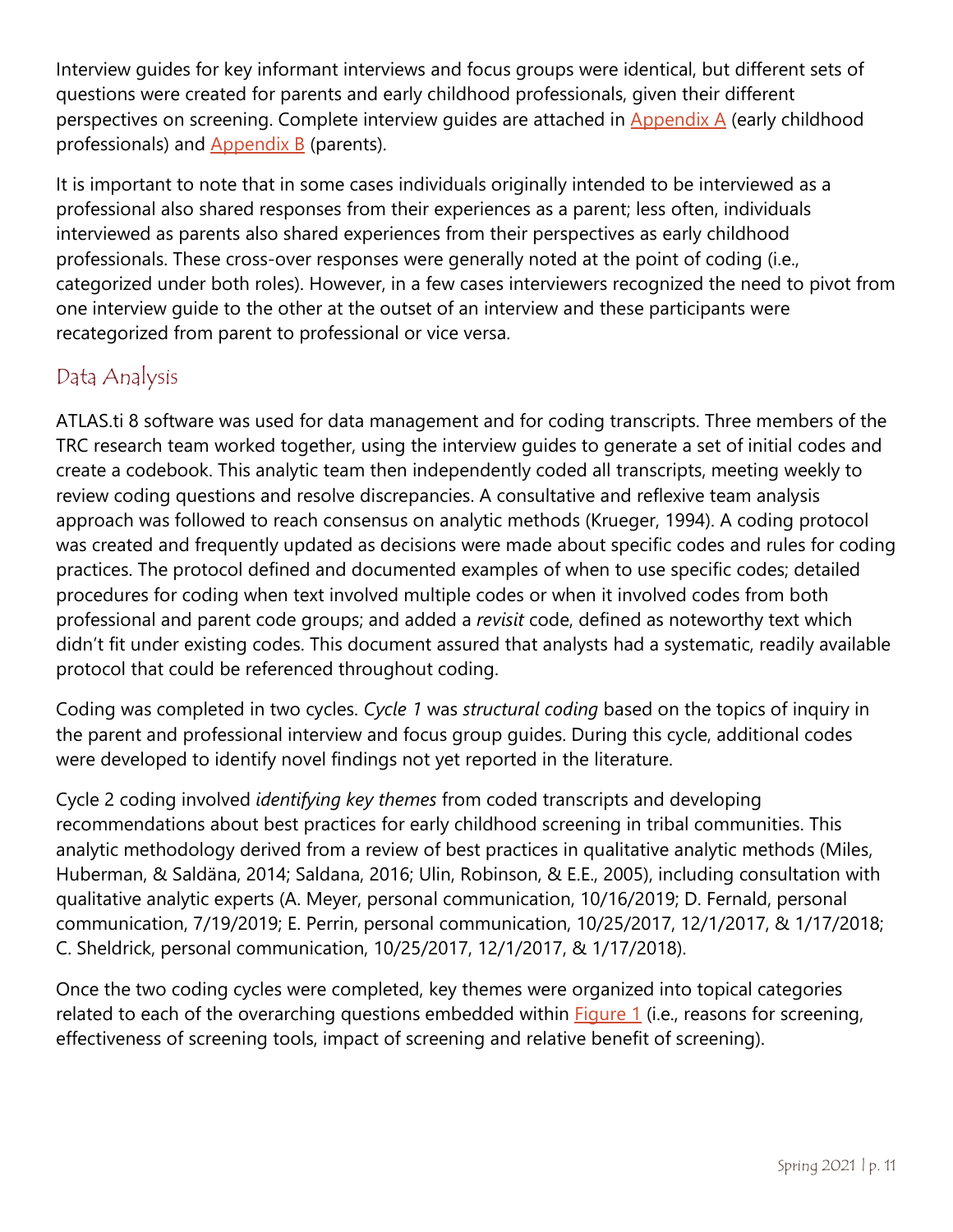Interview guides for key informant interviews and focus groups were identical, but different sets of questions were created for parents and early childhood professionals, given their different perspectives on screening. Complete interview guides are attached in Appendix A (early childhood professionals) and Appendix B (parents).

It is important to note that in some cases individuals originally intended to be interviewed as a professional also shared responses from their experiences as a parent; less often, individuals interviewed as parents also shared experiences from their perspectives as early childhood professionals. These cross-over responses were generally noted at the point of coding (i.e., categorized under both roles). However, in a few cases interviewers recognized the need to pivot from one interview guide to the other at the outset of an interview and these participants were recategorized from parent to professional or vice versa.

## Data Analysis

ATLAS.ti 8 software was used for data management and for coding transcripts. Three members of the TRC research team worked together, using the interview guides to generate a set of initial codes and create a codebook. This analytic team then independently coded all transcripts, meeting weekly to review coding questions and resolve discrepancies. A consultative and reflexive team analysis approach was followed to reach consensus on analytic methods (Krueger, 1994). A coding protocol was created and frequently updated as decisions were made about specific codes and rules for coding practices. The protocol defined and documented examples of when to use specific codes; detailed procedures for coding when text involved multiple codes or when it involved codes from both professional and parent code groups; and added a *revisit* code, defined as noteworthy text which didn't fit under existing codes. This document assured that analysts had a systematic, readily available protocol that could be referenced throughout coding.

Coding was completed in two cycles. *Cycle 1* was *structural coding* based on the topics of inquiry in the parent and professional interview and focus group guides. During this cycle, additional codes were developed to identify novel findings not yet reported in the literature.

Cycle 2 coding involved *identifying key themes* from coded transcripts and developing recommendations about best practices for early childhood screening in tribal communities. This analytic methodology derived from a review of best practices in qualitative analytic methods (Miles, Huberman, & Saldäna, 2014; Saldana, 2016; Ulin, Robinson, & E.E., 2005), including consultation with qualitative analytic experts (A. Meyer, personal communication, 10/16/2019; D. Fernald, personal communication, 7/19/2019; E. Perrin, personal communication, 10/25/2017, 12/1/2017, & 1/17/2018; C. Sheldrick, personal communication, 10/25/2017, 12/1/2017, & 1/17/2018).

Once the two coding cycles were completed, key themes were organized into topical categories related to each of the overarching questions embedded within Figure 1 (i.e., reasons for screening, effectiveness of screening tools, impact of screening and relative benefit of screening).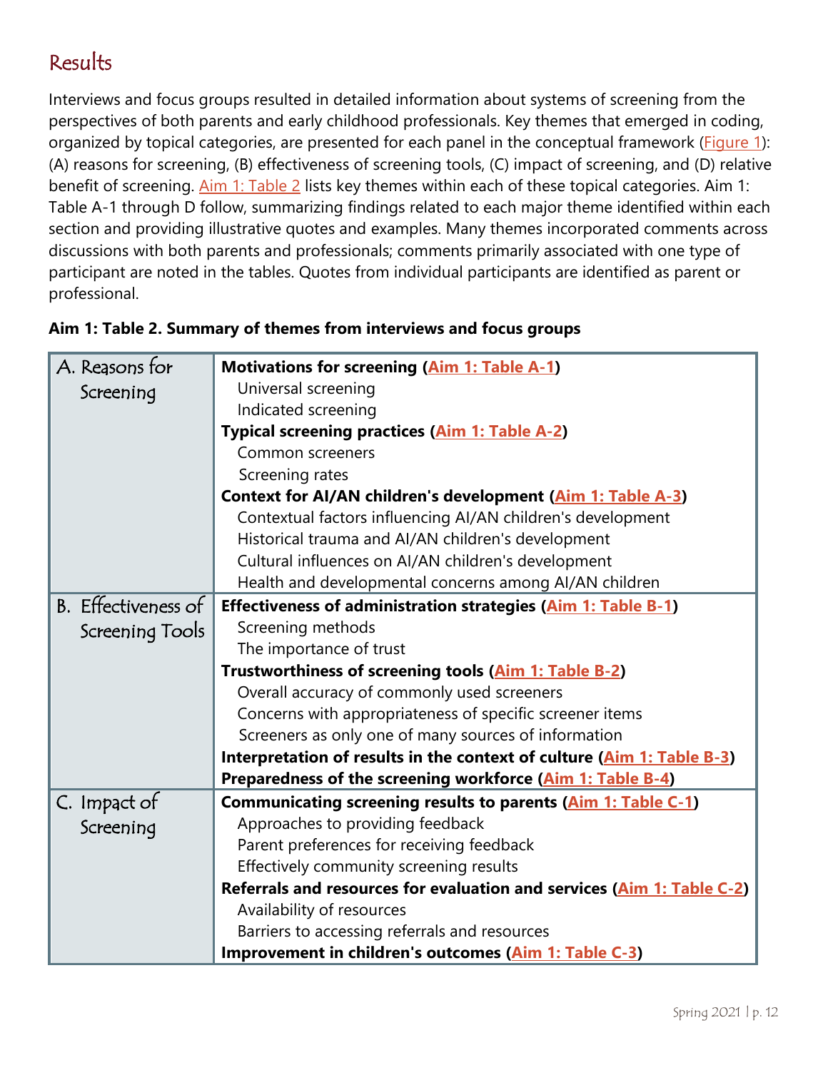## Results

Interviews and focus groups resulted in detailed information about systems of screening from the perspectives of both parents and early childhood professionals. Key themes that emerged in coding, organized by topical categories, are presented for each panel in the conceptual framework (Figure 1): (A) reasons for screening, (B) effectiveness of screening tools, (C) impact of screening, and (D) relative benefit of screening. Aim 1: Table 2 lists key themes within each of these topical categories. Aim 1: Table A-1 through D follow, summarizing findings related to each major theme identified within each section and providing illustrative quotes and examples. Many themes incorporated comments across discussions with both parents and professionals; comments primarily associated with one type of participant are noted in the tables. Quotes from individual participants are identified as parent or professional.

**Aim 1: Table 2. Summary of themes from interviews and focus groups**

| Category | Themes |
|---|---|
| A. Reasons for Screening | **Motivations for screening (Aim 1: Table A-1)** |
| | Universal screening |
| | Indicated screening |
| | **Typical screening practices (Aim 1: Table A-2)** |
| | Common screeners |
| | Screening rates |
| | **Context for AI/AN children's development (Aim 1: Table A-3)** |
| | Contextual factors influencing AI/AN children's development |
| | Historical trauma and AI/AN children's development |
| | Cultural influences on AI/AN children's development |
| | Health and developmental concerns among AI/AN children |
| B. Effectiveness of Screening Tools | **Effectiveness of administration strategies (Aim 1: Table B-1)** |
| | Screening methods |
| | The importance of trust |
| | **Trustworthiness of screening tools (Aim 1: Table B-2)** |
| | Overall accuracy of commonly used screeners |
| | Concerns with appropriateness of specific screener items |
| | Screeners as only one of many sources of information |
| | **Interpretation of results in the context of culture (Aim 1: Table B-3)** |
| | **Preparedness of the screening workforce (Aim 1: Table B-4)** |
| C. Impact of Screening | **Communicating screening results to parents (Aim 1: Table C-1)** |
| | Approaches to providing feedback |
| | Parent preferences for receiving feedback |
| | Effectively community screening results |
| | **Referrals and resources for evaluation and services (Aim 1: Table C-2)** |
| | Availability of resources |
| | Barriers to accessing referrals and resources |
| | **Improvement in children's outcomes (Aim 1: Table C-3)** |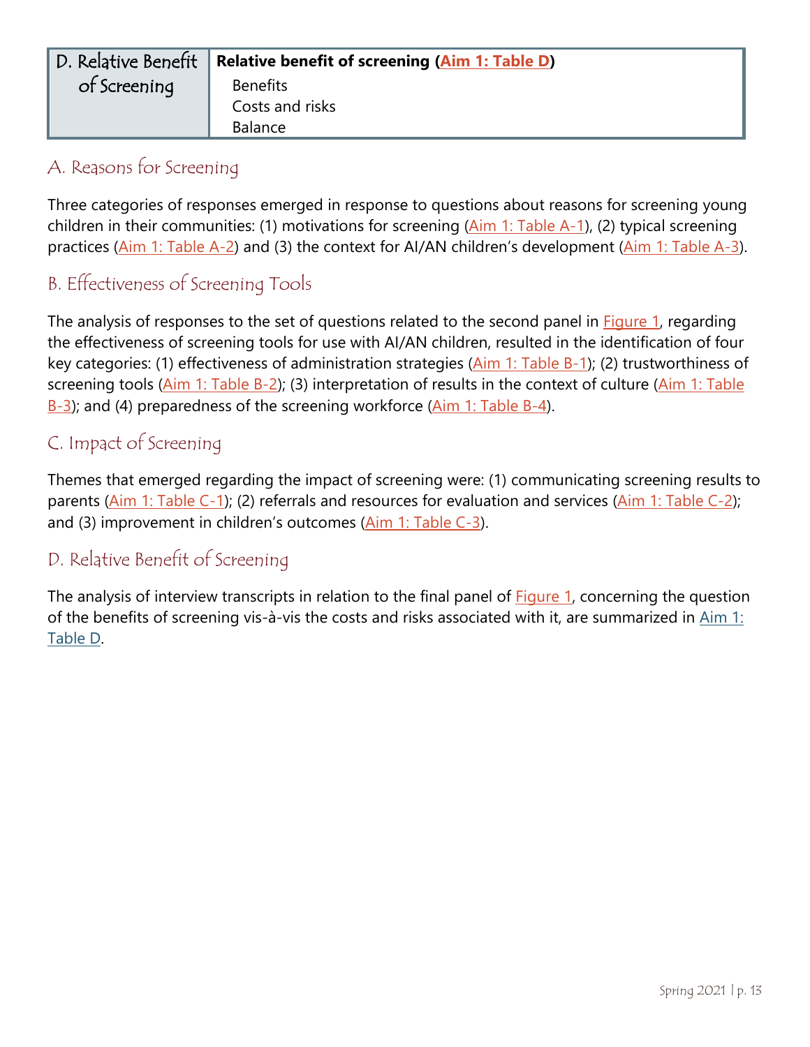| D. Relative Benefit of Screening | **Relative benefit of screening (Aim 1: Table D)**<br>Benefits<br>Costs and risks<br>Balance |
|---|---|

## A. Reasons for Screening

Three categories of responses emerged in response to questions about reasons for screening young children in their communities: (1) motivations for screening (Aim 1: Table A-1), (2) typical screening practices (Aim 1: Table A-2) and (3) the context for AI/AN children's development (Aim 1: Table A-3).

## B. Effectiveness of Screening Tools

The analysis of responses to the set of questions related to the second panel in Figure 1, regarding the effectiveness of screening tools for use with AI/AN children, resulted in the identification of four key categories: (1) effectiveness of administration strategies (Aim 1: Table B-1); (2) trustworthiness of screening tools (Aim 1: Table B-2); (3) interpretation of results in the context of culture (Aim 1: Table B-3); and (4) preparedness of the screening workforce (Aim 1: Table B-4).

## C. Impact of Screening

Themes that emerged regarding the impact of screening were: (1) communicating screening results to parents (Aim 1: Table C-1); (2) referrals and resources for evaluation and services (Aim 1: Table C-2); and (3) improvement in children's outcomes (Aim 1: Table C-3).

## D. Relative Benefit of Screening

The analysis of interview transcripts in relation to the final panel of Figure 1, concerning the question of the benefits of screening vis-à-vis the costs and risks associated with it, are summarized in Aim 1: Table D.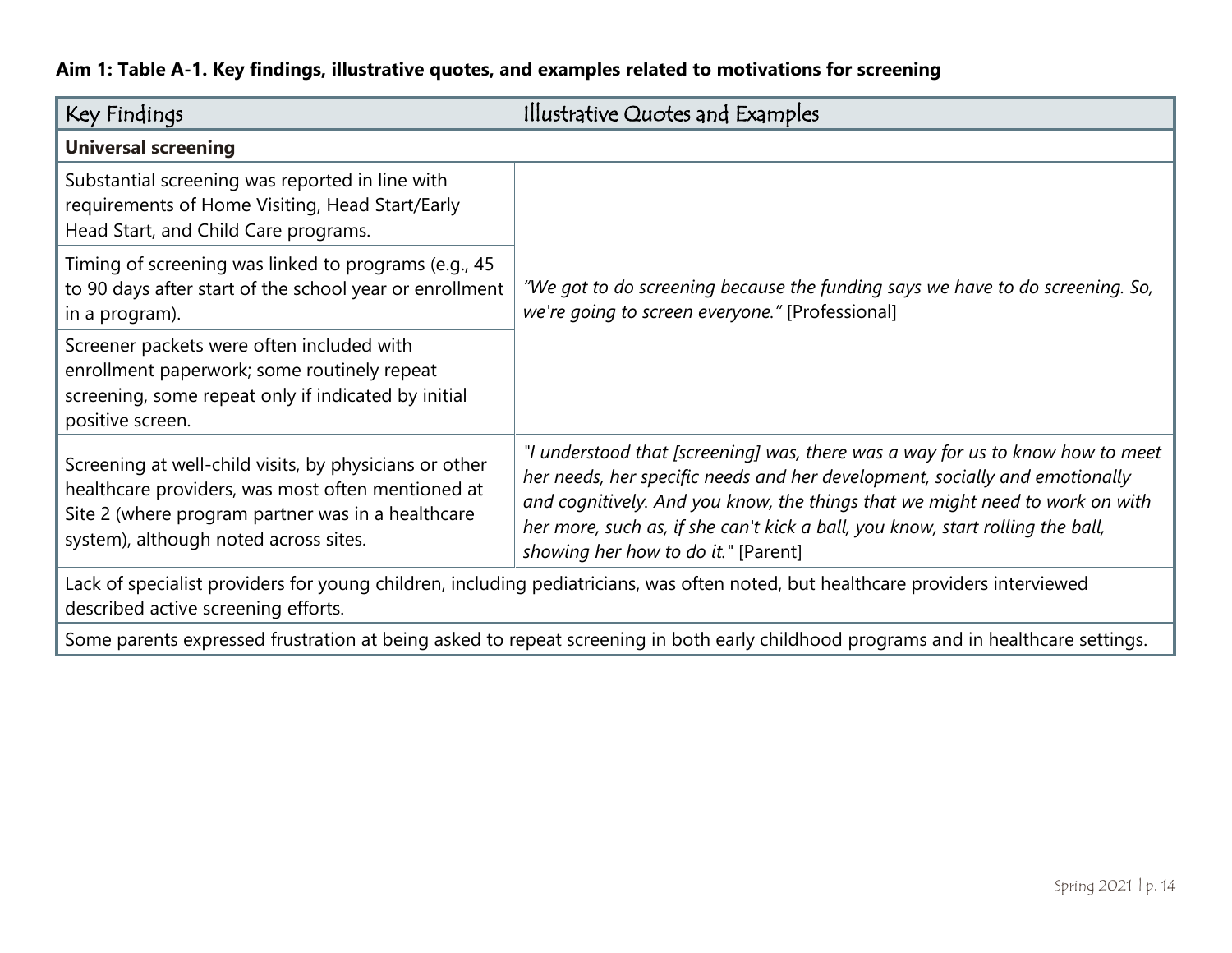**Aim 1: Table A-1. Key findings, illustrative quotes, and examples related to motivations for screening**

| Key Findings | Illustrative Quotes and Examples |
| --- | --- |
| **Universal screening** | |
| Substantial screening was reported in line with requirements of Home Visiting, Head Start/Early Head Start, and Child Care programs. | *"We got to do screening because the funding says we have to do screening. So, we're going to screen everyone."* [Professional] |
| Timing of screening was linked to programs (e.g., 45 to 90 days after start of the school year or enrollment in a program). | |
| Screener packets were often included with enrollment paperwork; some routinely repeat screening, some repeat only if indicated by initial positive screen. | |
| Screening at well-child visits, by physicians or other healthcare providers, was most often mentioned at Site 2 (where program partner was in a healthcare system), although noted across sites. | *"I understood that [screening] was, there was a way for us to know how to meet her needs, her specific needs and her development, socially and emotionally and cognitively. And you know, the things that we might need to work on with her more, such as, if she can't kick a ball, you know, start rolling the ball, showing her how to do it."* [Parent] |
| Lack of specialist providers for young children, including pediatricians, was often noted, but healthcare providers interviewed described active screening efforts. | |
| Some parents expressed frustration at being asked to repeat screening in both early childhood programs and in healthcare settings. | |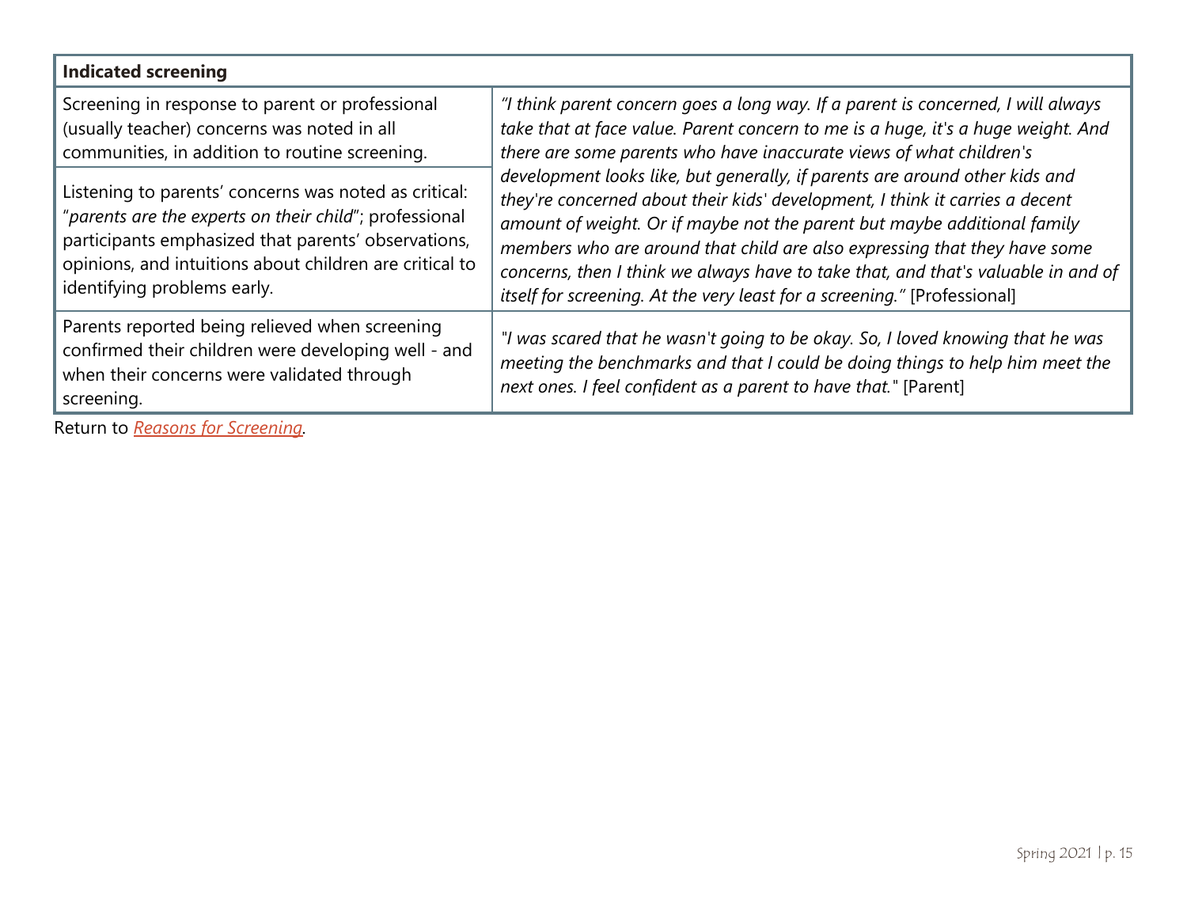| Indicated screening | |
|---|---|
| Screening in response to parent or professional (usually teacher) concerns was noted in all communities, in addition to routine screening. | *"I think parent concern goes a long way. If a parent is concerned, I will always take that at face value. Parent concern to me is a huge, it's a huge weight. And there are some parents who have inaccurate views of what children's development looks like, but generally, if parents are around other kids and they're concerned about their kids' development, I think it carries a decent amount of weight. Or if maybe not the parent but maybe additional family members who are around that child are also expressing that they have some concerns, then I think we always have to take that, and that's valuable in and of itself for screening. At the very least for a screening."* [Professional] |
| Listening to parents' concerns was noted as critical: "*parents are the experts on their child*"; professional participants emphasized that parents' observations, opinions, and intuitions about children are critical to identifying problems early. | |
| Parents reported being relieved when screening confirmed their children were developing well - and when their concerns were validated through screening. | *"I was scared that he wasn't going to be okay. So, I loved knowing that he was meeting the benchmarks and that I could be doing things to help him meet the next ones. I feel confident as a parent to have that."* [Parent] |

Return to *Reasons for Screening*.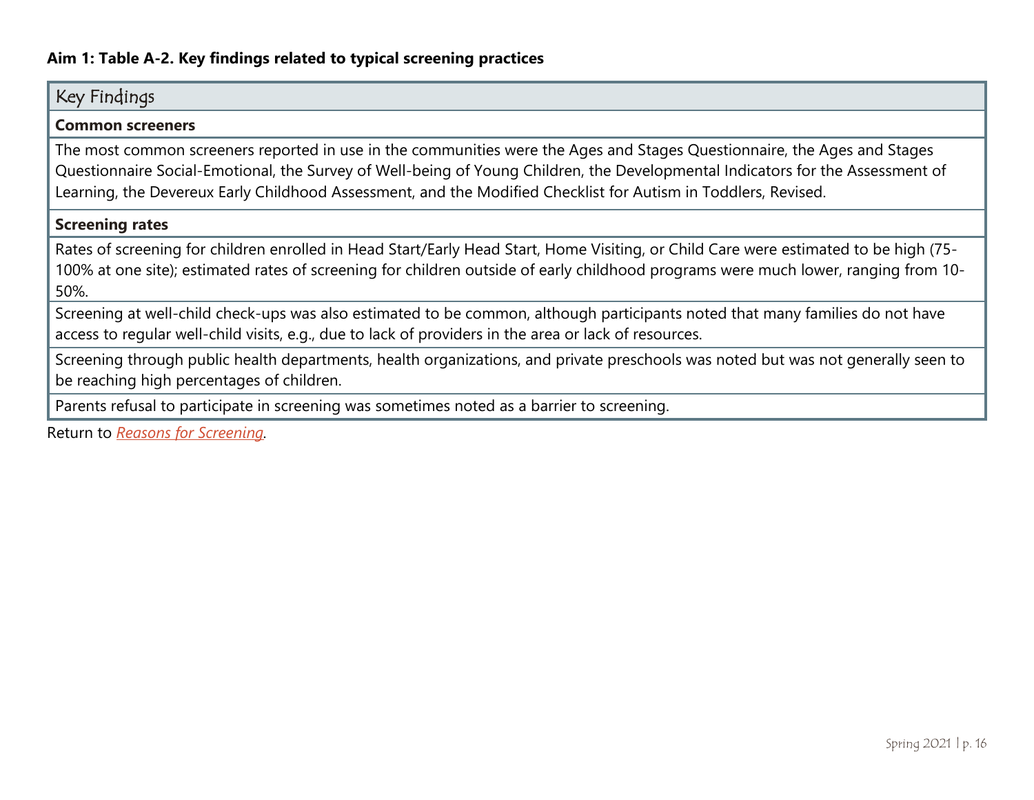**Aim 1: Table A-2. Key findings related to typical screening practices**

| Key Findings |
|---|
| **Common screeners** |
| The most common screeners reported in use in the communities were the Ages and Stages Questionnaire, the Ages and Stages Questionnaire Social-Emotional, the Survey of Well-being of Young Children, the Developmental Indicators for the Assessment of Learning, the Devereux Early Childhood Assessment, and the Modified Checklist for Autism in Toddlers, Revised. |
| **Screening rates** |
| Rates of screening for children enrolled in Head Start/Early Head Start, Home Visiting, or Child Care were estimated to be high (75-100% at one site); estimated rates of screening for children outside of early childhood programs were much lower, ranging from 10-50%. |
| Screening at well-child check-ups was also estimated to be common, although participants noted that many families do not have access to regular well-child visits, e.g., due to lack of providers in the area or lack of resources. |
| Screening through public health departments, health organizations, and private preschools was noted but was not generally seen to be reaching high percentages of children. |
| Parents refusal to participate in screening was sometimes noted as a barrier to screening. |

Return to *Reasons for Screening*.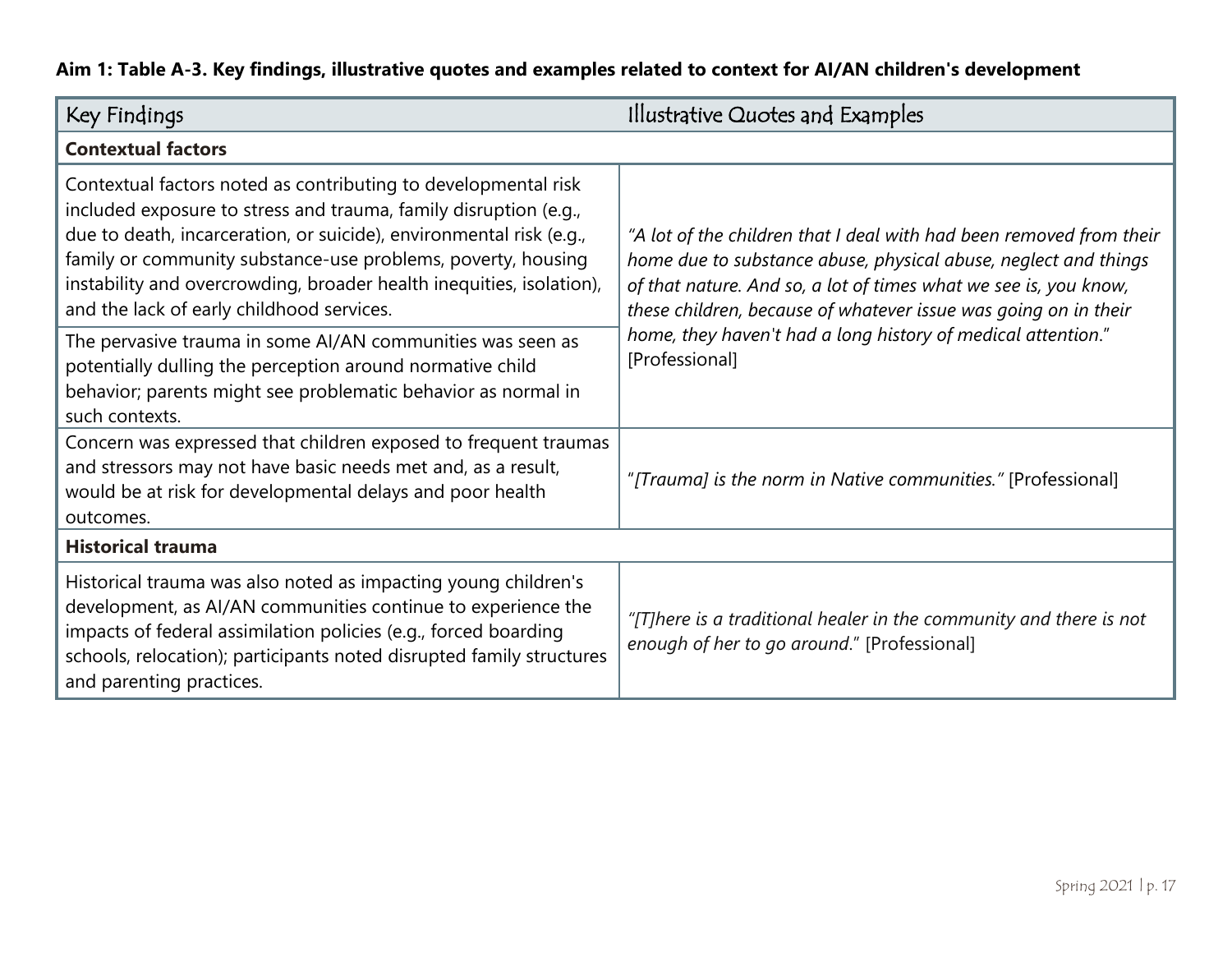**Aim 1: Table A-3. Key findings, illustrative quotes and examples related to context for AI/AN children's development**

| Key Findings | Illustrative Quotes and Examples |
|---|---|
| **Contextual factors** | |
| Contextual factors noted as contributing to developmental risk included exposure to stress and trauma, family disruption (e.g., due to death, incarceration, or suicide), environmental risk (e.g., family or community substance-use problems, poverty, housing instability and overcrowding, broader health inequities, isolation), and the lack of early childhood services. | *"A lot of the children that I deal with had been removed from their home due to substance abuse, physical abuse, neglect and things of that nature. And so, a lot of times what we see is, you know, these children, because of whatever issue was going on in their home, they haven't had a long history of medical attention."* [Professional] |
| The pervasive trauma in some AI/AN communities was seen as potentially dulling the perception around normative child behavior; parents might see problematic behavior as normal in such contexts. | |
| Concern was expressed that children exposed to frequent traumas and stressors may not have basic needs met and, as a result, would be at risk for developmental delays and poor health outcomes. | "*[Trauma] is the norm in Native communities."* [Professional] |
| **Historical trauma** | |
| Historical trauma was also noted as impacting young children's development, as AI/AN communities continue to experience the impacts of federal assimilation policies (e.g., forced boarding schools, relocation); participants noted disrupted family structures and parenting practices. | *"[T]here is a traditional healer in the community and there is not enough of her to go around."* [Professional] |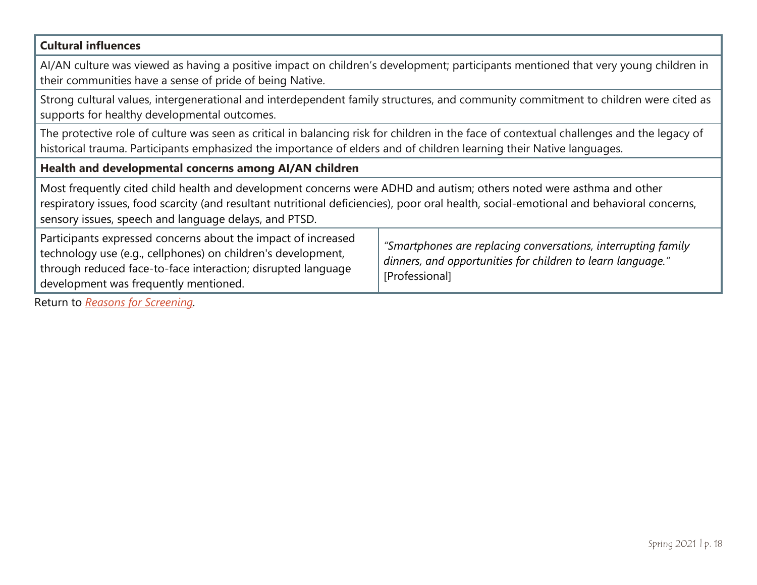| Cultural influences | |
|---|---|
| AI/AN culture was viewed as having a positive impact on children's development; participants mentioned that very young children in their communities have a sense of pride of being Native. | |
| Strong cultural values, intergenerational and interdependent family structures, and community commitment to children were cited as supports for healthy developmental outcomes. | |
| The protective role of culture was seen as critical in balancing risk for children in the face of contextual challenges and the legacy of historical trauma. Participants emphasized the importance of elders and of children learning their Native languages. | |
| **Health and developmental concerns among AI/AN children** | |
| Most frequently cited child health and development concerns were ADHD and autism; others noted were asthma and other respiratory issues, food scarcity (and resultant nutritional deficiencies), poor oral health, social-emotional and behavioral concerns, sensory issues, speech and language delays, and PTSD. | |
| Participants expressed concerns about the impact of increased technology use (e.g., cellphones) on children's development, through reduced face-to-face interaction; disrupted language development was frequently mentioned. | *"Smartphones are replacing conversations, interrupting family dinners, and opportunities for children to learn language."* [Professional] |

Return to *Reasons for Screening*.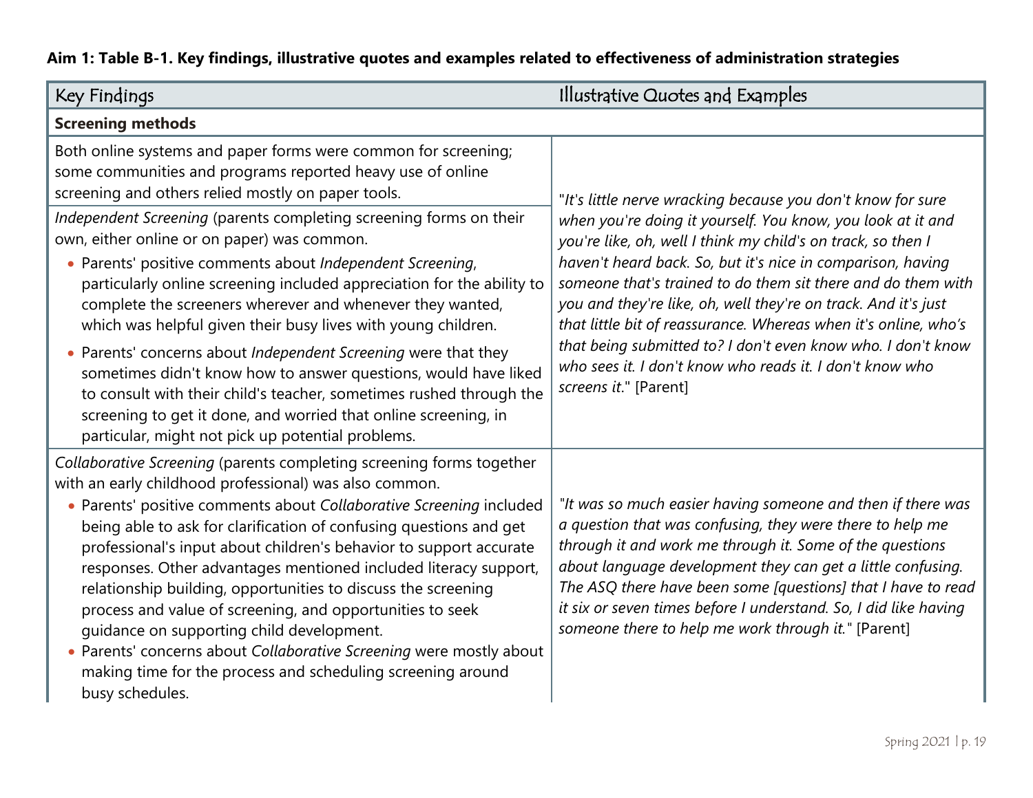**Aim 1: Table B-1. Key findings, illustrative quotes and examples related to effectiveness of administration strategies**

| Key Findings | Illustrative Quotes and Examples |
|---|---|
| **Screening methods** | |
| Both online systems and paper forms were common for screening; some communities and programs reported heavy use of online screening and others relied mostly on paper tools.<br><br>*Independent Screening* (parents completing screening forms on their own, either online or on paper) was common.<br>• Parents' positive comments about *Independent Screening*, particularly online screening included appreciation for the ability to complete the screeners wherever and whenever they wanted, which was helpful given their busy lives with young children.<br>• Parents' concerns about *Independent Screening* were that they sometimes didn't know how to answer questions, would have liked to consult with their child's teacher, sometimes rushed through the screening to get it done, and worried that online screening, in particular, might not pick up potential problems. | "*It's little nerve wracking because you don't know for sure when you're doing it yourself. You know, you look at it and you're like, oh, well I think my child's on track, so then I haven't heard back. So, but it's nice in comparison, having someone that's trained to do them sit there and do them with you and they're like, oh, well they're on track. And it's just that little bit of reassurance. Whereas when it's online, who's that being submitted to? I don't even know who. I don't know who sees it. I don't know who reads it. I don't know who screens it.*" [Parent] |
| *Collaborative Screening* (parents completing screening forms together with an early childhood professional) was also common.<br>• Parents' positive comments about *Collaborative Screening* included being able to ask for clarification of confusing questions and get professional's input about children's behavior to support accurate responses. Other advantages mentioned included literacy support, relationship building, opportunities to discuss the screening process and value of screening, and opportunities to seek guidance on supporting child development.<br>• Parents' concerns about *Collaborative Screening* were mostly about making time for the process and scheduling screening around busy schedules. | "*It was so much easier having someone and then if there was a question that was confusing, they were there to help me through it and work me through it. Some of the questions about language development they can get a little confusing. The ASQ there have been some [questions] that I have to read it six or seven times before I understand. So, I did like having someone there to help me work through it.*" [Parent] |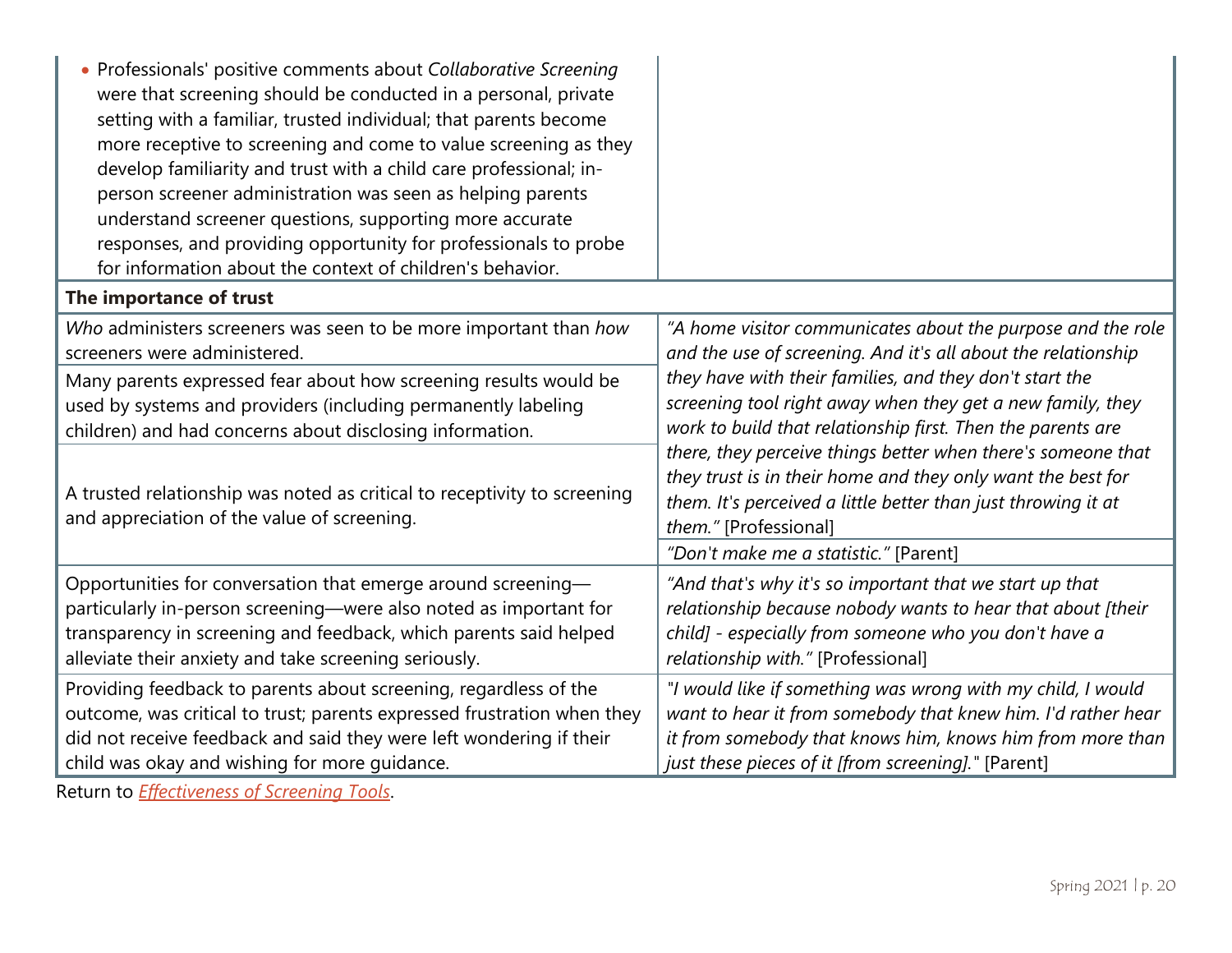| | |
|---|---|
| • Professionals' positive comments about *Collaborative Screening* were that screening should be conducted in a personal, private setting with a familiar, trusted individual; that parents become more receptive to screening and come to value screening as they develop familiarity and trust with a child care professional; in-person screener administration was seen as helping parents understand screener questions, supporting more accurate responses, and providing opportunity for professionals to probe for information about the context of children's behavior. | |
| **The importance of trust** | |
| *Who* administers screeners was seen to be more important than *how* screeners were administered. | *"A home visitor communicates about the purpose and the role and the use of screening. And it's all about the relationship they have with their families, and they don't start the screening tool right away when they get a new family, they work to build that relationship first. Then the parents are there, they perceive things better when there's someone that they trust is in their home and they only want the best for them. It's perceived a little better than just throwing it at them."* [Professional] |
| Many parents expressed fear about how screening results would be used by systems and providers (including permanently labeling children) and had concerns about disclosing information. | |
| A trusted relationship was noted as critical to receptivity to screening and appreciation of the value of screening. | *"Don't make me a statistic."* [Parent] |
| Opportunities for conversation that emerge around screening—particularly in-person screening—were also noted as important for transparency in screening and feedback, which parents said helped alleviate their anxiety and take screening seriously. | *"And that's why it's so important that we start up that relationship because nobody wants to hear that about [their child] - especially from someone who you don't have a relationship with."* [Professional] |
| Providing feedback to parents about screening, regardless of the outcome, was critical to trust; parents expressed frustration when they did not receive feedback and said they were left wondering if their child was okay and wishing for more guidance. | *"I would like if something was wrong with my child, I would want to hear it from somebody that knew him. I'd rather hear it from somebody that knows him, knows him from more than just these pieces of it [from screening]."* [Parent] |

Return to *Effectiveness of Screening Tools*.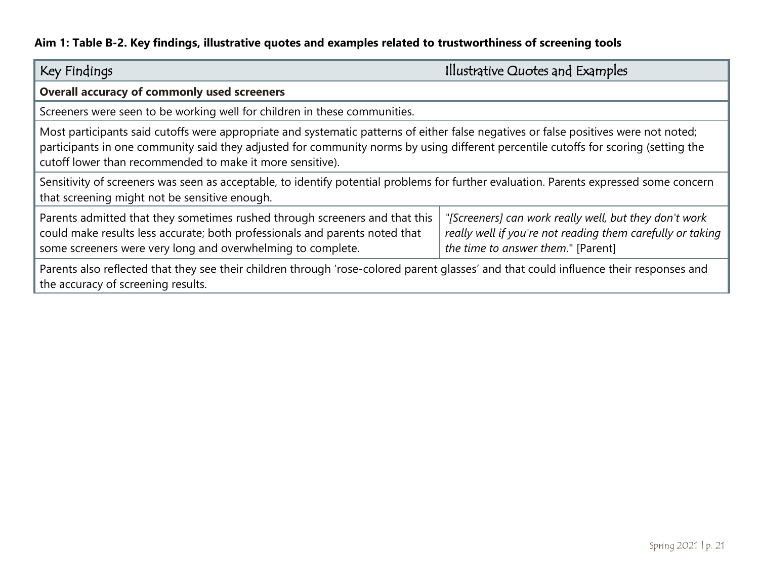**Aim 1: Table B-2. Key findings, illustrative quotes and examples related to trustworthiness of screening tools**

| Key Findings | Illustrative Quotes and Examples |
|---|---|
| **Overall accuracy of commonly used screeners** | |
| Screeners were seen to be working well for children in these communities. | |
| Most participants said cutoffs were appropriate and systematic patterns of either false negatives or false positives were not noted; participants in one community said they adjusted for community norms by using different percentile cutoffs for scoring (setting the cutoff lower than recommended to make it more sensitive). | |
| Sensitivity of screeners was seen as acceptable, to identify potential problems for further evaluation. Parents expressed some concern that screening might not be sensitive enough. | |
| Parents admitted that they sometimes rushed through screeners and that this could make results less accurate; both professionals and parents noted that some screeners were very long and overwhelming to complete. | *"[Screeners] can work really well, but they don't work really well if you're not reading them carefully or taking the time to answer them.*" [Parent] |
| Parents also reflected that they see their children through 'rose-colored parent glasses' and that could influence their responses and the accuracy of screening results. | |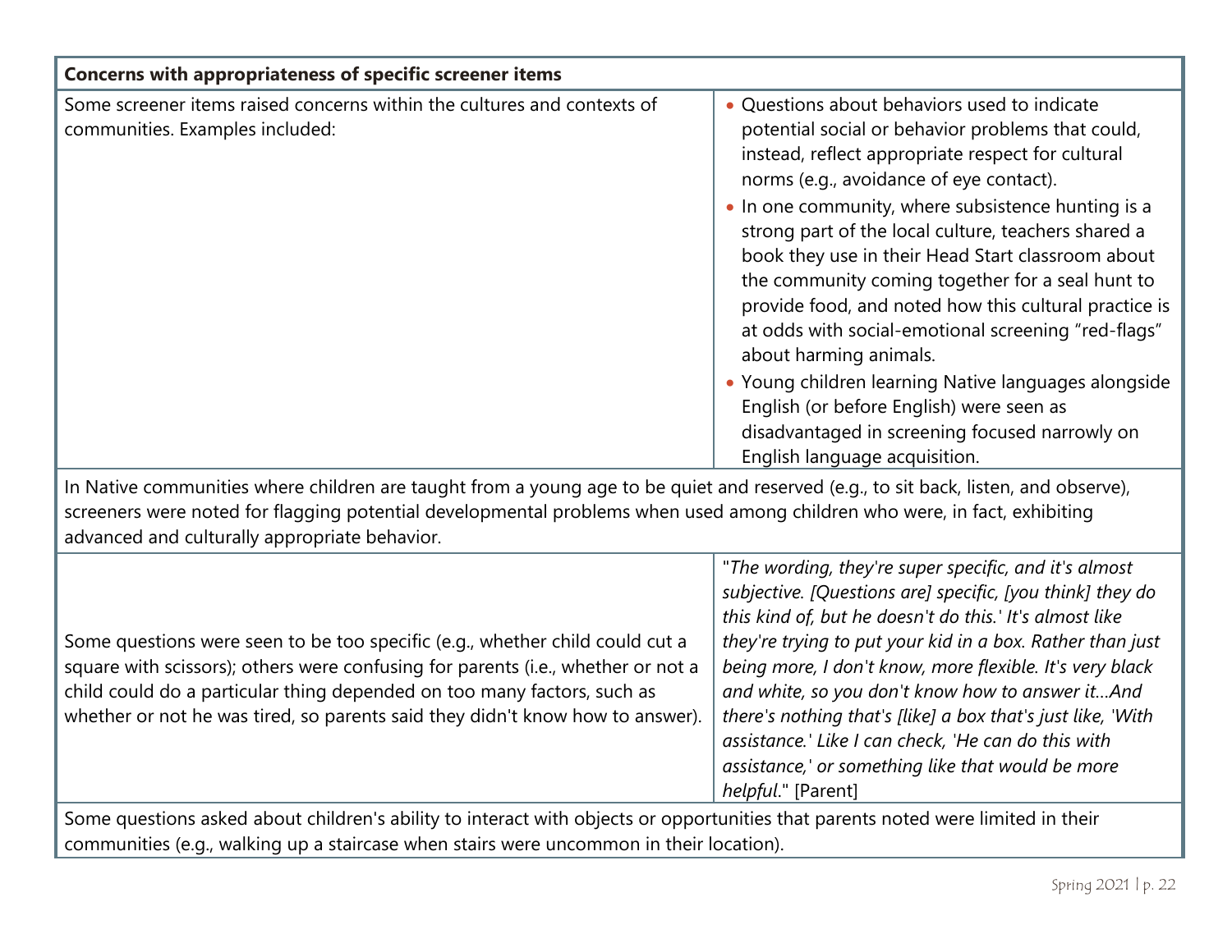| Concerns with appropriateness of specific screener items | |
|---|---|
| Some screener items raised concerns within the cultures and contexts of communities. Examples included: | • Questions about behaviors used to indicate potential social or behavior problems that could, instead, reflect appropriate respect for cultural norms (e.g., avoidance of eye contact).<br>• In one community, where subsistence hunting is a strong part of the local culture, teachers shared a book they use in their Head Start classroom about the community coming together for a seal hunt to provide food, and noted how this cultural practice is at odds with social-emotional screening "red-flags" about harming animals.<br>• Young children learning Native languages alongside English (or before English) were seen as disadvantaged in screening focused narrowly on English language acquisition. |
| In Native communities where children are taught from a young age to be quiet and reserved (e.g., to sit back, listen, and observe), screeners were noted for flagging potential developmental problems when used among children who were, in fact, exhibiting advanced and culturally appropriate behavior. | |
| Some questions were seen to be too specific (e.g., whether child could cut a square with scissors); others were confusing for parents (i.e., whether or not a child could do a particular thing depended on too many factors, such as whether or not he was tired, so parents said they didn't know how to answer). | "*The wording, they're super specific, and it's almost subjective. [Questions are] specific, [you think] they do this kind of, but he doesn't do this.' It's almost like they're trying to put your kid in a box. Rather than just being more, I don't know, more flexible. It's very black and white, so you don't know how to answer it…And there's nothing that's [like] a box that's just like, 'With assistance.' Like I can check, 'He can do this with assistance,' or something like that would be more helpful*." [Parent] |
| Some questions asked about children's ability to interact with objects or opportunities that parents noted were limited in their communities (e.g., walking up a staircase when stairs were uncommon in their location). | |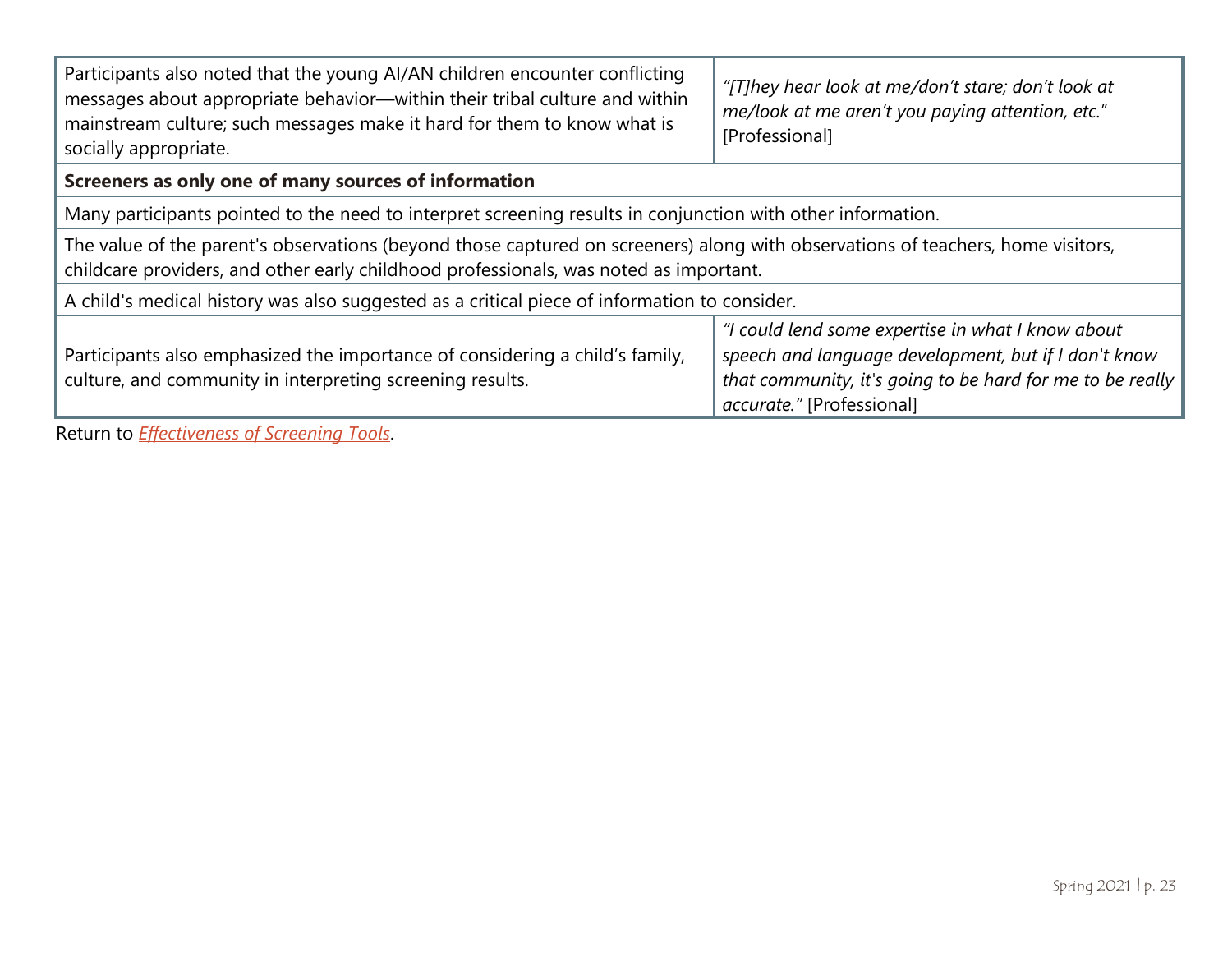| | |
|---|---|
| Participants also noted that the young AI/AN children encounter conflicting messages about appropriate behavior—within their tribal culture and within mainstream culture; such messages make it hard for them to know what is socially appropriate. | *"[T]hey hear look at me/don't stare; don't look at me/look at me aren't you paying attention, etc."* [Professional] |
| **Screeners as only one of many sources of information** | |
| Many participants pointed to the need to interpret screening results in conjunction with other information. | |
| The value of the parent's observations (beyond those captured on screeners) along with observations of teachers, home visitors, childcare providers, and other early childhood professionals, was noted as important. | |
| A child's medical history was also suggested as a critical piece of information to consider. | |
| Participants also emphasized the importance of considering a child's family, culture, and community in interpreting screening results. | *"I could lend some expertise in what I know about speech and language development, but if I don't know that community, it's going to be hard for me to be really accurate."* [Professional] |

Return to *Effectiveness of Screening Tools*.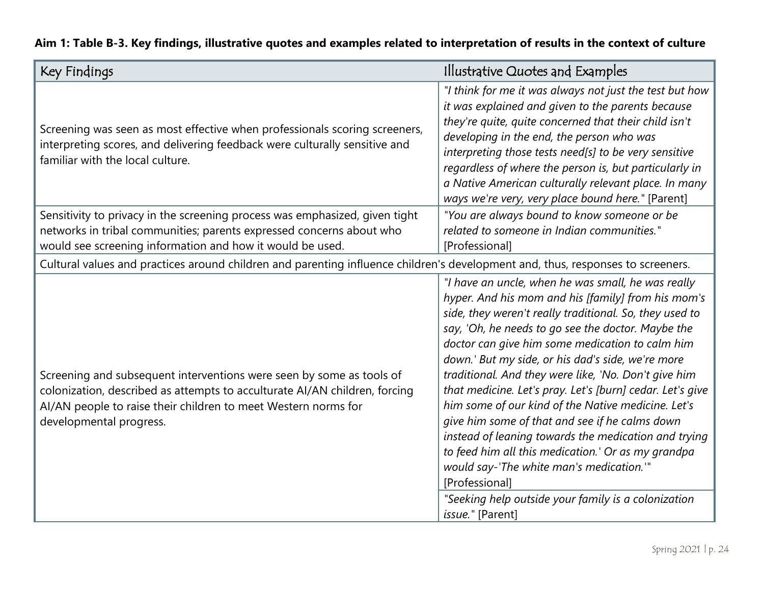**Aim 1: Table B-3. Key findings, illustrative quotes and examples related to interpretation of results in the context of culture**

| Key Findings | Illustrative Quotes and Examples |
| --- | --- |
| Screening was seen as most effective when professionals scoring screeners, interpreting scores, and delivering feedback were culturally sensitive and familiar with the local culture. | *"I think for me it was always not just the test but how it was explained and given to the parents because they're quite, quite concerned that their child isn't developing in the end, the person who was interpreting those tests need[s] to be very sensitive regardless of where the person is, but particularly in a Native American culturally relevant place. In many ways we're very, very place bound here."* [Parent] |
| Sensitivity to privacy in the screening process was emphasized, given tight networks in tribal communities; parents expressed concerns about who would see screening information and how it would be used. | *"You are always bound to know someone or be related to someone in Indian communities."* [Professional] |
| Cultural values and practices around children and parenting influence children's development and, thus, responses to screeners. | |
| Screening and subsequent interventions were seen by some as tools of colonization, described as attempts to acculturate AI/AN children, forcing AI/AN people to raise their children to meet Western norms for developmental progress. | *"I have an uncle, when he was small, he was really hyper. And his mom and his [family] from his mom's side, they weren't really traditional. So, they used to say, 'Oh, he needs to go see the doctor. Maybe the doctor can give him some medication to calm him down.' But my side, or his dad's side, we're more traditional. And they were like, 'No. Don't give him that medicine. Let's pray. Let's [burn] cedar. Let's give him some of our kind of the Native medicine. Let's give him some of that and see if he calms down instead of leaning towards the medication and trying to feed him all this medication.' Or as my grandpa would say-'The white man's medication.'"* [Professional] |
| | *"Seeking help outside your family is a colonization issue."* [Parent] |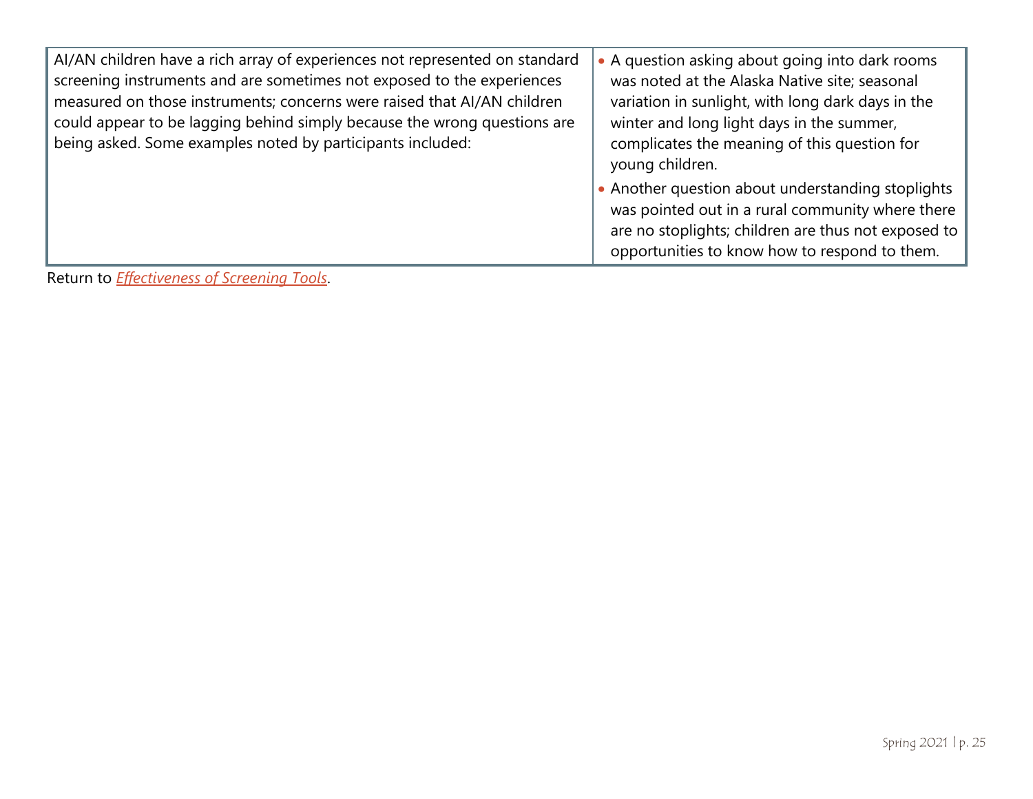| AI/AN children have a rich array of experiences not represented on standard screening instruments and are sometimes not exposed to the experiences measured on those instruments; concerns were raised that AI/AN children could appear to be lagging behind simply because the wrong questions are being asked. Some examples noted by participants included: | • A question asking about going into dark rooms was noted at the Alaska Native site; seasonal variation in sunlight, with long dark days in the winter and long light days in the summer, complicates the meaning of this question for young children.<br>• Another question about understanding stoplights was pointed out in a rural community where there are no stoplights; children are thus not exposed to opportunities to know how to respond to them. |
|---|---|

Return to *Effectiveness of Screening Tools*.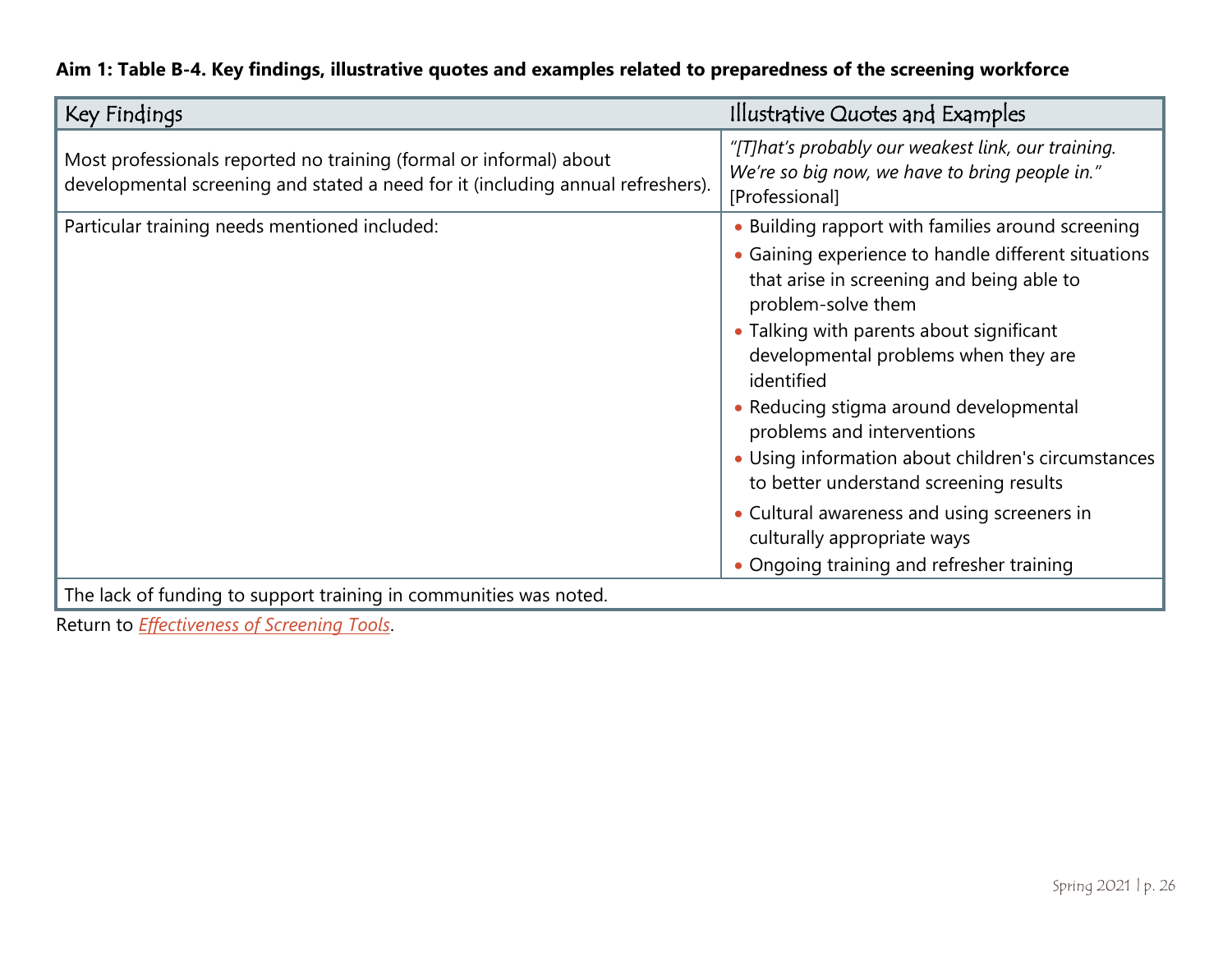**Aim 1: Table B-4. Key findings, illustrative quotes and examples related to preparedness of the screening workforce**

| Key Findings | Illustrative Quotes and Examples |
| --- | --- |
| Most professionals reported no training (formal or informal) about developmental screening and stated a need for it (including annual refreshers). | *"[T]hat's probably our weakest link, our training. We're so big now, we have to bring people in."* [Professional] |
| Particular training needs mentioned included: | • Building rapport with families around screening<br>• Gaining experience to handle different situations that arise in screening and being able to problem-solve them<br>• Talking with parents about significant developmental problems when they are identified<br>• Reducing stigma around developmental problems and interventions<br>• Using information about children's circumstances to better understand screening results<br>• Cultural awareness and using screeners in culturally appropriate ways<br>• Ongoing training and refresher training |
| The lack of funding to support training in communities was noted. | |

Return to *Effectiveness of Screening Tools*.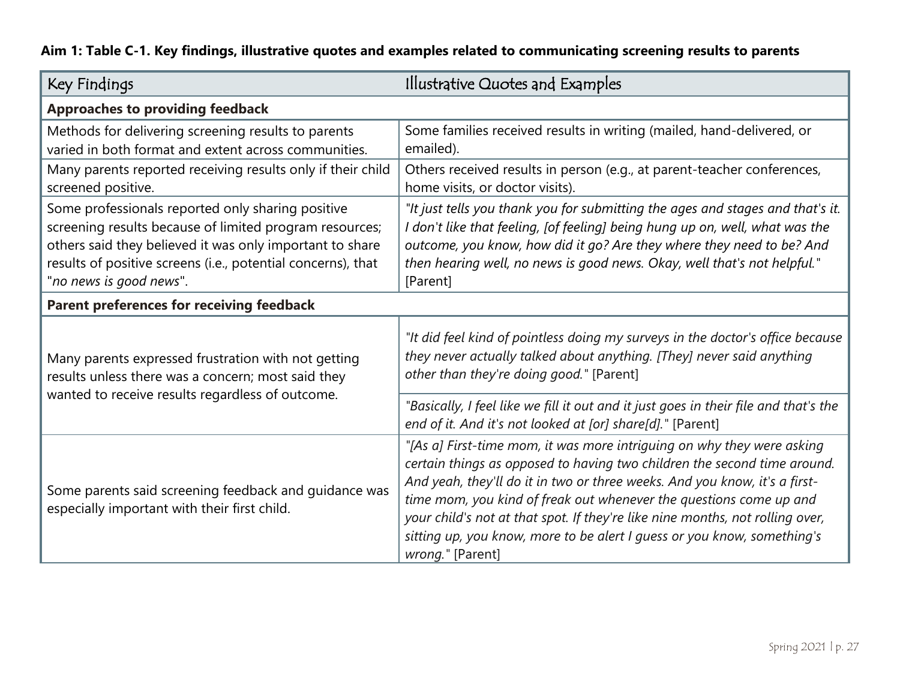**Aim 1: Table C-1. Key findings, illustrative quotes and examples related to communicating screening results to parents**

| Key Findings | Illustrative Quotes and Examples |
|---|---|
| **Approaches to providing feedback** | |
| Methods for delivering screening results to parents varied in both format and extent across communities. | Some families received results in writing (mailed, hand-delivered, or emailed). |
| Many parents reported receiving results only if their child screened positive. | Others received results in person (e.g., at parent-teacher conferences, home visits, or doctor visits). |
| Some professionals reported only sharing positive screening results because of limited program resources; others said they believed it was only important to share results of positive screens (i.e., potential concerns), that "*no news is good news*". | *"It just tells you thank you for submitting the ages and stages and that's it. I don't like that feeling, [of feeling] being hung up on, well, what was the outcome, you know, how did it go? Are they where they need to be? And then hearing well, no news is good news. Okay, well that's not helpful."* [Parent] |
| **Parent preferences for receiving feedback** | |
| Many parents expressed frustration with not getting results unless there was a concern; most said they wanted to receive results regardless of outcome. | *"It did feel kind of pointless doing my surveys in the doctor's office because they never actually talked about anything. [They] never said anything other than they're doing good."* [Parent] |
| | *"Basically, I feel like we fill it out and it just goes in their file and that's the end of it. And it's not looked at [or] share[d]."* [Parent] |
| Some parents said screening feedback and guidance was especially important with their first child. | *"[As a] First-time mom, it was more intriguing on why they were asking certain things as opposed to having two children the second time around. And yeah, they'll do it in two or three weeks. And you know, it's a first-time mom, you kind of freak out whenever the questions come up and your child's not at that spot. If they're like nine months, not rolling over, sitting up, you know, more to be alert I guess or you know, something's wrong."* [Parent] |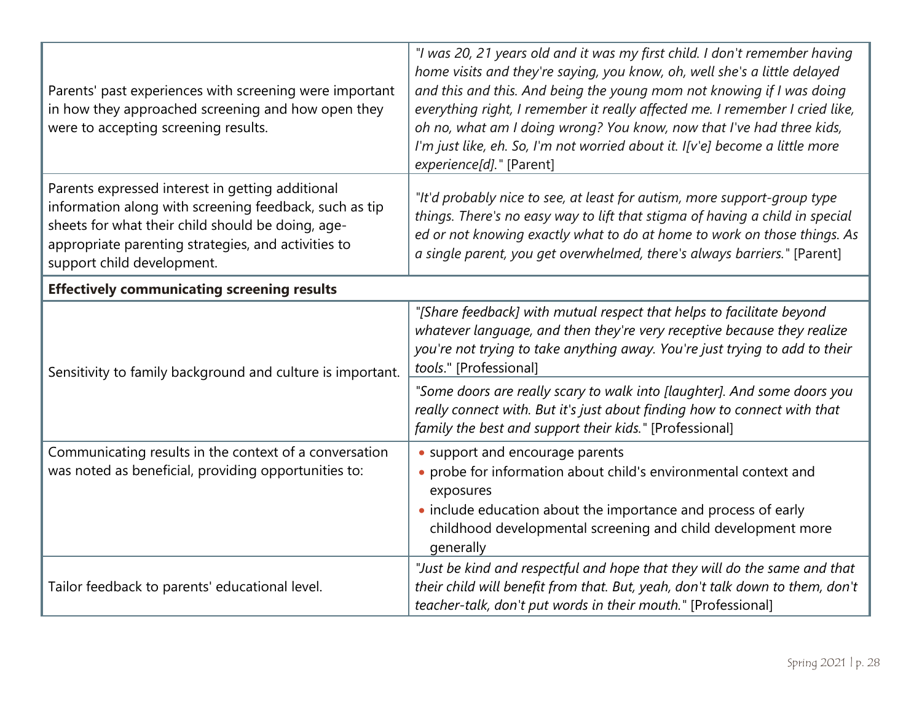| | |
|---|---|
| Parents' past experiences with screening were important in how they approached screening and how open they were to accepting screening results. | *"I was 20, 21 years old and it was my first child. I don't remember having home visits and they're saying, you know, oh, well she's a little delayed and this and this. And being the young mom not knowing if I was doing everything right, I remember it really affected me. I remember I cried like, oh no, what am I doing wrong? You know, now that I've had three kids, I'm just like, eh. So, I'm not worried about it. I[v'e] become a little more experience[d]."* [Parent] |
| Parents expressed interest in getting additional information along with screening feedback, such as tip sheets for what their child should be doing, age-appropriate parenting strategies, and activities to support child development. | *"It'd probably nice to see, at least for autism, more support-group type things. There's no easy way to lift that stigma of having a child in special ed or not knowing exactly what to do at home to work on those things. As a single parent, you get overwhelmed, there's always barriers."* [Parent] |
| **Effectively communicating screening results** | |
| Sensitivity to family background and culture is important. | *"[Share feedback] with mutual respect that helps to facilitate beyond whatever language, and then they're very receptive because they realize you're not trying to take anything away. You're just trying to add to their tools."* [Professional] |
| | *"Some doors are really scary to walk into [laughter]. And some doors you really connect with. But it's just about finding how to connect with that family the best and support their kids."* [Professional] |
| Communicating results in the context of a conversation was noted as beneficial, providing opportunities to: | • support and encourage parents<br>• probe for information about child's environmental context and exposures<br>• include education about the importance and process of early childhood developmental screening and child development more generally |
| Tailor feedback to parents' educational level. | *"Just be kind and respectful and hope that they will do the same and that their child will benefit from that. But, yeah, don't talk down to them, don't teacher-talk, don't put words in their mouth."* [Professional] |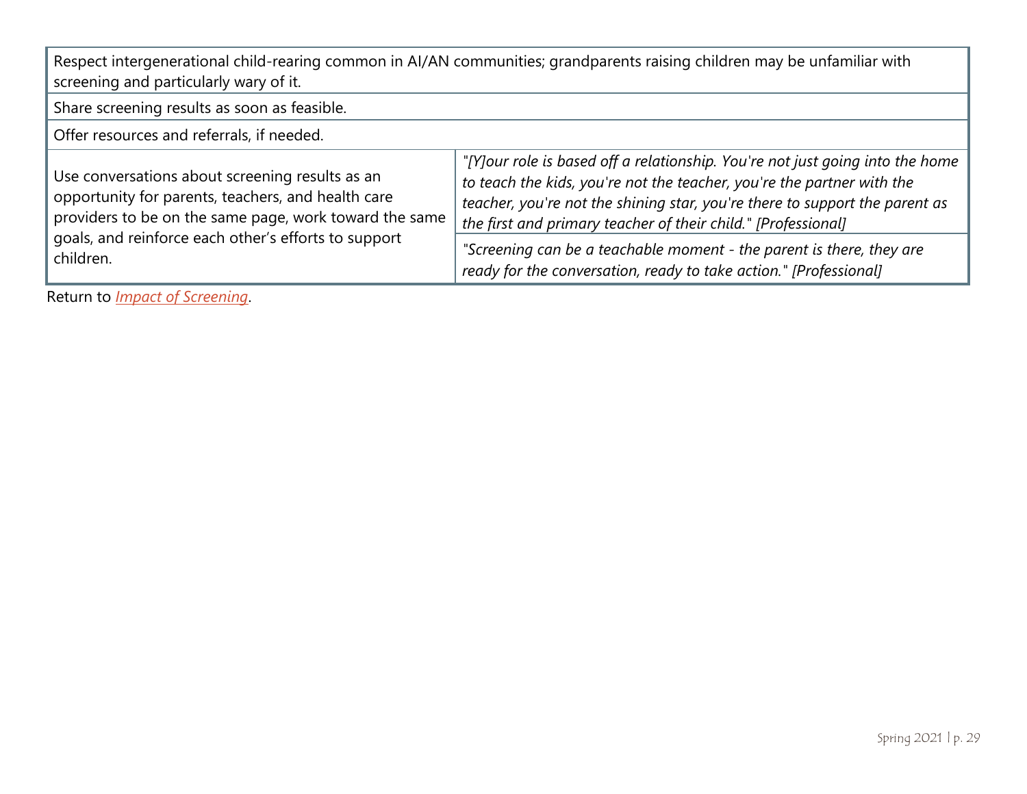| | |
|---|---|
| Respect intergenerational child-rearing common in AI/AN communities; grandparents raising children may be unfamiliar with screening and particularly wary of it. | |
| Share screening results as soon as feasible. | |
| Offer resources and referrals, if needed. | |
| Use conversations about screening results as an opportunity for parents, teachers, and health care providers to be on the same page, work toward the same goals, and reinforce each other's efforts to support children. | *"[Y]our role is based off a relationship. You're not just going into the home to teach the kids, you're not the teacher, you're the partner with the teacher, you're not the shining star, you're there to support the parent as the first and primary teacher of their child." [Professional]* |
| | *"Screening can be a teachable moment - the parent is there, they are ready for the conversation, ready to take action." [Professional]* |

Return to *Impact of Screening*.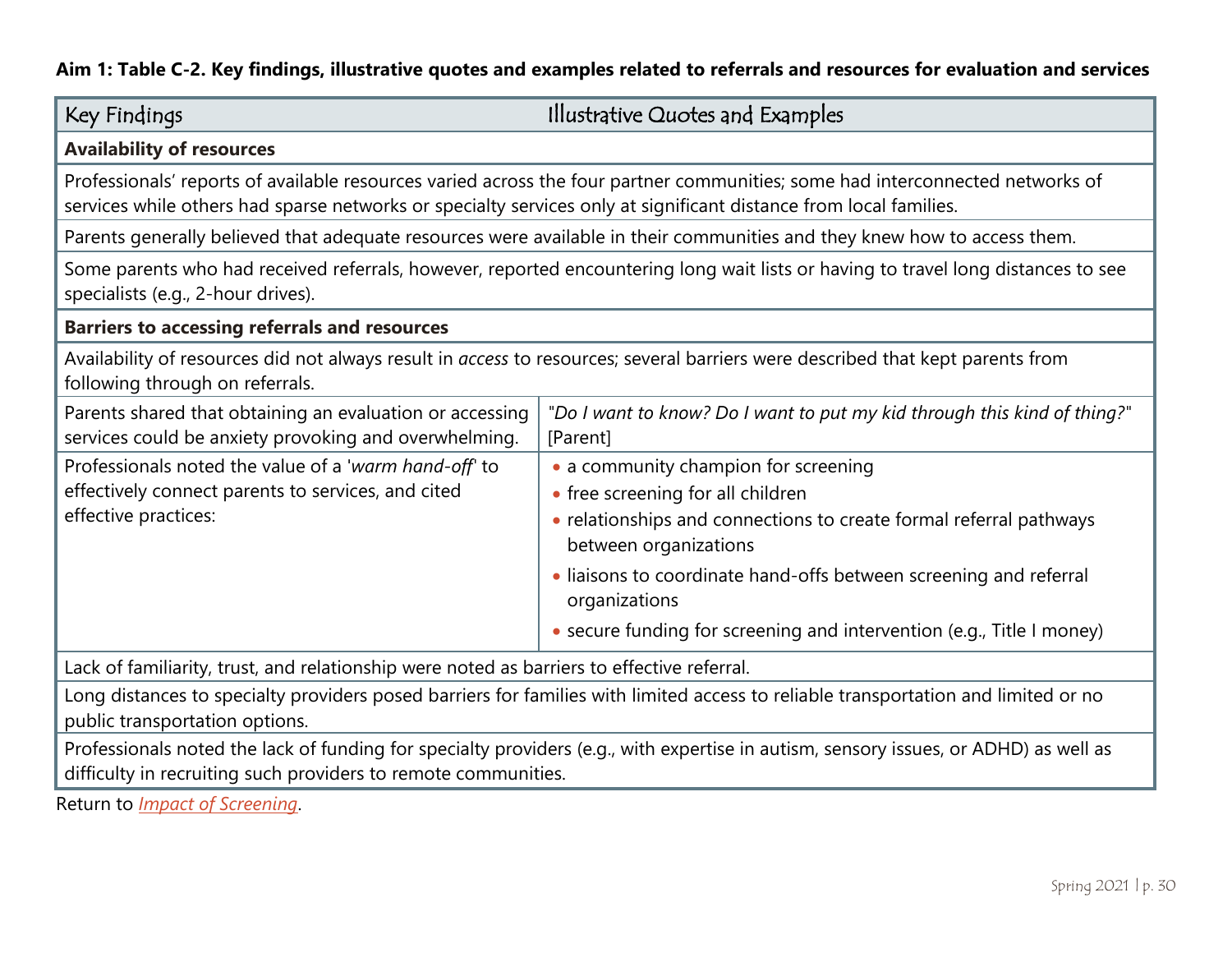**Aim 1: Table C-2. Key findings, illustrative quotes and examples related to referrals and resources for evaluation and services**

| Key Findings | Illustrative Quotes and Examples |
| --- | --- |
| **Availability of resources** | |
| Professionals' reports of available resources varied across the four partner communities; some had interconnected networks of services while others had sparse networks or specialty services only at significant distance from local families. | |
| Parents generally believed that adequate resources were available in their communities and they knew how to access them. | |
| Some parents who had received referrals, however, reported encountering long wait lists or having to travel long distances to see specialists (e.g., 2-hour drives). | |
| **Barriers to accessing referrals and resources** | |
| Availability of resources did not always result in *access* to resources; several barriers were described that kept parents from following through on referrals. | |
| Parents shared that obtaining an evaluation or accessing services could be anxiety provoking and overwhelming. | "*Do I want to know? Do I want to put my kid through this kind of thing?*" [Parent] |
| Professionals noted the value of a '*warm hand-off*' to effectively connect parents to services, and cited effective practices: | • a community champion for screening<br>• free screening for all children<br>• relationships and connections to create formal referral pathways between organizations<br>• liaisons to coordinate hand-offs between screening and referral organizations<br>• secure funding for screening and intervention (e.g., Title I money) |
| Lack of familiarity, trust, and relationship were noted as barriers to effective referral. | |
| Long distances to specialty providers posed barriers for families with limited access to reliable transportation and limited or no public transportation options. | |
| Professionals noted the lack of funding for specialty providers (e.g., with expertise in autism, sensory issues, or ADHD) as well as difficulty in recruiting such providers to remote communities. | |

Return to *Impact of Screening*.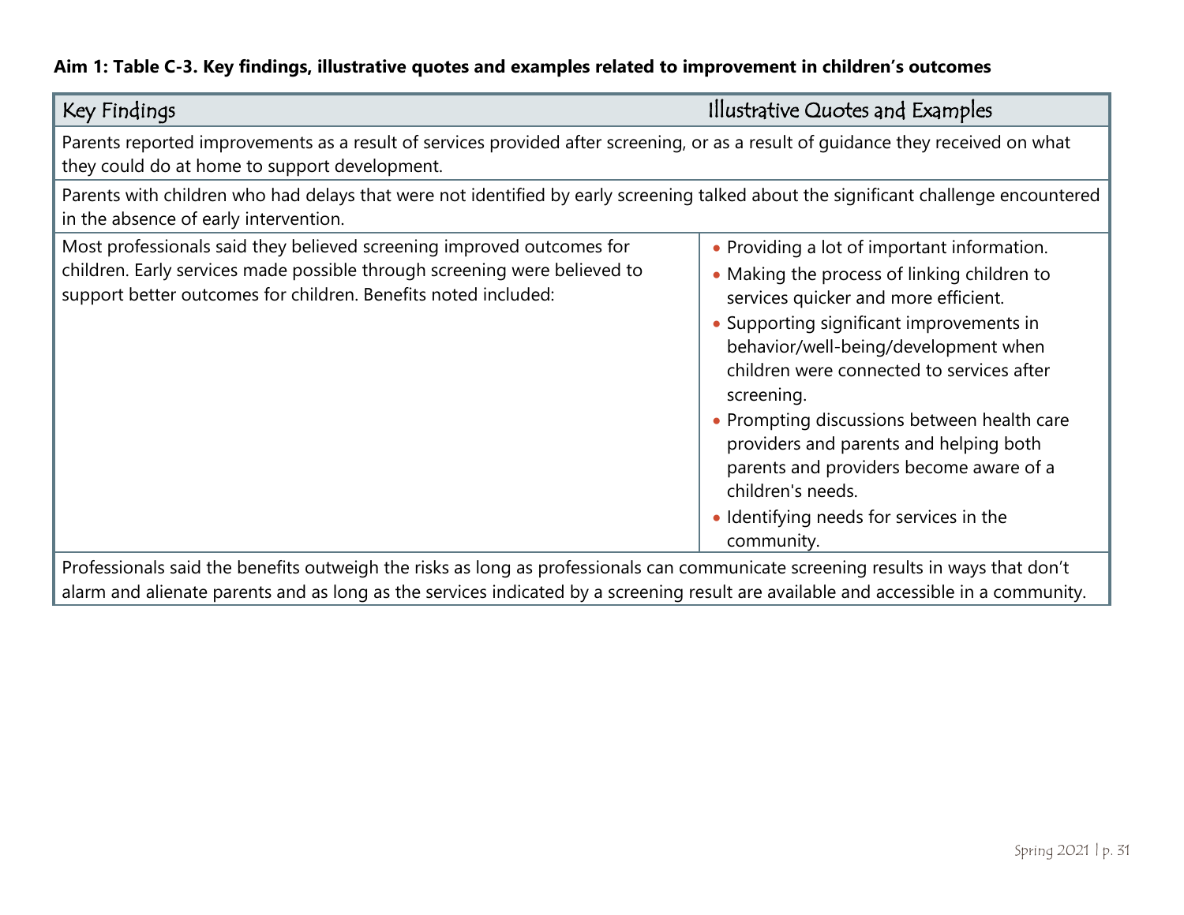**Aim 1: Table C-3. Key findings, illustrative quotes and examples related to improvement in children's outcomes**

| Key Findings | Illustrative Quotes and Examples |
|---|---|
| Parents reported improvements as a result of services provided after screening, or as a result of guidance they received on what they could do at home to support development. | |
| Parents with children who had delays that were not identified by early screening talked about the significant challenge encountered in the absence of early intervention. | |
| Most professionals said they believed screening improved outcomes for children. Early services made possible through screening were believed to support better outcomes for children. Benefits noted included: | • Providing a lot of important information.<br>• Making the process of linking children to services quicker and more efficient.<br>• Supporting significant improvements in behavior/well-being/development when children were connected to services after screening.<br>• Prompting discussions between health care providers and parents and helping both parents and providers become aware of a children's needs.<br>• Identifying needs for services in the community. |
| Professionals said the benefits outweigh the risks as long as professionals can communicate screening results in ways that don't alarm and alienate parents and as long as the services indicated by a screening result are available and accessible in a community. | |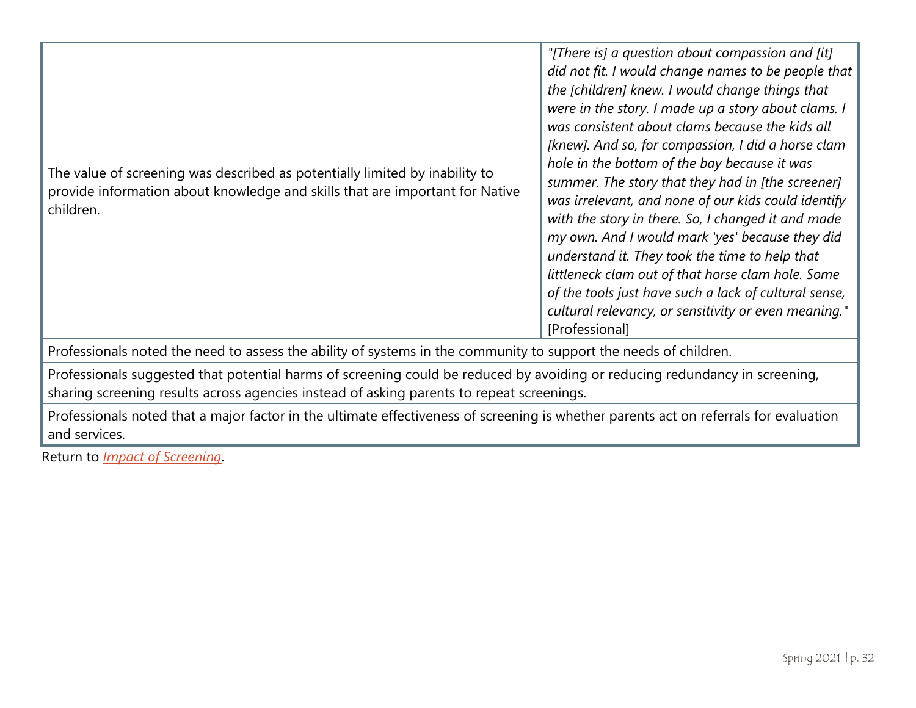| | |
|---|---|
| The value of screening was described as potentially limited by inability to provide information about knowledge and skills that are important for Native children. | *"[There is] a question about compassion and [it] did not fit. I would change names to be people that the [children] knew. I would change things that were in the story. I made up a story about clams. I was consistent about clams because the kids all [knew]. And so, for compassion, I did a horse clam hole in the bottom of the bay because it was summer. The story that they had in [the screener] was irrelevant, and none of our kids could identify with the story in there. So, I changed it and made my own. And I would mark 'yes' because they did understand it. They took the time to help that littleneck clam out of that horse clam hole. Some of the tools just have such a lack of cultural sense, cultural relevancy, or sensitivity or even meaning."* [Professional] |
| Professionals noted the need to assess the ability of systems in the community to support the needs of children. | |
| Professionals suggested that potential harms of screening could be reduced by avoiding or reducing redundancy in screening, sharing screening results across agencies instead of asking parents to repeat screenings. | |
| Professionals noted that a major factor in the ultimate effectiveness of screening is whether parents act on referrals for evaluation and services. | |

Return to *Impact of Screening*.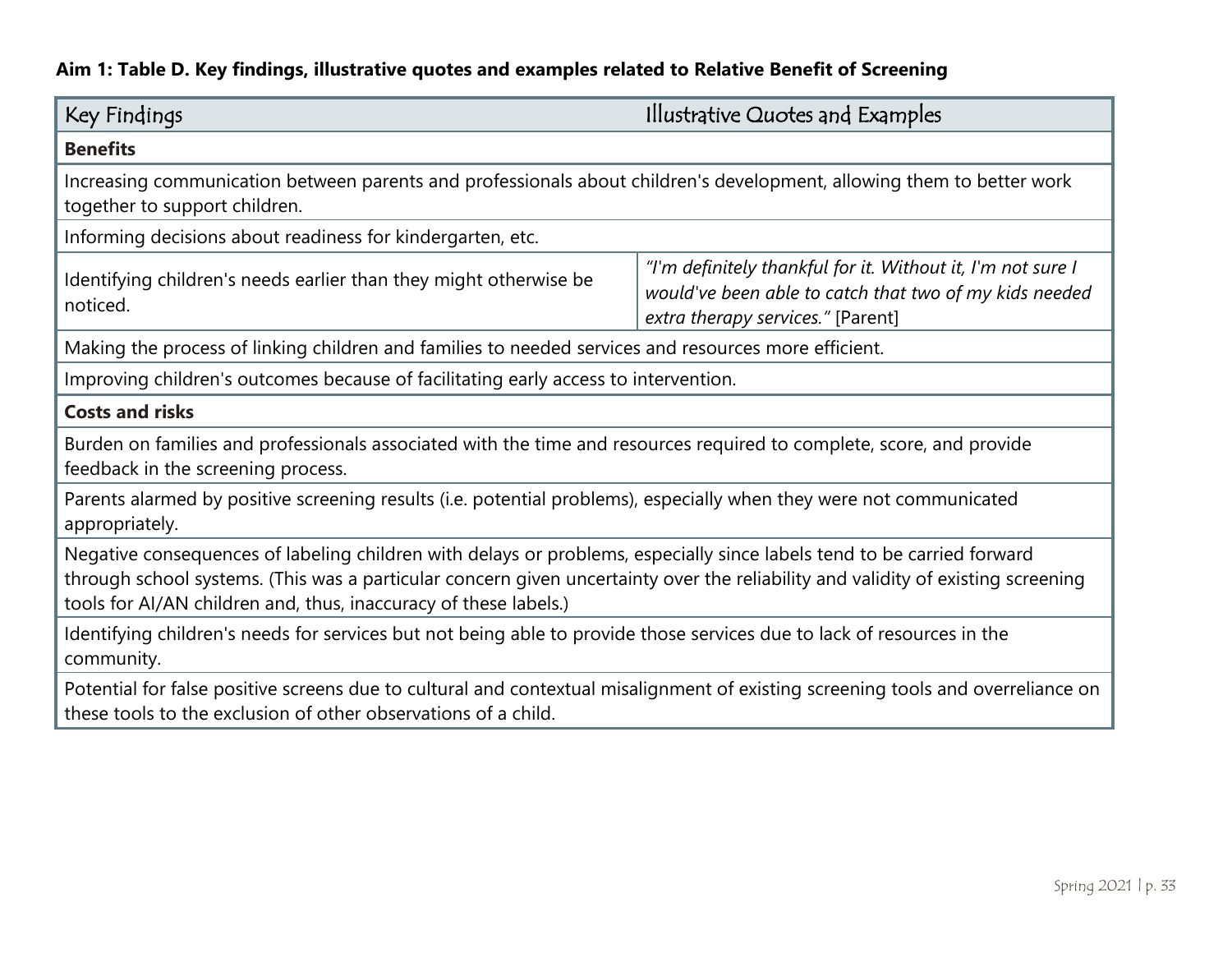**Aim 1: Table D. Key findings, illustrative quotes and examples related to Relative Benefit of Screening**

| Key Findings | Illustrative Quotes and Examples |
|---|---|
| **Benefits** | |
| Increasing communication between parents and professionals about children's development, allowing them to better work together to support children. | |
| Informing decisions about readiness for kindergarten, etc. | |
| Identifying children's needs earlier than they might otherwise be noticed. | *"I'm definitely thankful for it. Without it, I'm not sure I would've been able to catch that two of my kids needed extra therapy services."* [Parent] |
| Making the process of linking children and families to needed services and resources more efficient. | |
| Improving children's outcomes because of facilitating early access to intervention. | |
| **Costs and risks** | |
| Burden on families and professionals associated with the time and resources required to complete, score, and provide feedback in the screening process. | |
| Parents alarmed by positive screening results (i.e. potential problems), especially when they were not communicated appropriately. | |
| Negative consequences of labeling children with delays or problems, especially since labels tend to be carried forward through school systems. (This was a particular concern given uncertainty over the reliability and validity of existing screening tools for AI/AN children and, thus, inaccuracy of these labels.) | |
| Identifying children's needs for services but not being able to provide those services due to lack of resources in the community. | |
| Potential for false positive screens due to cultural and contextual misalignment of existing screening tools and overreliance on these tools to the exclusion of other observations of a child. | |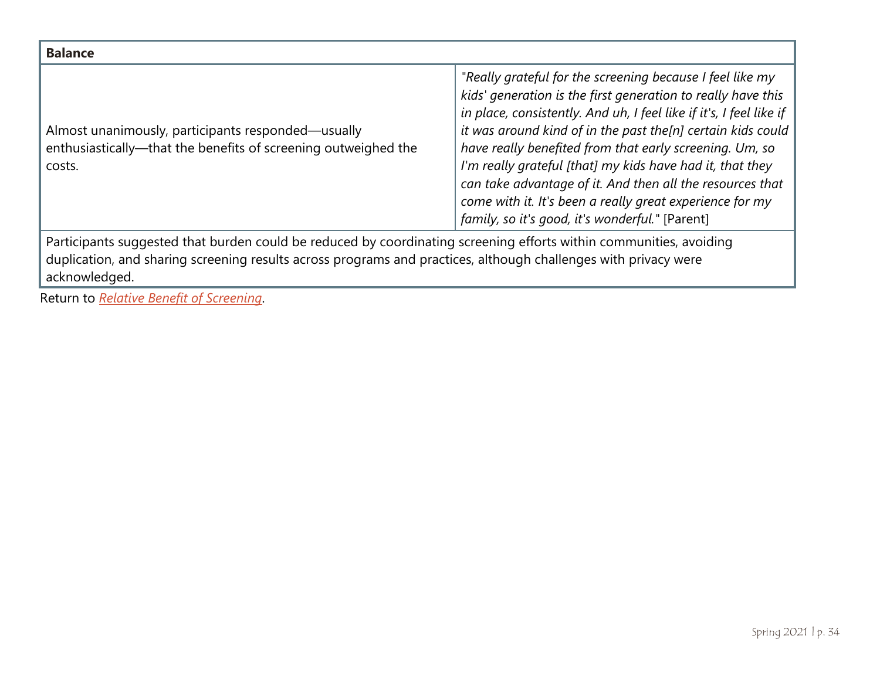| **Balance** | |
|---|---|
| Almost unanimously, participants responded—usually enthusiastically—that the benefits of screening outweighed the costs. | *"Really grateful for the screening because I feel like my kids' generation is the first generation to really have this in place, consistently. And uh, I feel like if it's, I feel like if it was around kind of in the past the[n] certain kids could have really benefited from that early screening. Um, so I'm really grateful [that] my kids have had it, that they can take advantage of it. And then all the resources that come with it. It's been a really great experience for my family, so it's good, it's wonderful."* [Parent] |
| Participants suggested that burden could be reduced by coordinating screening efforts within communities, avoiding duplication, and sharing screening results across programs and practices, although challenges with privacy were acknowledged. | |

Return to *Relative Benefit of Screening*.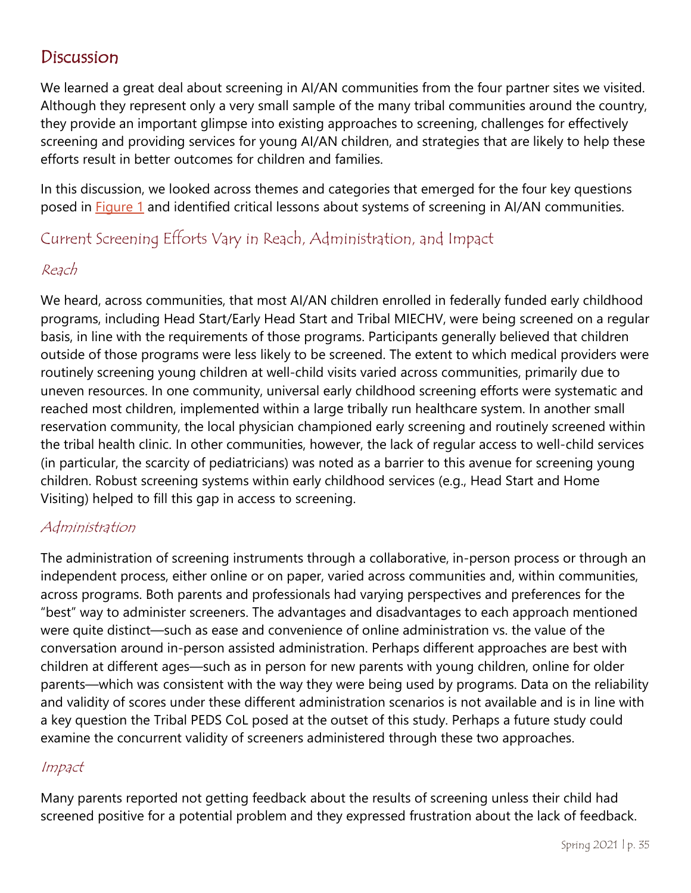## Discussion

We learned a great deal about screening in AI/AN communities from the four partner sites we visited. Although they represent only a very small sample of the many tribal communities around the country, they provide an important glimpse into existing approaches to screening, challenges for effectively screening and providing services for young AI/AN children, and strategies that are likely to help these efforts result in better outcomes for children and families.

In this discussion, we looked across themes and categories that emerged for the four key questions posed in Figure 1 and identified critical lessons about systems of screening in AI/AN communities.

### Current Screening Efforts Vary in Reach, Administration, and Impact

#### *Reach*

We heard, across communities, that most AI/AN children enrolled in federally funded early childhood programs, including Head Start/Early Head Start and Tribal MIECHV, were being screened on a regular basis, in line with the requirements of those programs. Participants generally believed that children outside of those programs were less likely to be screened. The extent to which medical providers were routinely screening young children at well-child visits varied across communities, primarily due to uneven resources. In one community, universal early childhood screening efforts were systematic and reached most children, implemented within a large tribally run healthcare system. In another small reservation community, the local physician championed early screening and routinely screened within the tribal health clinic. In other communities, however, the lack of regular access to well-child services (in particular, the scarcity of pediatricians) was noted as a barrier to this avenue for screening young children. Robust screening systems within early childhood services (e.g., Head Start and Home Visiting) helped to fill this gap in access to screening.

#### *Administration*

The administration of screening instruments through a collaborative, in-person process or through an independent process, either online or on paper, varied across communities and, within communities, across programs. Both parents and professionals had varying perspectives and preferences for the "best" way to administer screeners. The advantages and disadvantages to each approach mentioned were quite distinct—such as ease and convenience of online administration vs. the value of the conversation around in-person assisted administration. Perhaps different approaches are best with children at different ages—such as in person for new parents with young children, online for older parents—which was consistent with the way they were being used by programs. Data on the reliability and validity of scores under these different administration scenarios is not available and is in line with a key question the Tribal PEDS CoL posed at the outset of this study. Perhaps a future study could examine the concurrent validity of screeners administered through these two approaches.

#### *Impact*

Many parents reported not getting feedback about the results of screening unless their child had screened positive for a potential problem and they expressed frustration about the lack of feedback.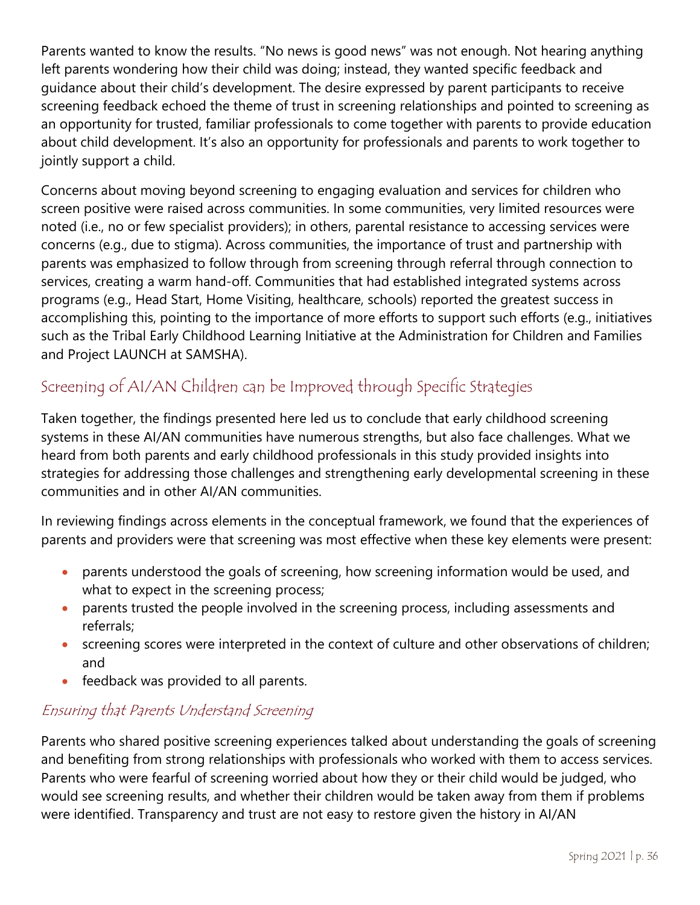Parents wanted to know the results. “No news is good news” was not enough. Not hearing anything left parents wondering how their child was doing; instead, they wanted specific feedback and guidance about their child’s development. The desire expressed by parent participants to receive screening feedback echoed the theme of trust in screening relationships and pointed to screening as an opportunity for trusted, familiar professionals to come together with parents to provide education about child development. It’s also an opportunity for professionals and parents to work together to jointly support a child.

Concerns about moving beyond screening to engaging evaluation and services for children who screen positive were raised across communities. In some communities, very limited resources were noted (i.e., no or few specialist providers); in others, parental resistance to accessing services were concerns (e.g., due to stigma). Across communities, the importance of trust and partnership with parents was emphasized to follow through from screening through referral through connection to services, creating a warm hand-off. Communities that had established integrated systems across programs (e.g., Head Start, Home Visiting, healthcare, schools) reported the greatest success in accomplishing this, pointing to the importance of more efforts to support such efforts (e.g., initiatives such as the Tribal Early Childhood Learning Initiative at the Administration for Children and Families and Project LAUNCH at SAMSHA).

## Screening of AI/AN Children can be Improved through Specific Strategies

Taken together, the findings presented here led us to conclude that early childhood screening systems in these AI/AN communities have numerous strengths, but also face challenges. What we heard from both parents and early childhood professionals in this study provided insights into strategies for addressing those challenges and strengthening early developmental screening in these communities and in other AI/AN communities.

In reviewing findings across elements in the conceptual framework, we found that the experiences of parents and providers were that screening was most effective when these key elements were present:

- parents understood the goals of screening, how screening information would be used, and what to expect in the screening process;
- parents trusted the people involved in the screening process, including assessments and referrals;
- screening scores were interpreted in the context of culture and other observations of children; and
- feedback was provided to all parents.

### *Ensuring that Parents Understand Screening*

Parents who shared positive screening experiences talked about understanding the goals of screening and benefiting from strong relationships with professionals who worked with them to access services. Parents who were fearful of screening worried about how they or their child would be judged, who would see screening results, and whether their children would be taken away from them if problems were identified. Transparency and trust are not easy to restore given the history in AI/AN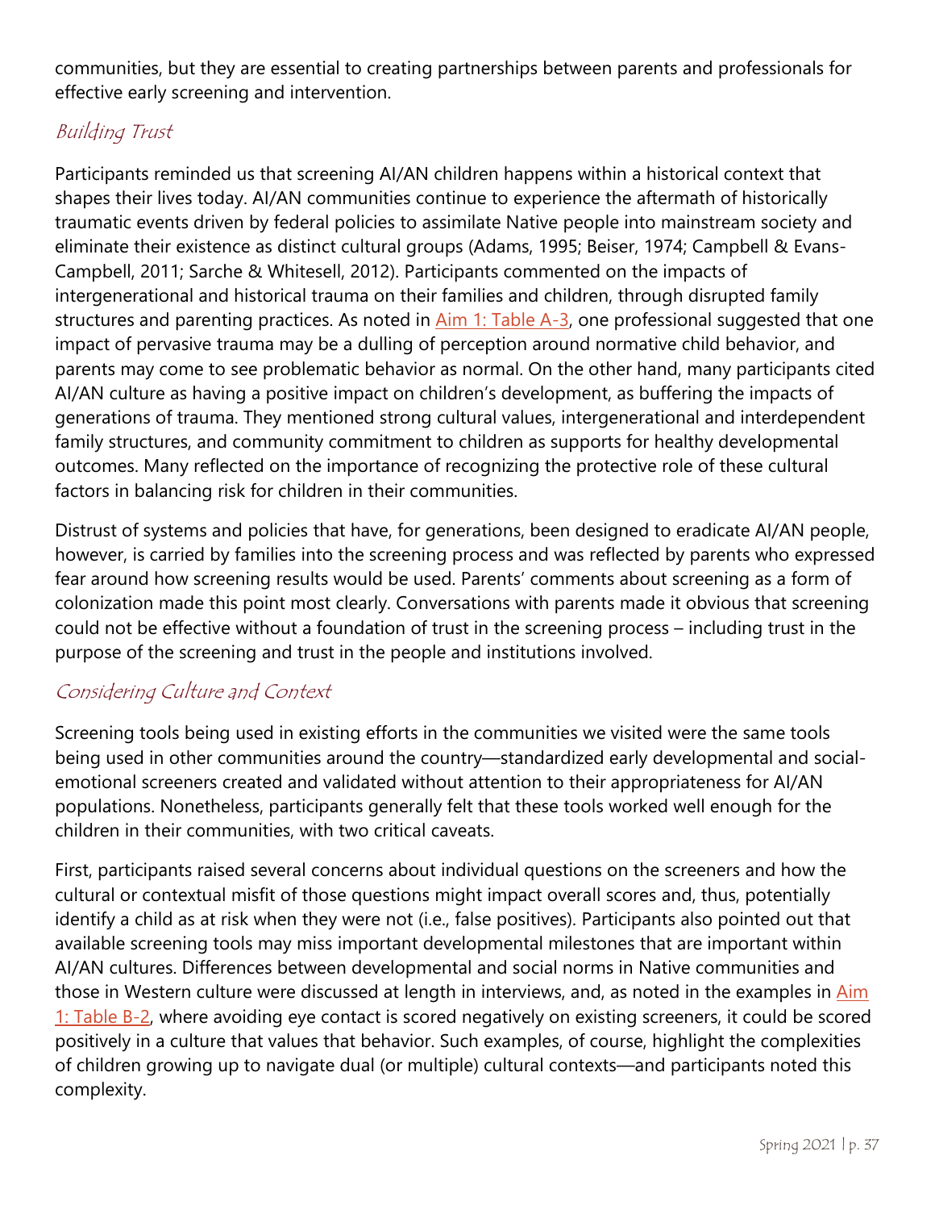communities, but they are essential to creating partnerships between parents and professionals for effective early screening and intervention.

### *Building Trust*

Participants reminded us that screening AI/AN children happens within a historical context that shapes their lives today. AI/AN communities continue to experience the aftermath of historically traumatic events driven by federal policies to assimilate Native people into mainstream society and eliminate their existence as distinct cultural groups (Adams, 1995; Beiser, 1974; Campbell & Evans-Campbell, 2011; Sarche & Whitesell, 2012). Participants commented on the impacts of intergenerational and historical trauma on their families and children, through disrupted family structures and parenting practices. As noted in Aim 1: Table A-3, one professional suggested that one impact of pervasive trauma may be a dulling of perception around normative child behavior, and parents may come to see problematic behavior as normal. On the other hand, many participants cited AI/AN culture as having a positive impact on children's development, as buffering the impacts of generations of trauma. They mentioned strong cultural values, intergenerational and interdependent family structures, and community commitment to children as supports for healthy developmental outcomes. Many reflected on the importance of recognizing the protective role of these cultural factors in balancing risk for children in their communities.

Distrust of systems and policies that have, for generations, been designed to eradicate AI/AN people, however, is carried by families into the screening process and was reflected by parents who expressed fear around how screening results would be used. Parents' comments about screening as a form of colonization made this point most clearly. Conversations with parents made it obvious that screening could not be effective without a foundation of trust in the screening process – including trust in the purpose of the screening and trust in the people and institutions involved.

### *Considering Culture and Context*

Screening tools being used in existing efforts in the communities we visited were the same tools being used in other communities around the country—standardized early developmental and social-emotional screeners created and validated without attention to their appropriateness for AI/AN populations. Nonetheless, participants generally felt that these tools worked well enough for the children in their communities, with two critical caveats.

First, participants raised several concerns about individual questions on the screeners and how the cultural or contextual misfit of those questions might impact overall scores and, thus, potentially identify a child as at risk when they were not (i.e., false positives). Participants also pointed out that available screening tools may miss important developmental milestones that are important within AI/AN cultures. Differences between developmental and social norms in Native communities and those in Western culture were discussed at length in interviews, and, as noted in the examples in Aim 1: Table B-2, where avoiding eye contact is scored negatively on existing screeners, it could be scored positively in a culture that values that behavior. Such examples, of course, highlight the complexities of children growing up to navigate dual (or multiple) cultural contexts—and participants noted this complexity.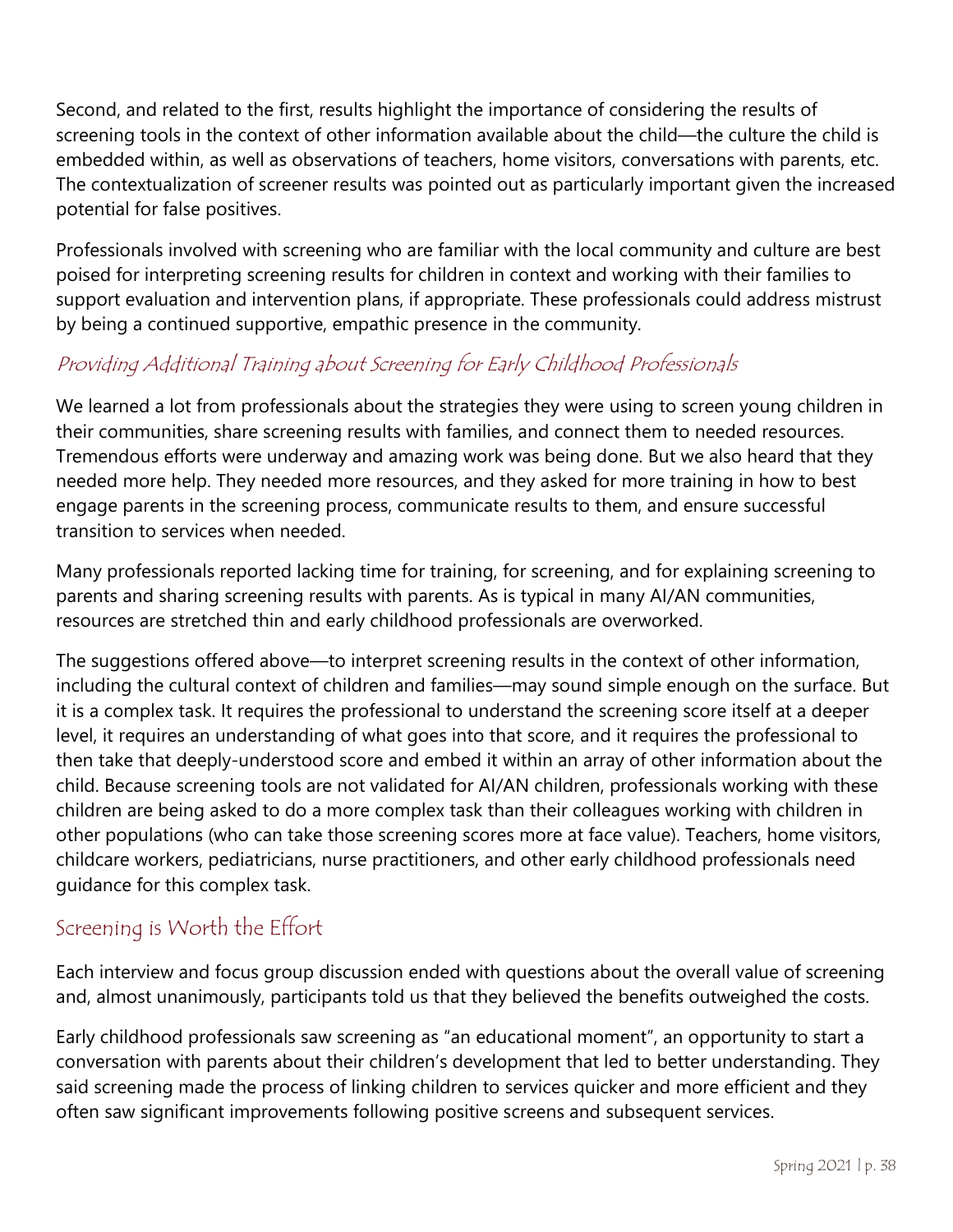Second, and related to the first, results highlight the importance of considering the results of screening tools in the context of other information available about the child—the culture the child is embedded within, as well as observations of teachers, home visitors, conversations with parents, etc. The contextualization of screener results was pointed out as particularly important given the increased potential for false positives.

Professionals involved with screening who are familiar with the local community and culture are best poised for interpreting screening results for children in context and working with their families to support evaluation and intervention plans, if appropriate. These professionals could address mistrust by being a continued supportive, empathic presence in the community.

### *Providing Additional Training about Screening for Early Childhood Professionals*

We learned a lot from professionals about the strategies they were using to screen young children in their communities, share screening results with families, and connect them to needed resources. Tremendous efforts were underway and amazing work was being done. But we also heard that they needed more help. They needed more resources, and they asked for more training in how to best engage parents in the screening process, communicate results to them, and ensure successful transition to services when needed.

Many professionals reported lacking time for training, for screening, and for explaining screening to parents and sharing screening results with parents. As is typical in many AI/AN communities, resources are stretched thin and early childhood professionals are overworked.

The suggestions offered above—to interpret screening results in the context of other information, including the cultural context of children and families—may sound simple enough on the surface. But it is a complex task. It requires the professional to understand the screening score itself at a deeper level, it requires an understanding of what goes into that score, and it requires the professional to then take that deeply-understood score and embed it within an array of other information about the child. Because screening tools are not validated for AI/AN children, professionals working with these children are being asked to do a more complex task than their colleagues working with children in other populations (who can take those screening scores more at face value). Teachers, home visitors, childcare workers, pediatricians, nurse practitioners, and other early childhood professionals need guidance for this complex task.

## Screening is Worth the Effort

Each interview and focus group discussion ended with questions about the overall value of screening and, almost unanimously, participants told us that they believed the benefits outweighed the costs.

Early childhood professionals saw screening as "an educational moment", an opportunity to start a conversation with parents about their children's development that led to better understanding. They said screening made the process of linking children to services quicker and more efficient and they often saw significant improvements following positive screens and subsequent services.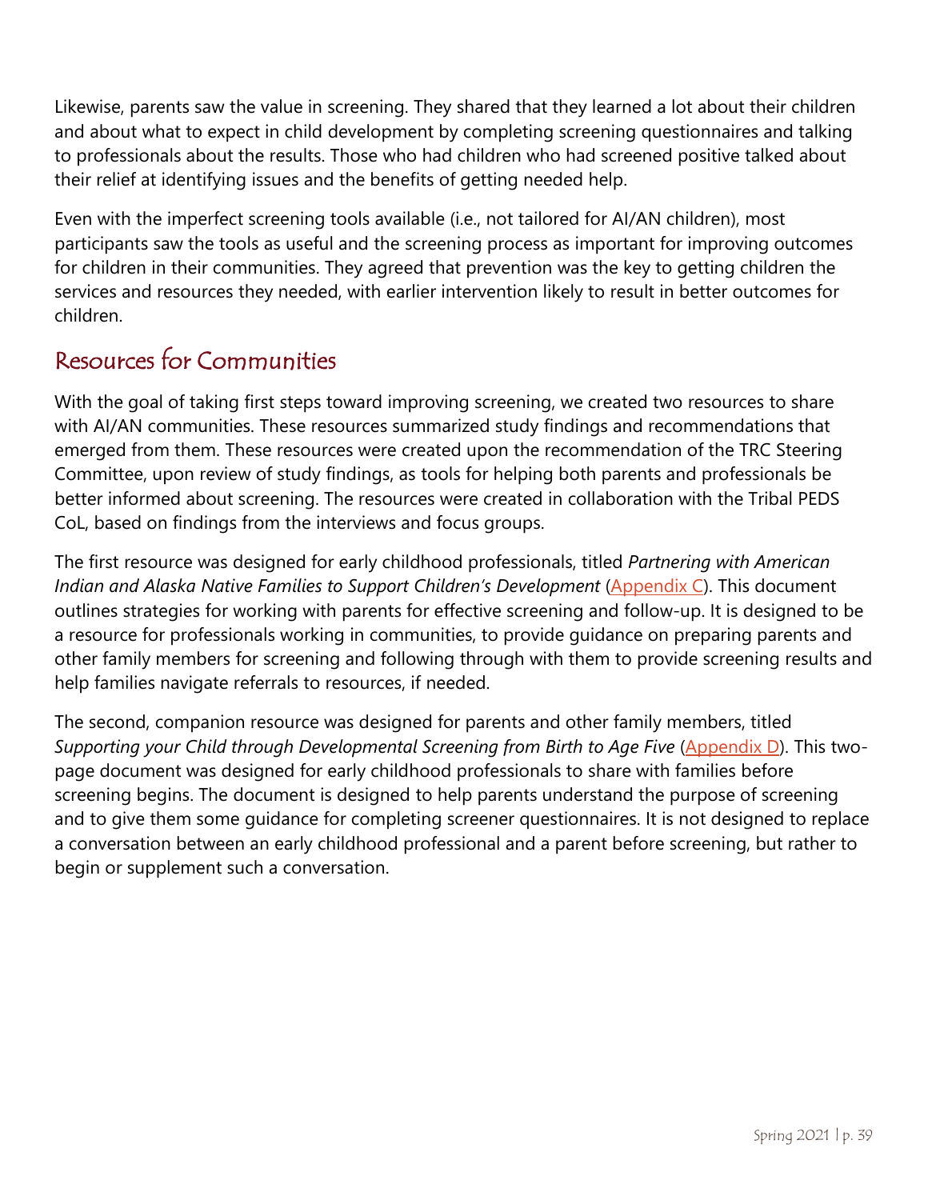Likewise, parents saw the value in screening. They shared that they learned a lot about their children and about what to expect in child development by completing screening questionnaires and talking to professionals about the results. Those who had children who had screened positive talked about their relief at identifying issues and the benefits of getting needed help.

Even with the imperfect screening tools available (i.e., not tailored for AI/AN children), most participants saw the tools as useful and the screening process as important for improving outcomes for children in their communities. They agreed that prevention was the key to getting children the services and resources they needed, with earlier intervention likely to result in better outcomes for children.

## Resources for Communities

With the goal of taking first steps toward improving screening, we created two resources to share with AI/AN communities. These resources summarized study findings and recommendations that emerged from them. These resources were created upon the recommendation of the TRC Steering Committee, upon review of study findings, as tools for helping both parents and professionals be better informed about screening. The resources were created in collaboration with the Tribal PEDS CoL, based on findings from the interviews and focus groups.

The first resource was designed for early childhood professionals, titled *Partnering with American Indian and Alaska Native Families to Support Children's Development* (Appendix C). This document outlines strategies for working with parents for effective screening and follow-up. It is designed to be a resource for professionals working in communities, to provide guidance on preparing parents and other family members for screening and following through with them to provide screening results and help families navigate referrals to resources, if needed.

The second, companion resource was designed for parents and other family members, titled *Supporting your Child through Developmental Screening from Birth to Age Five* (Appendix D). This two-page document was designed for early childhood professionals to share with families before screening begins. The document is designed to help parents understand the purpose of screening and to give them some guidance for completing screener questionnaires. It is not designed to replace a conversation between an early childhood professional and a parent before screening, but rather to begin or supplement such a conversation.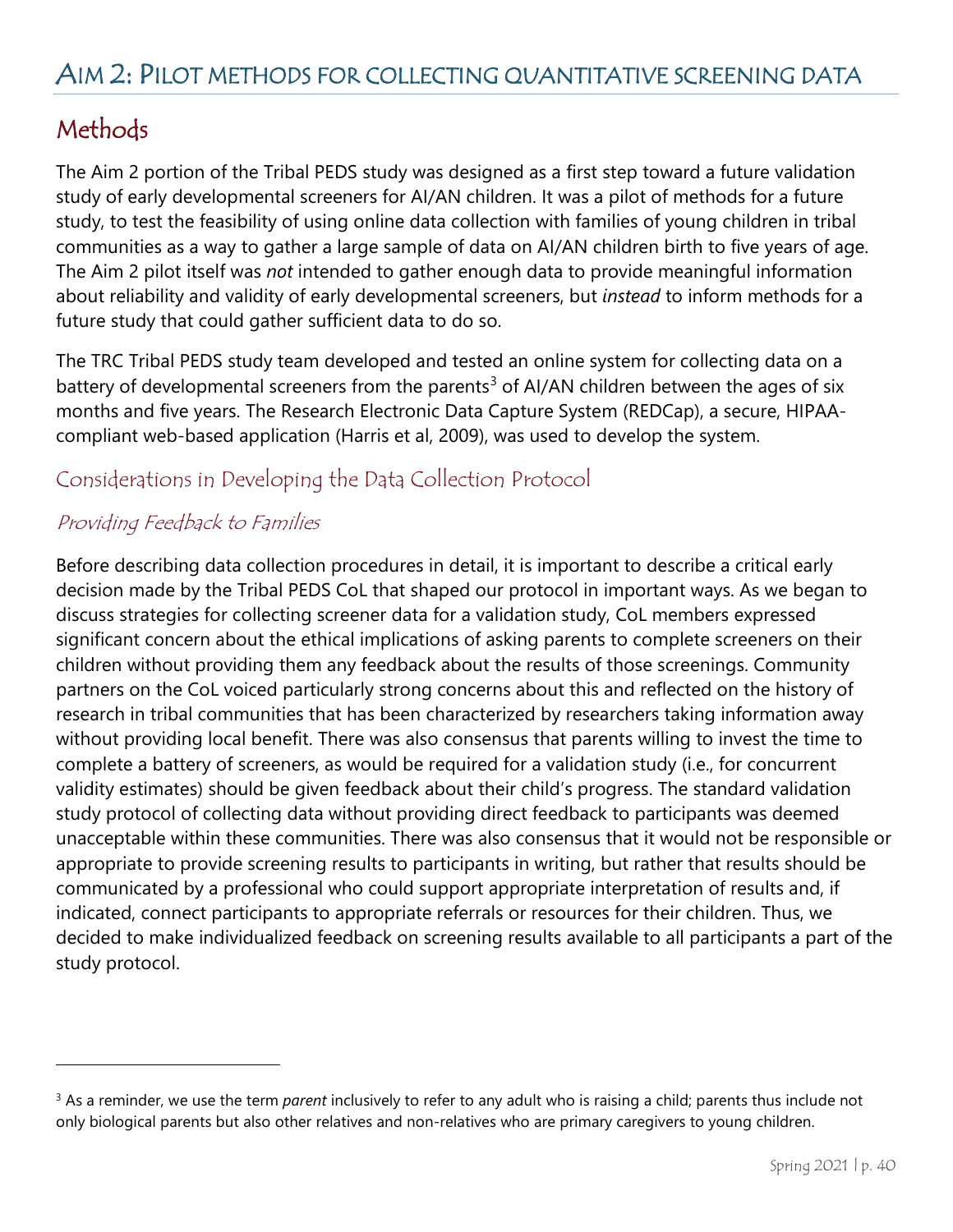# AIM 2: PILOT METHODS FOR COLLECTING QUANTITATIVE SCREENING DATA

## Methods

The Aim 2 portion of the Tribal PEDS study was designed as a first step toward a future validation study of early developmental screeners for AI/AN children. It was a pilot of methods for a future study, to test the feasibility of using online data collection with families of young children in tribal communities as a way to gather a large sample of data on AI/AN children birth to five years of age. The Aim 2 pilot itself was *not* intended to gather enough data to provide meaningful information about reliability and validity of early developmental screeners, but *instead* to inform methods for a future study that could gather sufficient data to do so.

The TRC Tribal PEDS study team developed and tested an online system for collecting data on a battery of developmental screeners from the parents[3] of AI/AN children between the ages of six months and five years. The Research Electronic Data Capture System (REDCap), a secure, HIPAA-compliant web-based application (Harris et al, 2009), was used to develop the system.

### Considerations in Developing the Data Collection Protocol

#### *Providing Feedback to Families*

Before describing data collection procedures in detail, it is important to describe a critical early decision made by the Tribal PEDS CoL that shaped our protocol in important ways. As we began to discuss strategies for collecting screener data for a validation study, CoL members expressed significant concern about the ethical implications of asking parents to complete screeners on their children without providing them any feedback about the results of those screenings. Community partners on the CoL voiced particularly strong concerns about this and reflected on the history of research in tribal communities that has been characterized by researchers taking information away without providing local benefit. There was also consensus that parents willing to invest the time to complete a battery of screeners, as would be required for a validation study (i.e., for concurrent validity estimates) should be given feedback about their child's progress. The standard validation study protocol of collecting data without providing direct feedback to participants was deemed unacceptable within these communities. There was also consensus that it would not be responsible or appropriate to provide screening results to participants in writing, but rather that results should be communicated by a professional who could support appropriate interpretation of results and, if indicated, connect participants to appropriate referrals or resources for their children. Thus, we decided to make individualized feedback on screening results available to all participants a part of the study protocol.

---

[3] As a reminder, we use the term *parent* inclusively to refer to any adult who is raising a child; parents thus include not only biological parents but also other relatives and non-relatives who are primary caregivers to young children.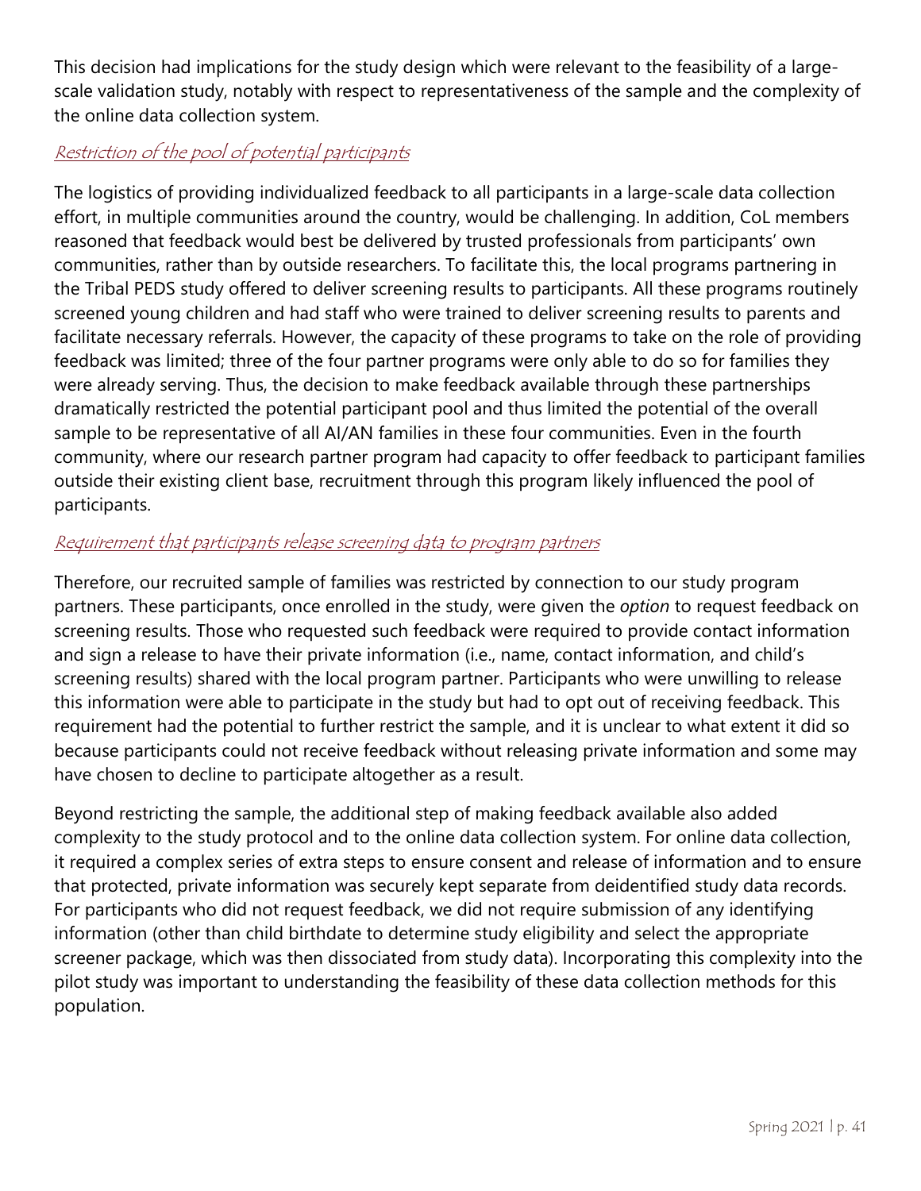This decision had implications for the study design which were relevant to the feasibility of a large-scale validation study, notably with respect to representativeness of the sample and the complexity of the online data collection system.

### Restriction of the pool of potential participants

The logistics of providing individualized feedback to all participants in a large-scale data collection effort, in multiple communities around the country, would be challenging. In addition, CoL members reasoned that feedback would best be delivered by trusted professionals from participants' own communities, rather than by outside researchers. To facilitate this, the local programs partnering in the Tribal PEDS study offered to deliver screening results to participants. All these programs routinely screened young children and had staff who were trained to deliver screening results to parents and facilitate necessary referrals. However, the capacity of these programs to take on the role of providing feedback was limited; three of the four partner programs were only able to do so for families they were already serving. Thus, the decision to make feedback available through these partnerships dramatically restricted the potential participant pool and thus limited the potential of the overall sample to be representative of all AI/AN families in these four communities. Even in the fourth community, where our research partner program had capacity to offer feedback to participant families outside their existing client base, recruitment through this program likely influenced the pool of participants.

### Requirement that participants release screening data to program partners

Therefore, our recruited sample of families was restricted by connection to our study program partners. These participants, once enrolled in the study, were given the *option* to request feedback on screening results. Those who requested such feedback were required to provide contact information and sign a release to have their private information (i.e., name, contact information, and child's screening results) shared with the local program partner. Participants who were unwilling to release this information were able to participate in the study but had to opt out of receiving feedback. This requirement had the potential to further restrict the sample, and it is unclear to what extent it did so because participants could not receive feedback without releasing private information and some may have chosen to decline to participate altogether as a result.

Beyond restricting the sample, the additional step of making feedback available also added complexity to the study protocol and to the online data collection system. For online data collection, it required a complex series of extra steps to ensure consent and release of information and to ensure that protected, private information was securely kept separate from deidentified study data records. For participants who did not request feedback, we did not require submission of any identifying information (other than child birthdate to determine study eligibility and select the appropriate screener package, which was then dissociated from study data). Incorporating this complexity into the pilot study was important to understanding the feasibility of these data collection methods for this population.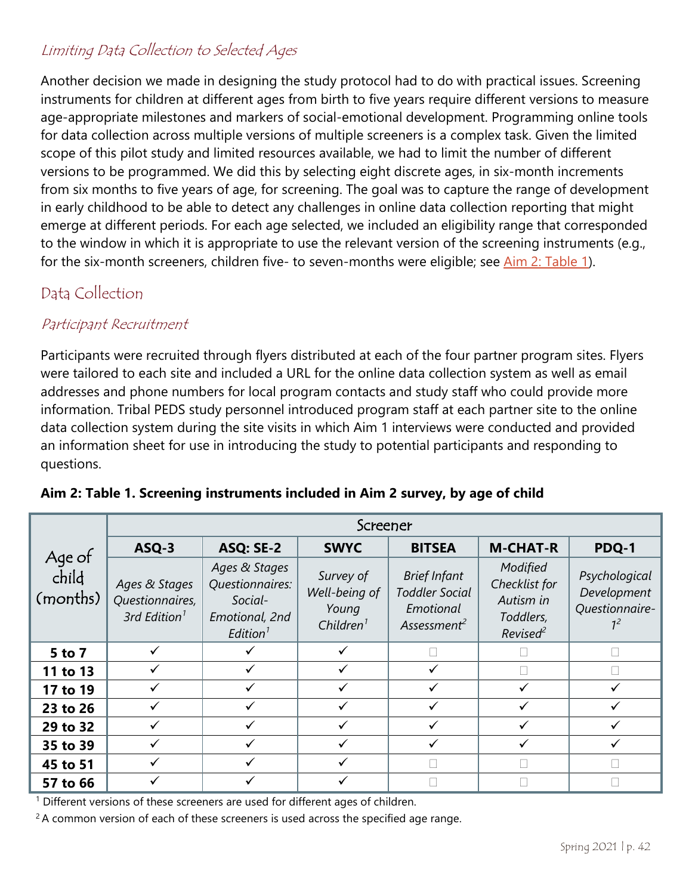### *Limiting Data Collection to Selected Ages*

Another decision we made in designing the study protocol had to do with practical issues. Screening instruments for children at different ages from birth to five years require different versions to measure age-appropriate milestones and markers of social-emotional development. Programming online tools for data collection across multiple versions of multiple screeners is a complex task. Given the limited scope of this pilot study and limited resources available, we had to limit the number of different versions to be programmed. We did this by selecting eight discrete ages, in six-month increments from six months to five years of age, for screening. The goal was to capture the range of development in early childhood to be able to detect any challenges in online data collection reporting that might emerge at different periods. For each age selected, we included an eligibility range that corresponded to the window in which it is appropriate to use the relevant version of the screening instruments (e.g., for the six-month screeners, children five- to seven-months were eligible; see Aim 2: Table 1).

## Data Collection

### *Participant Recruitment*

Participants were recruited through flyers distributed at each of the four partner program sites. Flyers were tailored to each site and included a URL for the online data collection system as well as email addresses and phone numbers for local program contacts and study staff who could provide more information. Tribal PEDS study personnel introduced program staff at each partner site to the online data collection system during the site visits in which Aim 1 interviews were conducted and provided an information sheet for use in introducing the study to potential participants and responding to questions.

**Aim 2: Table 1. Screening instruments included in Aim 2 survey, by age of child**

| Age of child (months) | Screener | | | | | |
|---|---|---|---|---|---|---|
| | **ASQ-3** | **ASQ: SE-2** | **SWYC** | **BITSEA** | **M-CHAT-R** | **PDQ-1** |
| | *Ages & Stages Questionnaires, 3rd Edition*[1] | *Ages & Stages Questionnaires: Social-Emotional, 2nd Edition*[1] | *Survey of Well-being of Young Children*[1] | *Brief Infant Toddler Social Emotional Assessment*[2] | *Modified Checklist for Autism in Toddlers, Revised*[2] | *Psychological Development Questionnaire-1*[2] |
| **5 to 7** | ✓ | ✓ | ✓ | | | |
| **11 to 13** | ✓ | ✓ | ✓ | ✓ | | |
| **17 to 19** | ✓ | ✓ | ✓ | ✓ | ✓ | ✓ |
| **23 to 26** | ✓ | ✓ | ✓ | ✓ | ✓ | ✓ |
| **29 to 32** | ✓ | ✓ | ✓ | ✓ | ✓ | ✓ |
| **35 to 39** | ✓ | ✓ | ✓ | ✓ | ✓ | ✓ |
| **45 to 51** | ✓ | ✓ | ✓ | | | |
| **57 to 66** | ✓ | ✓ | ✓ | | | |

[1] Different versions of these screeners are used for different ages of children.

[2] A common version of each of these screeners is used across the specified age range.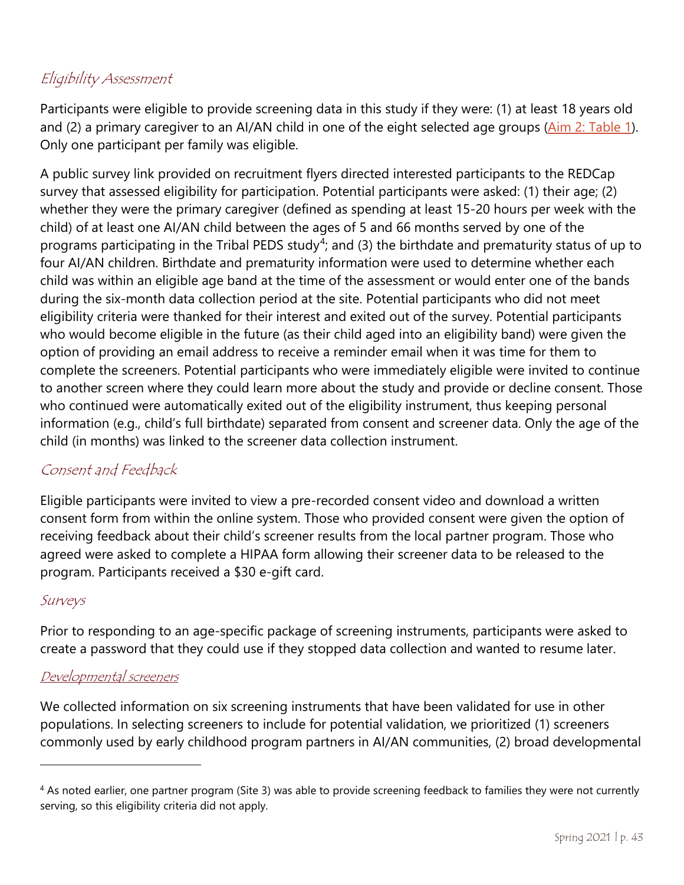### *Eligibility Assessment*

Participants were eligible to provide screening data in this study if they were: (1) at least 18 years old and (2) a primary caregiver to an AI/AN child in one of the eight selected age groups (Aim 2: Table 1). Only one participant per family was eligible.

A public survey link provided on recruitment flyers directed interested participants to the REDCap survey that assessed eligibility for participation. Potential participants were asked: (1) their age; (2) whether they were the primary caregiver (defined as spending at least 15-20 hours per week with the child) of at least one AI/AN child between the ages of 5 and 66 months served by one of the programs participating in the Tribal PEDS study[4]; and (3) the birthdate and prematurity status of up to four AI/AN children. Birthdate and prematurity information were used to determine whether each child was within an eligible age band at the time of the assessment or would enter one of the bands during the six-month data collection period at the site. Potential participants who did not meet eligibility criteria were thanked for their interest and exited out of the survey. Potential participants who would become eligible in the future (as their child aged into an eligibility band) were given the option of providing an email address to receive a reminder email when it was time for them to complete the screeners. Potential participants who were immediately eligible were invited to continue to another screen where they could learn more about the study and provide or decline consent. Those who continued were automatically exited out of the eligibility instrument, thus keeping personal information (e.g., child's full birthdate) separated from consent and screener data. Only the age of the child (in months) was linked to the screener data collection instrument.

### *Consent and Feedback*

Eligible participants were invited to view a pre-recorded consent video and download a written consent form from within the online system. Those who provided consent were given the option of receiving feedback about their child's screener results from the local partner program. Those who agreed were asked to complete a HIPAA form allowing their screener data to be released to the program. Participants received a $30 e-gift card.

### *Surveys*

Prior to responding to an age-specific package of screening instruments, participants were asked to create a password that they could use if they stopped data collection and wanted to resume later.

#### *Developmental screeners*

We collected information on six screening instruments that have been validated for use in other populations. In selecting screeners to include for potential validation, we prioritized (1) screeners commonly used by early childhood program partners in AI/AN communities, (2) broad developmental

[4] As noted earlier, one partner program (Site 3) was able to provide screening feedback to families they were not currently serving, so this eligibility criteria did not apply.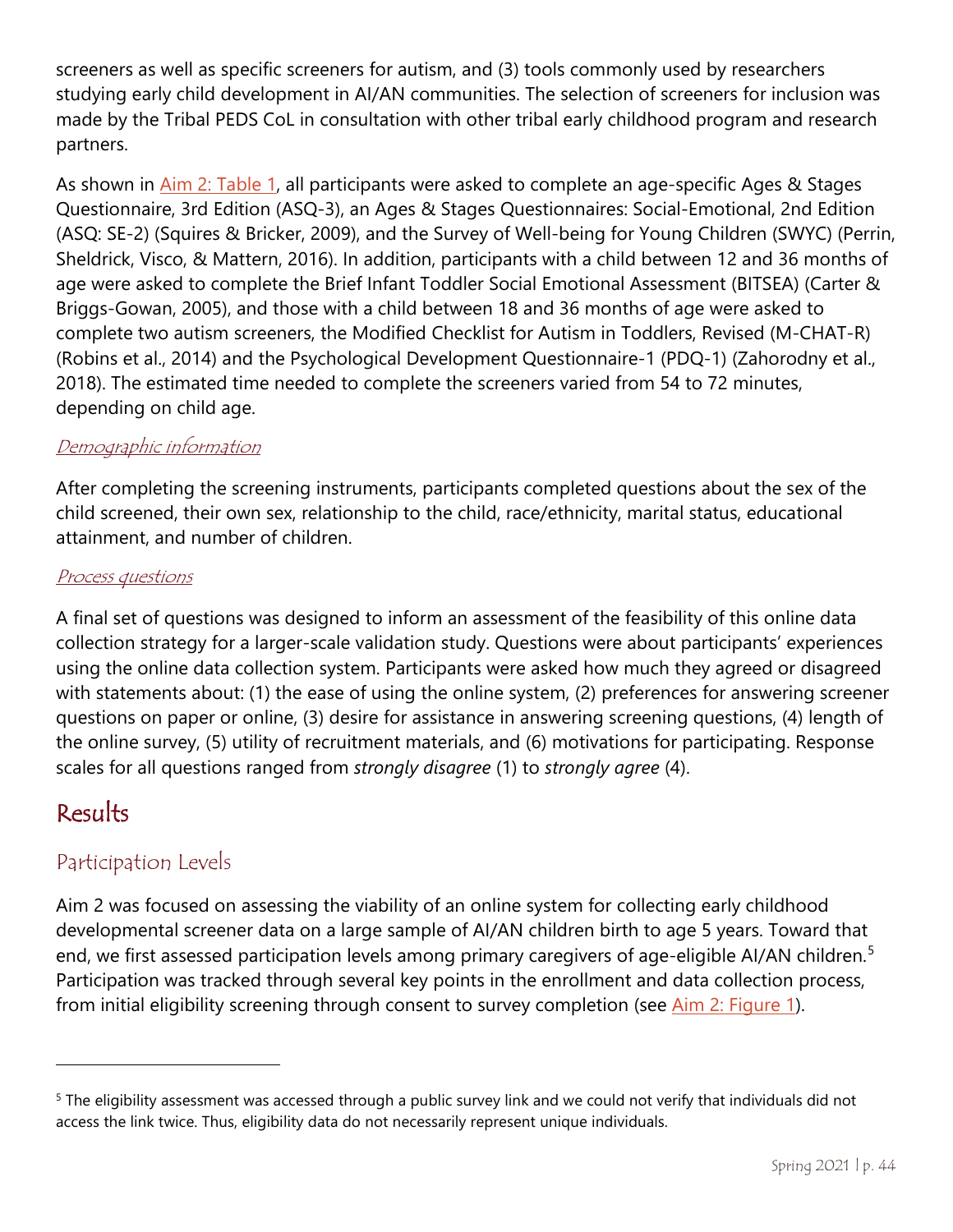screeners as well as specific screeners for autism, and (3) tools commonly used by researchers studying early child development in AI/AN communities. The selection of screeners for inclusion was made by the Tribal PEDS CoL in consultation with other tribal early childhood program and research partners.

As shown in Aim 2: Table 1, all participants were asked to complete an age-specific Ages & Stages Questionnaire, 3rd Edition (ASQ-3), an Ages & Stages Questionnaires: Social-Emotional, 2nd Edition (ASQ: SE-2) (Squires & Bricker, 2009), and the Survey of Well-being for Young Children (SWYC) (Perrin, Sheldrick, Visco, & Mattern, 2016). In addition, participants with a child between 12 and 36 months of age were asked to complete the Brief Infant Toddler Social Emotional Assessment (BITSEA) (Carter & Briggs-Gowan, 2005), and those with a child between 18 and 36 months of age were asked to complete two autism screeners, the Modified Checklist for Autism in Toddlers, Revised (M-CHAT-R) (Robins et al., 2014) and the Psychological Development Questionnaire-1 (PDQ-1) (Zahorodny et al., 2018). The estimated time needed to complete the screeners varied from 54 to 72 minutes, depending on child age.

#### *Demographic information*

After completing the screening instruments, participants completed questions about the sex of the child screened, their own sex, relationship to the child, race/ethnicity, marital status, educational attainment, and number of children.

#### *Process questions*

A final set of questions was designed to inform an assessment of the feasibility of this online data collection strategy for a larger-scale validation study. Questions were about participants' experiences using the online data collection system. Participants were asked how much they agreed or disagreed with statements about: (1) the ease of using the online system, (2) preferences for answering screener questions on paper or online, (3) desire for assistance in answering screening questions, (4) length of the online survey, (5) utility of recruitment materials, and (6) motivations for participating. Response scales for all questions ranged from *strongly disagree* (1) to *strongly agree* (4).

# Results

## Participation Levels

Aim 2 was focused on assessing the viability of an online system for collecting early childhood developmental screener data on a large sample of AI/AN children birth to age 5 years. Toward that end, we first assessed participation levels among primary caregivers of age-eligible AI/AN children.[5] Participation was tracked through several key points in the enrollment and data collection process, from initial eligibility screening through consent to survey completion (see Aim 2: Figure 1).

[5] The eligibility assessment was accessed through a public survey link and we could not verify that individuals did not access the link twice. Thus, eligibility data do not necessarily represent unique individuals.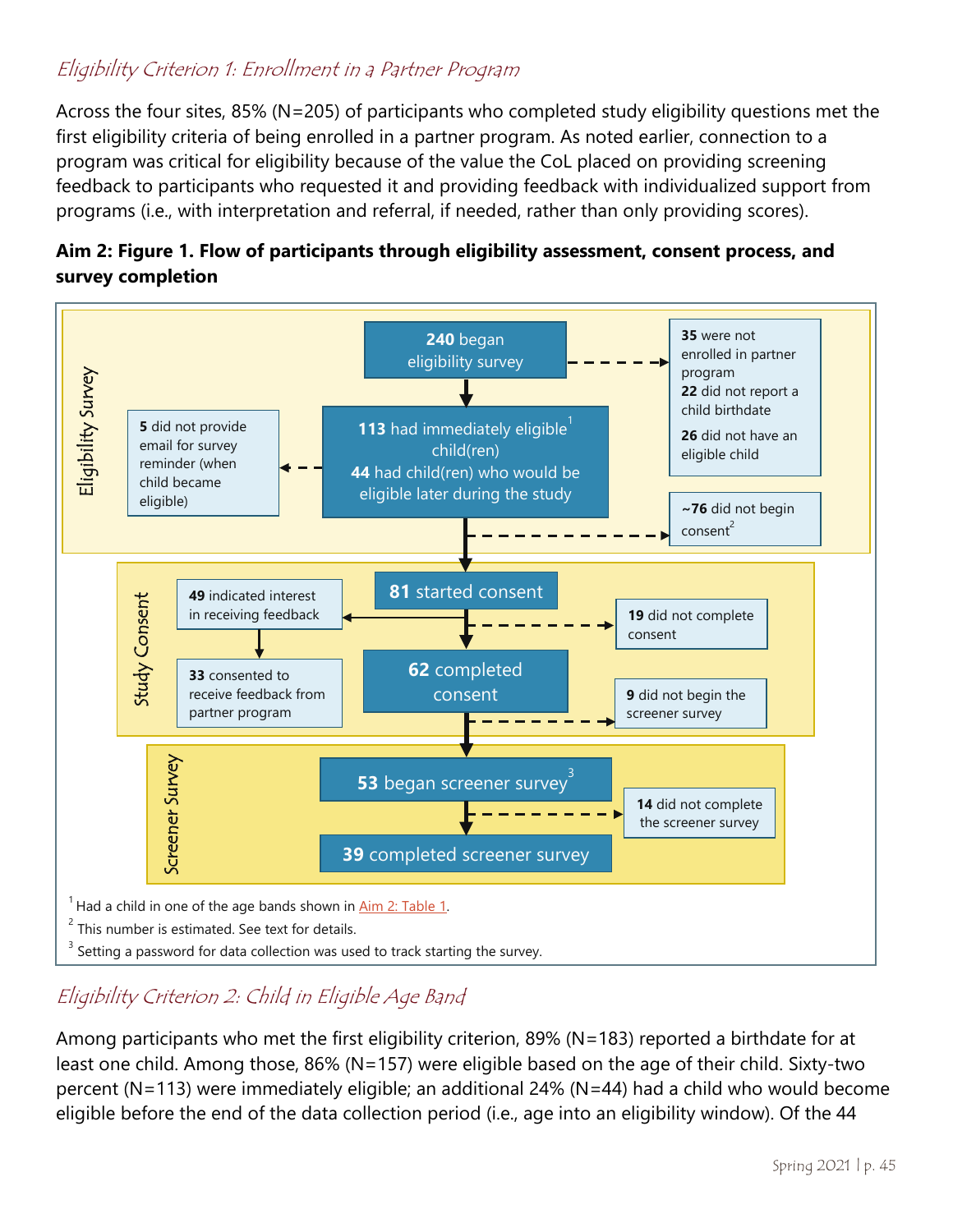### *Eligibility Criterion 1: Enrollment in a Partner Program*

Across the four sites, 85% (N=205) of participants who completed study eligibility questions met the first eligibility criteria of being enrolled in a partner program. As noted earlier, connection to a program was critical for eligibility because of the value the CoL placed on providing screening feedback to participants who requested it and providing feedback with individualized support from programs (i.e., with interpretation and referral, if needed, rather than only providing scores).

**Aim 2: Figure 1. Flow of participants through eligibility assessment, consent process, and survey completion**

**Eligibility Survey**

- **240** began eligibility survey
  - → **35** were not enrolled in partner program; **22** did not report a child birthdate; **26** did not have an eligible child
- **113** had immediately eligible[1] child(ren); **44** had child(ren) who would be eligible later during the study
  - → **5** did not provide email for survey reminder (when child became eligible)
  - → **~76** did not begin consent[2]

**Study Consent**

- **81** started consent
  - → **49** indicated interest in receiving feedback → **33** consented to receive feedback from partner program
  - → **19** did not complete consent
- **62** completed consent
  - → **9** did not begin the screener survey

**Screener Survey**

- **53** began screener survey[3]
  - → **14** did not complete the screener survey
- **39** completed screener survey

[1] Had a child in one of the age bands shown in Aim 2: Table 1.
[2] This number is estimated. See text for details.
[3] Setting a password for data collection was used to track starting the survey.

### *Eligibility Criterion 2: Child in Eligible Age Band*

Among participants who met the first eligibility criterion, 89% (N=183) reported a birthdate for at least one child. Among those, 86% (N=157) were eligible based on the age of their child. Sixty-two percent (N=113) were immediately eligible; an additional 24% (N=44) had a child who would become eligible before the end of the data collection period (i.e., age into an eligibility window). Of the 44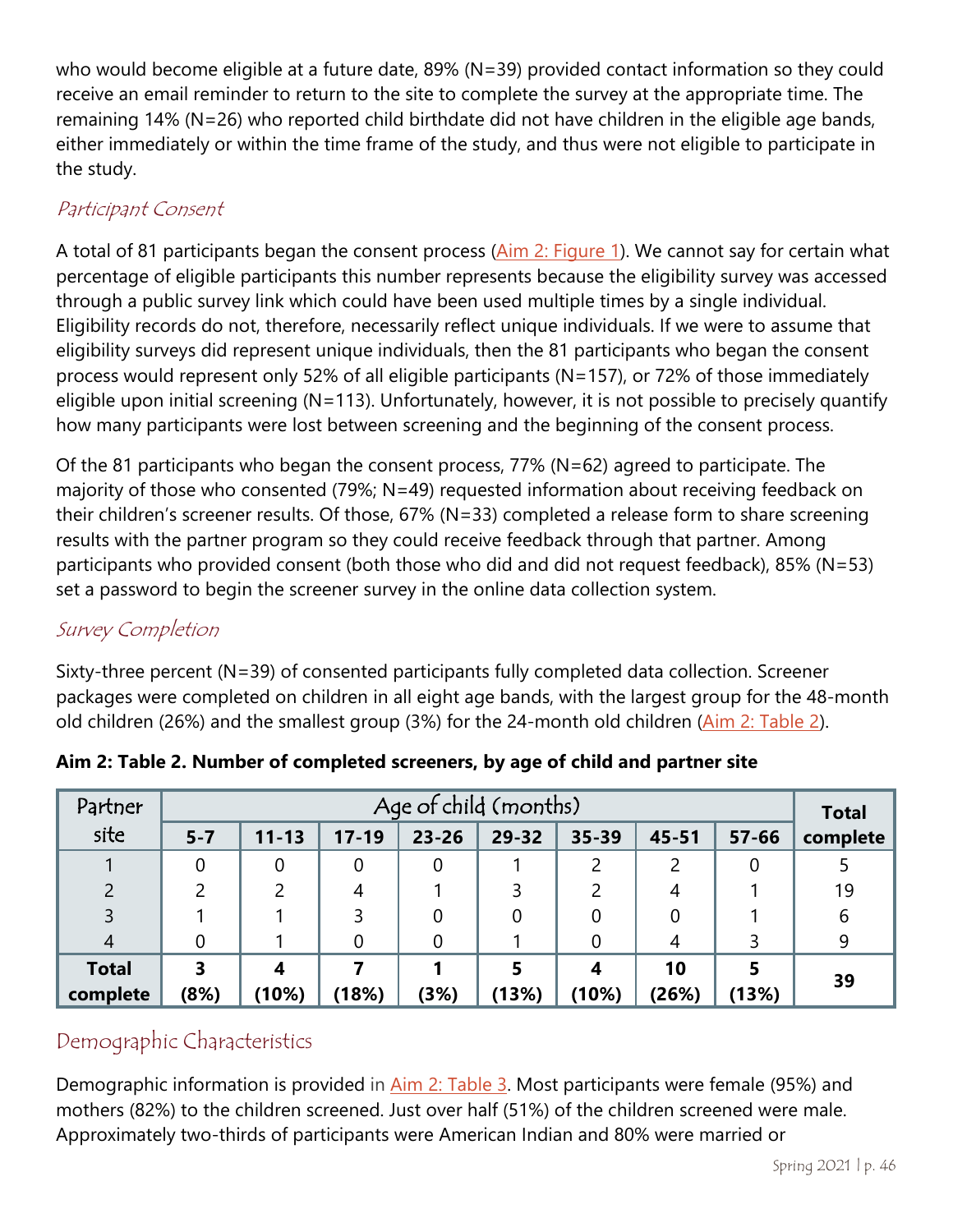who would become eligible at a future date, 89% (N=39) provided contact information so they could receive an email reminder to return to the site to complete the survey at the appropriate time. The remaining 14% (N=26) who reported child birthdate did not have children in the eligible age bands, either immediately or within the time frame of the study, and thus were not eligible to participate in the study.

### *Participant Consent*

A total of 81 participants began the consent process (Aim 2: Figure 1). We cannot say for certain what percentage of eligible participants this number represents because the eligibility survey was accessed through a public survey link which could have been used multiple times by a single individual. Eligibility records do not, therefore, necessarily reflect unique individuals. If we were to assume that eligibility surveys did represent unique individuals, then the 81 participants who began the consent process would represent only 52% of all eligible participants (N=157), or 72% of those immediately eligible upon initial screening (N=113). Unfortunately, however, it is not possible to precisely quantify how many participants were lost between screening and the beginning of the consent process.

Of the 81 participants who began the consent process, 77% (N=62) agreed to participate. The majority of those who consented (79%; N=49) requested information about receiving feedback on their children's screener results. Of those, 67% (N=33) completed a release form to share screening results with the partner program so they could receive feedback through that partner. Among participants who provided consent (both those who did and did not request feedback), 85% (N=53) set a password to begin the screener survey in the online data collection system.

### *Survey Completion*

Sixty-three percent (N=39) of consented participants fully completed data collection. Screener packages were completed on children in all eight age bands, with the largest group for the 48-month old children (26%) and the smallest group (3%) for the 24-month old children (Aim 2: Table 2).

**Aim 2: Table 2. Number of completed screeners, by age of child and partner site**

| Partner site | Age of child (months) | | | | | | | | Total complete |
|---|---|---|---|---|---|---|---|---|---|
| | **5-7** | **11-13** | **17-19** | **23-26** | **29-32** | **35-39** | **45-51** | **57-66** | |
| 1 | 0 | 0 | 0 | 0 | 1 | 2 | 2 | 0 | 5 |
| 2 | 2 | 2 | 4 | 1 | 3 | 2 | 4 | 1 | 19 |
| 3 | 1 | 1 | 3 | 0 | 0 | 0 | 0 | 1 | 6 |
| 4 | 0 | 1 | 0 | 0 | 1 | 0 | 4 | 3 | 9 |
| **Total complete** | **3 (8%)** | **4 (10%)** | **7 (18%)** | **1 (3%)** | **5 (13%)** | **4 (10%)** | **10 (26%)** | **5 (13%)** | **39** |

## Demographic Characteristics

Demographic information is provided in Aim 2: Table 3. Most participants were female (95%) and mothers (82%) to the children screened. Just over half (51%) of the children screened were male. Approximately two-thirds of participants were American Indian and 80% were married or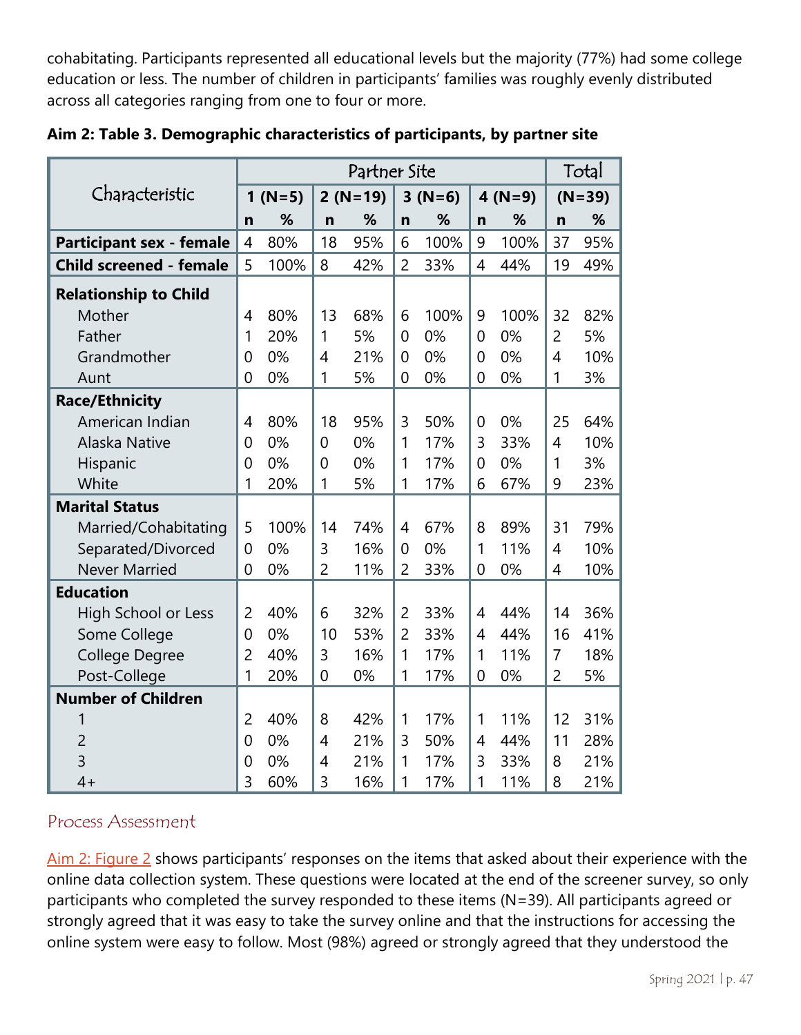cohabitating. Participants represented all educational levels but the majority (77%) had some college education or less. The number of children in participants' families was roughly evenly distributed across all categories ranging from one to four or more.

**Aim 2: Table 3. Demographic characteristics of participants, by partner site**

| Characteristic | Partner Site | | | | | | | | Total | |
|---|---|---|---|---|---|---|---|---|---|---|
| | 1 (N=5) | | 2 (N=19) | | 3 (N=6) | | 4 (N=9) | | (N=39) | |
| | n | % | n | % | n | % | n | % | n | % |
| **Participant sex - female** | 4 | 80% | 18 | 95% | 6 | 100% | 9 | 100% | 37 | 95% |
| **Child screened - female** | 5 | 100% | 8 | 42% | 2 | 33% | 4 | 44% | 19 | 49% |
| **Relationship to Child** | | | | | | | | | | |
| Mother | 4 | 80% | 13 | 68% | 6 | 100% | 9 | 100% | 32 | 82% |
| Father | 1 | 20% | 1 | 5% | 0 | 0% | 0 | 0% | 2 | 5% |
| Grandmother | 0 | 0% | 4 | 21% | 0 | 0% | 0 | 0% | 4 | 10% |
| Aunt | 0 | 0% | 1 | 5% | 0 | 0% | 0 | 0% | 1 | 3% |
| **Race/Ethnicity** | | | | | | | | | | |
| American Indian | 4 | 80% | 18 | 95% | 3 | 50% | 0 | 0% | 25 | 64% |
| Alaska Native | 0 | 0% | 0 | 0% | 1 | 17% | 3 | 33% | 4 | 10% |
| Hispanic | 0 | 0% | 0 | 0% | 1 | 17% | 0 | 0% | 1 | 3% |
| White | 1 | 20% | 1 | 5% | 1 | 17% | 6 | 67% | 9 | 23% |
| **Marital Status** | | | | | | | | | | |
| Married/Cohabitating | 5 | 100% | 14 | 74% | 4 | 67% | 8 | 89% | 31 | 79% |
| Separated/Divorced | 0 | 0% | 3 | 16% | 0 | 0% | 1 | 11% | 4 | 10% |
| Never Married | 0 | 0% | 2 | 11% | 2 | 33% | 0 | 0% | 4 | 10% |
| **Education** | | | | | | | | | | |
| High School or Less | 2 | 40% | 6 | 32% | 2 | 33% | 4 | 44% | 14 | 36% |
| Some College | 0 | 0% | 10 | 53% | 2 | 33% | 4 | 44% | 16 | 41% |
| College Degree | 2 | 40% | 3 | 16% | 1 | 17% | 1 | 11% | 7 | 18% |
| Post-College | 1 | 20% | 0 | 0% | 1 | 17% | 0 | 0% | 2 | 5% |
| **Number of Children** | | | | | | | | | | |
| 1 | 2 | 40% | 8 | 42% | 1 | 17% | 1 | 11% | 12 | 31% |
| 2 | 0 | 0% | 4 | 21% | 3 | 50% | 4 | 44% | 11 | 28% |
| 3 | 0 | 0% | 4 | 21% | 1 | 17% | 3 | 33% | 8 | 21% |
| 4+ | 3 | 60% | 3 | 16% | 1 | 17% | 1 | 11% | 8 | 21% |

## Process Assessment

Aim 2: Figure 2 shows participants' responses on the items that asked about their experience with the online data collection system. These questions were located at the end of the screener survey, so only participants who completed the survey responded to these items (N=39). All participants agreed or strongly agreed that it was easy to take the survey online and that the instructions for accessing the online system were easy to follow. Most (98%) agreed or strongly agreed that they understood the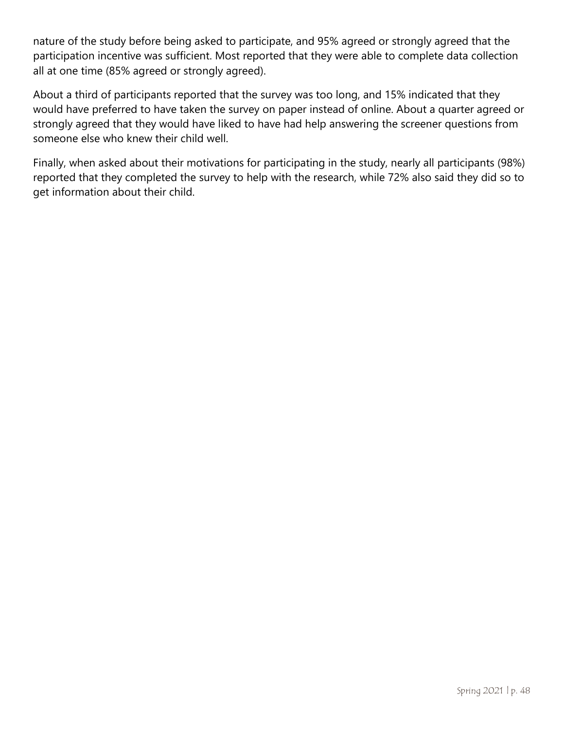nature of the study before being asked to participate, and 95% agreed or strongly agreed that the participation incentive was sufficient. Most reported that they were able to complete data collection all at one time (85% agreed or strongly agreed).

About a third of participants reported that the survey was too long, and 15% indicated that they would have preferred to have taken the survey on paper instead of online. About a quarter agreed or strongly agreed that they would have liked to have had help answering the screener questions from someone else who knew their child well.

Finally, when asked about their motivations for participating in the study, nearly all participants (98%) reported that they completed the survey to help with the research, while 72% also said they did so to get information about their child.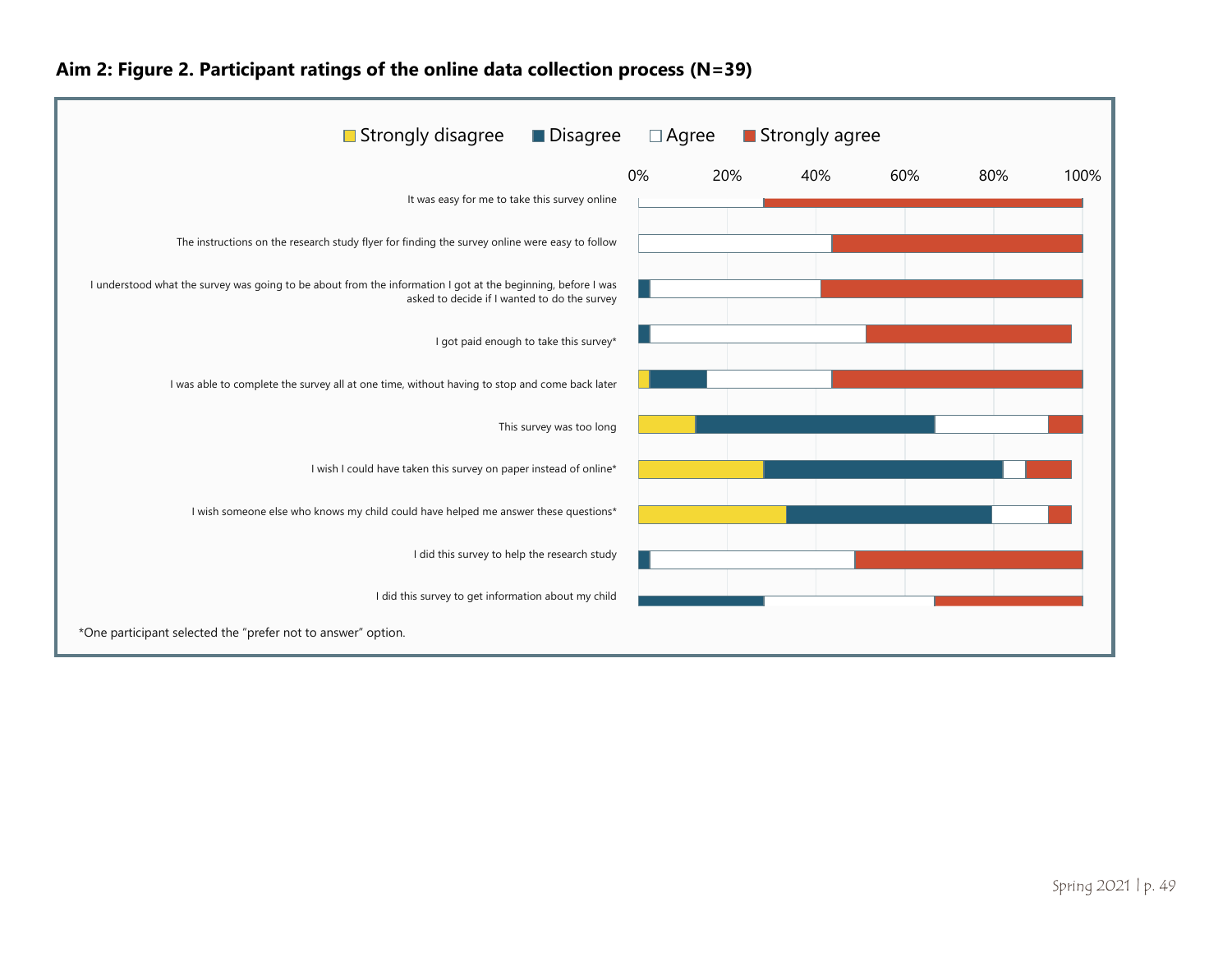**Aim 2: Figure 2. Participant ratings of the online data collection process (N=39)**

Strongly disagree | Disagree | Agree | Strongly agree

0% 20% 40% 60% 80% 100%

It was easy for me to take this survey online

The instructions on the research study flyer for finding the survey online were easy to follow

I understood what the survey was going to be about from the information I got at the beginning, before I was asked to decide if I wanted to do the survey

I got paid enough to take this survey*

I was able to complete the survey all at one time, without having to stop and come back later

This survey was too long

I wish I could have taken this survey on paper instead of online*

I wish someone else who knows my child could have helped me answer these questions*

I did this survey to help the research study

I did this survey to get information about my child

*One participant selected the "prefer not to answer" option.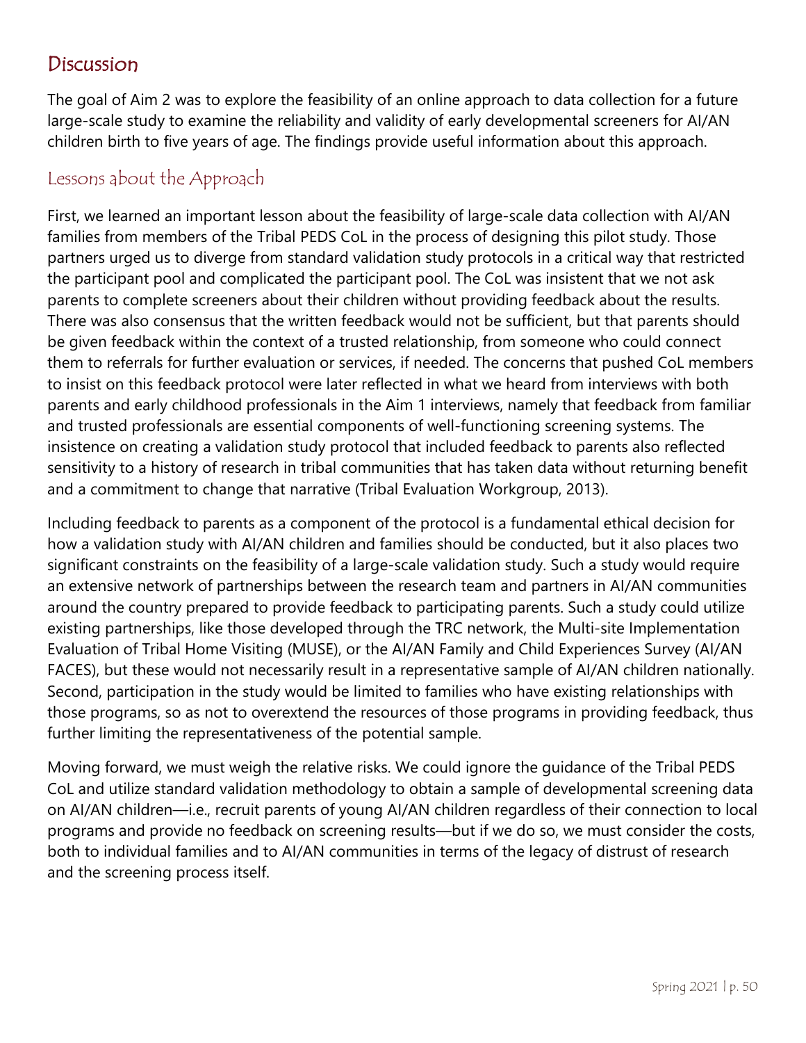## Discussion

The goal of Aim 2 was to explore the feasibility of an online approach to data collection for a future large-scale study to examine the reliability and validity of early developmental screeners for AI/AN children birth to five years of age. The findings provide useful information about this approach.

### Lessons about the Approach

First, we learned an important lesson about the feasibility of large-scale data collection with AI/AN families from members of the Tribal PEDS CoL in the process of designing this pilot study. Those partners urged us to diverge from standard validation study protocols in a critical way that restricted the participant pool and complicated the participant pool. The CoL was insistent that we not ask parents to complete screeners about their children without providing feedback about the results. There was also consensus that the written feedback would not be sufficient, but that parents should be given feedback within the context of a trusted relationship, from someone who could connect them to referrals for further evaluation or services, if needed. The concerns that pushed CoL members to insist on this feedback protocol were later reflected in what we heard from interviews with both parents and early childhood professionals in the Aim 1 interviews, namely that feedback from familiar and trusted professionals are essential components of well-functioning screening systems. The insistence on creating a validation study protocol that included feedback to parents also reflected sensitivity to a history of research in tribal communities that has taken data without returning benefit and a commitment to change that narrative (Tribal Evaluation Workgroup, 2013).

Including feedback to parents as a component of the protocol is a fundamental ethical decision for how a validation study with AI/AN children and families should be conducted, but it also places two significant constraints on the feasibility of a large-scale validation study. Such a study would require an extensive network of partnerships between the research team and partners in AI/AN communities around the country prepared to provide feedback to participating parents. Such a study could utilize existing partnerships, like those developed through the TRC network, the Multi-site Implementation Evaluation of Tribal Home Visiting (MUSE), or the AI/AN Family and Child Experiences Survey (AI/AN FACES), but these would not necessarily result in a representative sample of AI/AN children nationally. Second, participation in the study would be limited to families who have existing relationships with those programs, so as not to overextend the resources of those programs in providing feedback, thus further limiting the representativeness of the potential sample.

Moving forward, we must weigh the relative risks. We could ignore the guidance of the Tribal PEDS CoL and utilize standard validation methodology to obtain a sample of developmental screening data on AI/AN children—i.e., recruit parents of young AI/AN children regardless of their connection to local programs and provide no feedback on screening results—but if we do so, we must consider the costs, both to individual families and to AI/AN communities in terms of the legacy of distrust of research and the screening process itself.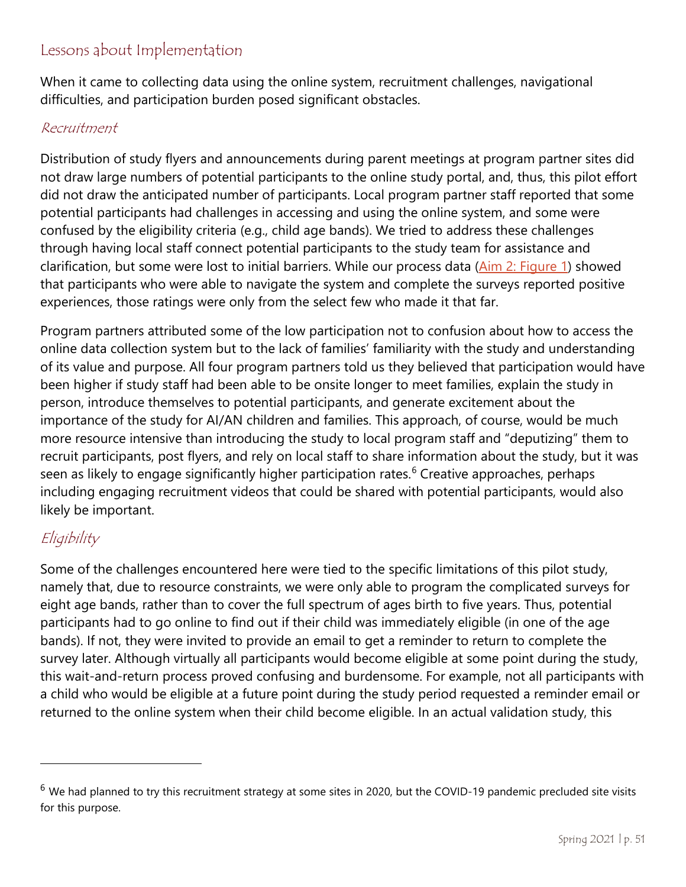## Lessons about Implementation

When it came to collecting data using the online system, recruitment challenges, navigational difficulties, and participation burden posed significant obstacles.

### *Recruitment*

Distribution of study flyers and announcements during parent meetings at program partner sites did not draw large numbers of potential participants to the online study portal, and, thus, this pilot effort did not draw the anticipated number of participants. Local program partner staff reported that some potential participants had challenges in accessing and using the online system, and some were confused by the eligibility criteria (e.g., child age bands). We tried to address these challenges through having local staff connect potential participants to the study team for assistance and clarification, but some were lost to initial barriers. While our process data (Aim 2: Figure 1) showed that participants who were able to navigate the system and complete the surveys reported positive experiences, those ratings were only from the select few who made it that far.

Program partners attributed some of the low participation not to confusion about how to access the online data collection system but to the lack of families' familiarity with the study and understanding of its value and purpose. All four program partners told us they believed that participation would have been higher if study staff had been able to be onsite longer to meet families, explain the study in person, introduce themselves to potential participants, and generate excitement about the importance of the study for AI/AN children and families. This approach, of course, would be much more resource intensive than introducing the study to local program staff and "deputizing" them to recruit participants, post flyers, and rely on local staff to share information about the study, but it was seen as likely to engage significantly higher participation rates.[6] Creative approaches, perhaps including engaging recruitment videos that could be shared with potential participants, would also likely be important.

### *Eligibility*

Some of the challenges encountered here were tied to the specific limitations of this pilot study, namely that, due to resource constraints, we were only able to program the complicated surveys for eight age bands, rather than to cover the full spectrum of ages birth to five years. Thus, potential participants had to go online to find out if their child was immediately eligible (in one of the age bands). If not, they were invited to provide an email to get a reminder to return to complete the survey later. Although virtually all participants would become eligible at some point during the study, this wait-and-return process proved confusing and burdensome. For example, not all participants with a child who would be eligible at a future point during the study period requested a reminder email or returned to the online system when their child become eligible. In an actual validation study, this

[6] We had planned to try this recruitment strategy at some sites in 2020, but the COVID-19 pandemic precluded site visits for this purpose.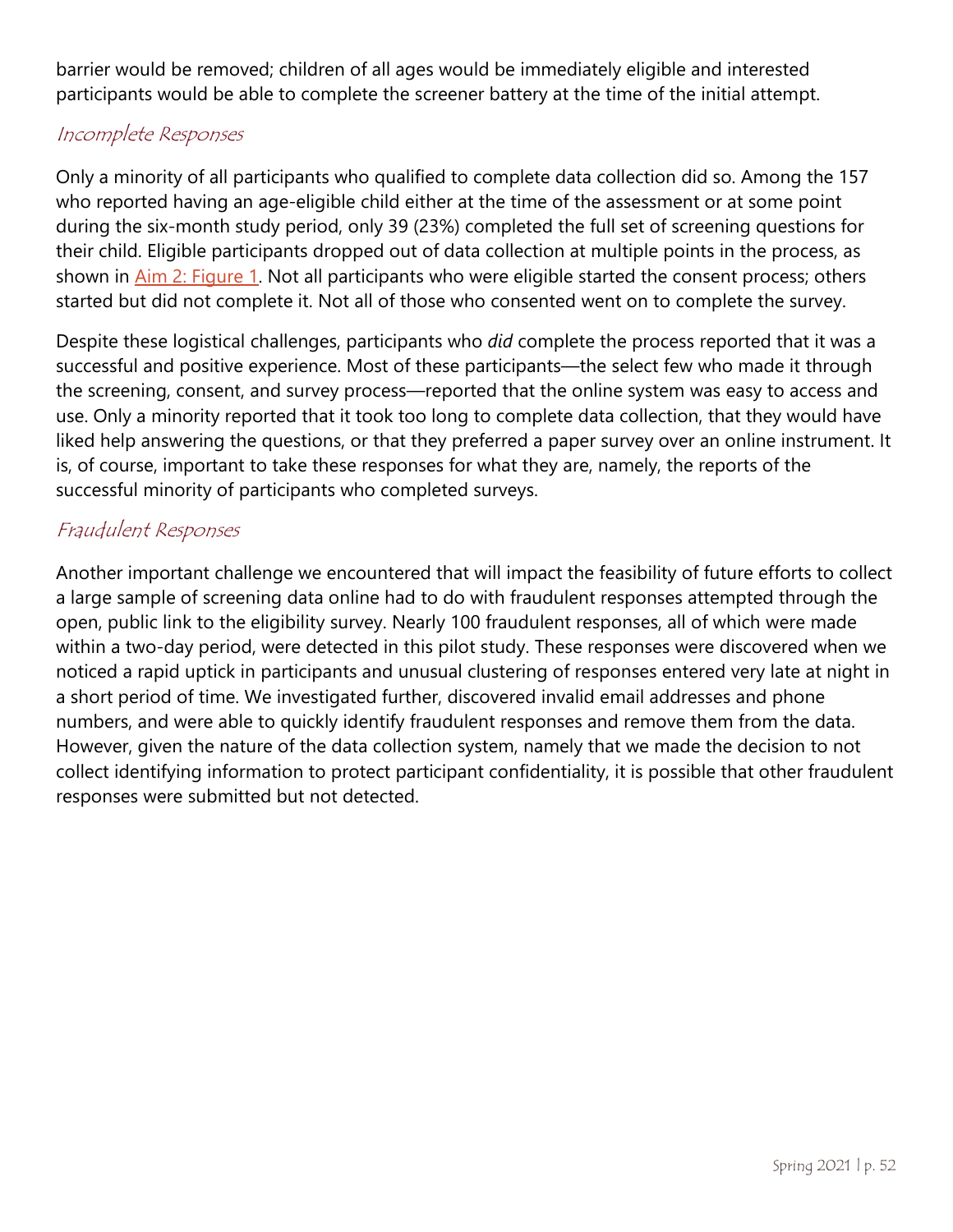barrier would be removed; children of all ages would be immediately eligible and interested participants would be able to complete the screener battery at the time of the initial attempt.

### *Incomplete Responses*

Only a minority of all participants who qualified to complete data collection did so. Among the 157 who reported having an age-eligible child either at the time of the assessment or at some point during the six-month study period, only 39 (23%) completed the full set of screening questions for their child. Eligible participants dropped out of data collection at multiple points in the process, as shown in Aim 2: Figure 1. Not all participants who were eligible started the consent process; others started but did not complete it. Not all of those who consented went on to complete the survey.

Despite these logistical challenges, participants who *did* complete the process reported that it was a successful and positive experience. Most of these participants—the select few who made it through the screening, consent, and survey process—reported that the online system was easy to access and use. Only a minority reported that it took too long to complete data collection, that they would have liked help answering the questions, or that they preferred a paper survey over an online instrument. It is, of course, important to take these responses for what they are, namely, the reports of the successful minority of participants who completed surveys.

### *Fraudulent Responses*

Another important challenge we encountered that will impact the feasibility of future efforts to collect a large sample of screening data online had to do with fraudulent responses attempted through the open, public link to the eligibility survey. Nearly 100 fraudulent responses, all of which were made within a two-day period, were detected in this pilot study. These responses were discovered when we noticed a rapid uptick in participants and unusual clustering of responses entered very late at night in a short period of time. We investigated further, discovered invalid email addresses and phone numbers, and were able to quickly identify fraudulent responses and remove them from the data. However, given the nature of the data collection system, namely that we made the decision to not collect identifying information to protect participant confidentiality, it is possible that other fraudulent responses were submitted but not detected.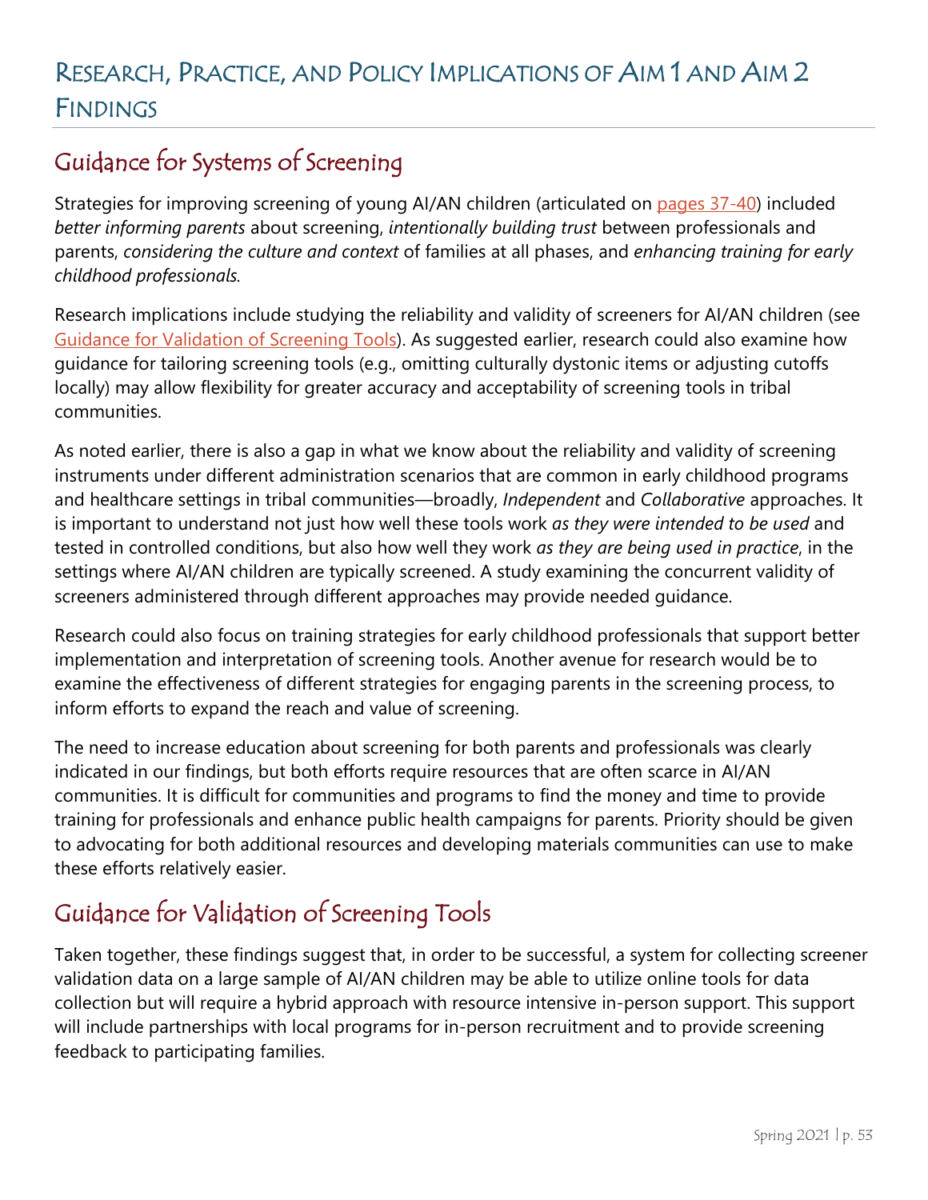# Research, Practice, and Policy Implications of Aim 1 and Aim 2 Findings

## Guidance for Systems of Screening

Strategies for improving screening of young AI/AN children (articulated on pages 37-40) included *better informing parents* about screening, *intentionally building trust* between professionals and parents, *considering the culture and context* of families at all phases, and *enhancing training for early childhood professionals*.

Research implications include studying the reliability and validity of screeners for AI/AN children (see Guidance for Validation of Screening Tools). As suggested earlier, research could also examine how guidance for tailoring screening tools (e.g., omitting culturally dystonic items or adjusting cutoffs locally) may allow flexibility for greater accuracy and acceptability of screening tools in tribal communities.

As noted earlier, there is also a gap in what we know about the reliability and validity of screening instruments under different administration scenarios that are common in early childhood programs and healthcare settings in tribal communities—broadly, *Independent* and *Collaborative* approaches. It is important to understand not just how well these tools work *as they were intended to be used* and tested in controlled conditions, but also how well they work *as they are being used in practice*, in the settings where AI/AN children are typically screened. A study examining the concurrent validity of screeners administered through different approaches may provide needed guidance.

Research could also focus on training strategies for early childhood professionals that support better implementation and interpretation of screening tools. Another avenue for research would be to examine the effectiveness of different strategies for engaging parents in the screening process, to inform efforts to expand the reach and value of screening.

The need to increase education about screening for both parents and professionals was clearly indicated in our findings, but both efforts require resources that are often scarce in AI/AN communities. It is difficult for communities and programs to find the money and time to provide training for professionals and enhance public health campaigns for parents. Priority should be given to advocating for both additional resources and developing materials communities can use to make these efforts relatively easier.

## Guidance for Validation of Screening Tools

Taken together, these findings suggest that, in order to be successful, a system for collecting screener validation data on a large sample of AI/AN children may be able to utilize online tools for data collection but will require a hybrid approach with resource intensive in-person support. This support will include partnerships with local programs for in-person recruitment and to provide screening feedback to participating families.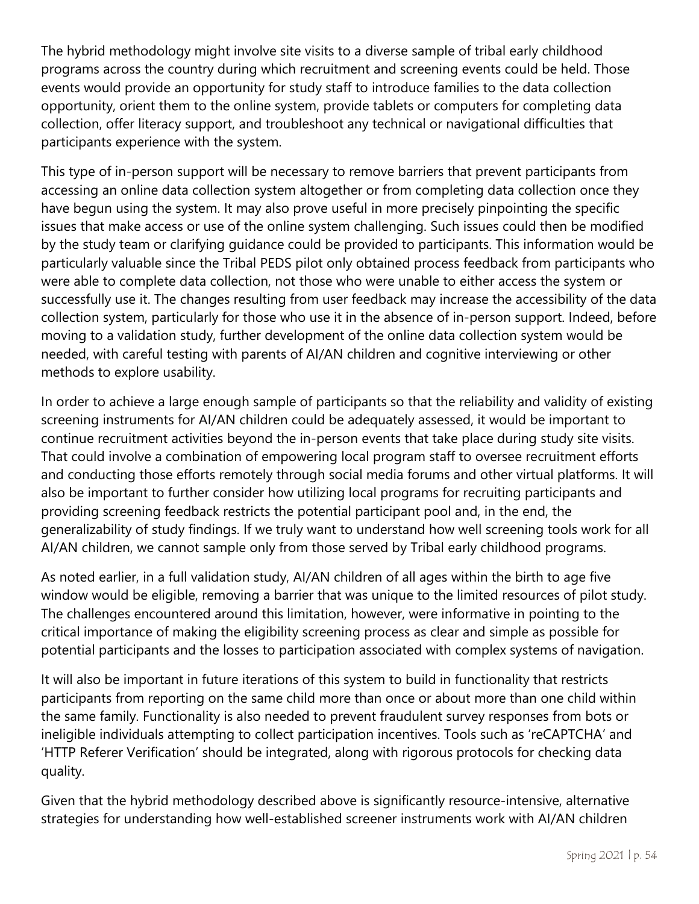The hybrid methodology might involve site visits to a diverse sample of tribal early childhood programs across the country during which recruitment and screening events could be held. Those events would provide an opportunity for study staff to introduce families to the data collection opportunity, orient them to the online system, provide tablets or computers for completing data collection, offer literacy support, and troubleshoot any technical or navigational difficulties that participants experience with the system.

This type of in-person support will be necessary to remove barriers that prevent participants from accessing an online data collection system altogether or from completing data collection once they have begun using the system. It may also prove useful in more precisely pinpointing the specific issues that make access or use of the online system challenging. Such issues could then be modified by the study team or clarifying guidance could be provided to participants. This information would be particularly valuable since the Tribal PEDS pilot only obtained process feedback from participants who were able to complete data collection, not those who were unable to either access the system or successfully use it. The changes resulting from user feedback may increase the accessibility of the data collection system, particularly for those who use it in the absence of in-person support. Indeed, before moving to a validation study, further development of the online data collection system would be needed, with careful testing with parents of AI/AN children and cognitive interviewing or other methods to explore usability.

In order to achieve a large enough sample of participants so that the reliability and validity of existing screening instruments for AI/AN children could be adequately assessed, it would be important to continue recruitment activities beyond the in-person events that take place during study site visits. That could involve a combination of empowering local program staff to oversee recruitment efforts and conducting those efforts remotely through social media forums and other virtual platforms. It will also be important to further consider how utilizing local programs for recruiting participants and providing screening feedback restricts the potential participant pool and, in the end, the generalizability of study findings. If we truly want to understand how well screening tools work for all AI/AN children, we cannot sample only from those served by Tribal early childhood programs.

As noted earlier, in a full validation study, AI/AN children of all ages within the birth to age five window would be eligible, removing a barrier that was unique to the limited resources of pilot study. The challenges encountered around this limitation, however, were informative in pointing to the critical importance of making the eligibility screening process as clear and simple as possible for potential participants and the losses to participation associated with complex systems of navigation.

It will also be important in future iterations of this system to build in functionality that restricts participants from reporting on the same child more than once or about more than one child within the same family. Functionality is also needed to prevent fraudulent survey responses from bots or ineligible individuals attempting to collect participation incentives. Tools such as 'reCAPTCHA' and 'HTTP Referer Verification' should be integrated, along with rigorous protocols for checking data quality.

Given that the hybrid methodology described above is significantly resource-intensive, alternative strategies for understanding how well-established screener instruments work with AI/AN children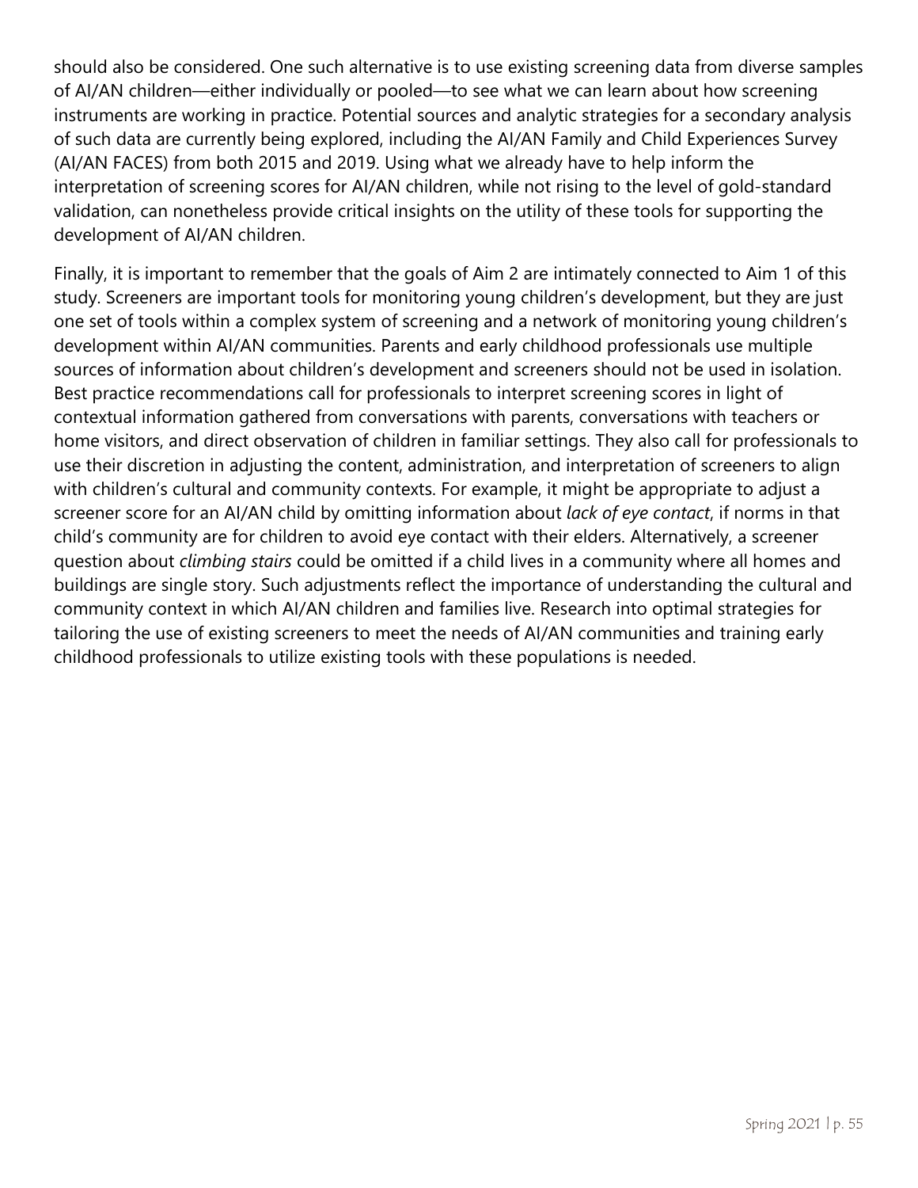should also be considered. One such alternative is to use existing screening data from diverse samples of AI/AN children—either individually or pooled—to see what we can learn about how screening instruments are working in practice. Potential sources and analytic strategies for a secondary analysis of such data are currently being explored, including the AI/AN Family and Child Experiences Survey (AI/AN FACES) from both 2015 and 2019. Using what we already have to help inform the interpretation of screening scores for AI/AN children, while not rising to the level of gold-standard validation, can nonetheless provide critical insights on the utility of these tools for supporting the development of AI/AN children.

Finally, it is important to remember that the goals of Aim 2 are intimately connected to Aim 1 of this study. Screeners are important tools for monitoring young children's development, but they are just one set of tools within a complex system of screening and a network of monitoring young children's development within AI/AN communities. Parents and early childhood professionals use multiple sources of information about children's development and screeners should not be used in isolation. Best practice recommendations call for professionals to interpret screening scores in light of contextual information gathered from conversations with parents, conversations with teachers or home visitors, and direct observation of children in familiar settings. They also call for professionals to use their discretion in adjusting the content, administration, and interpretation of screeners to align with children's cultural and community contexts. For example, it might be appropriate to adjust a screener score for an AI/AN child by omitting information about *lack of eye contact*, if norms in that child's community are for children to avoid eye contact with their elders. Alternatively, a screener question about *climbing stairs* could be omitted if a child lives in a community where all homes and buildings are single story. Such adjustments reflect the importance of understanding the cultural and community context in which AI/AN children and families live. Research into optimal strategies for tailoring the use of existing screeners to meet the needs of AI/AN communities and training early childhood professionals to utilize existing tools with these populations is needed.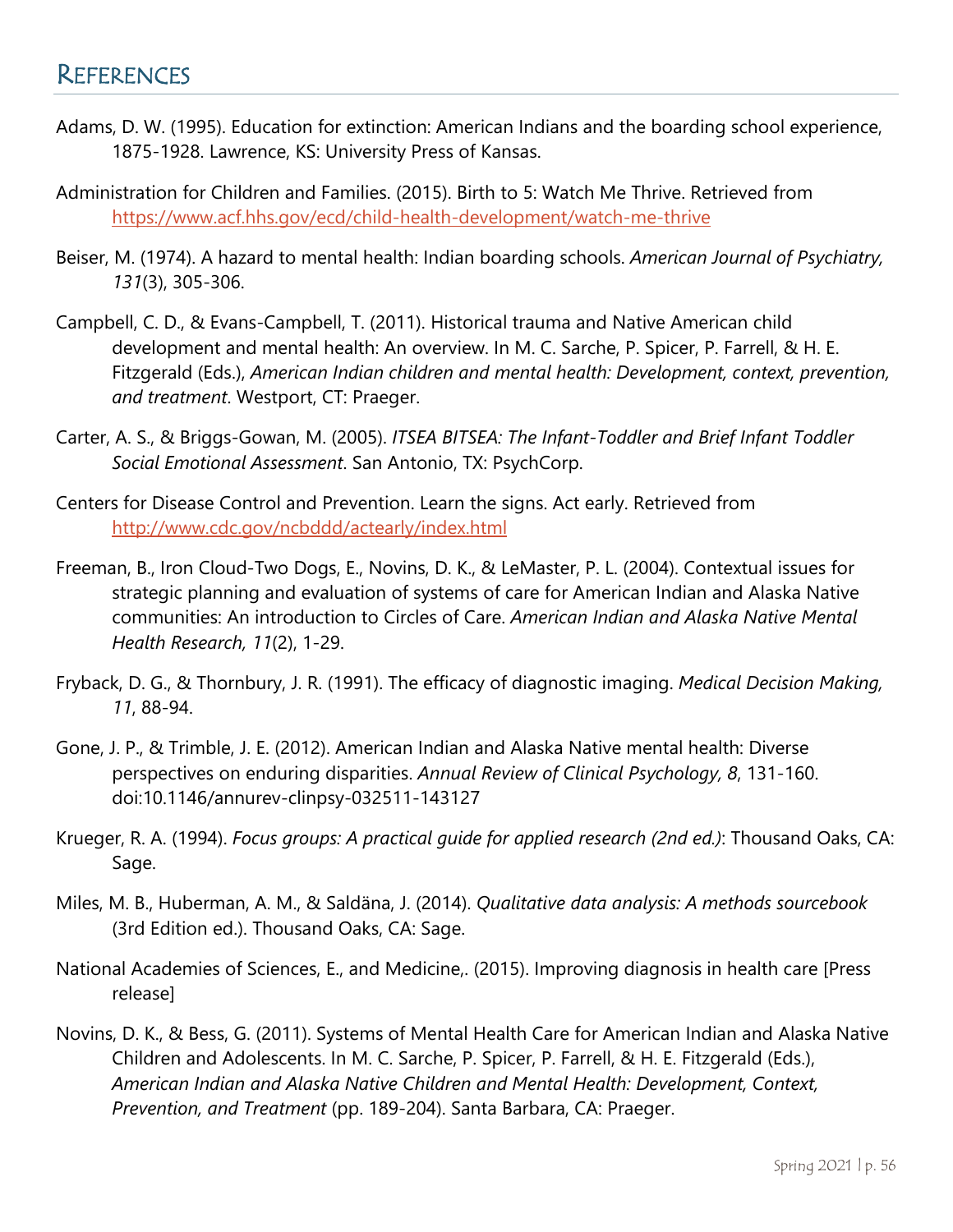## References

Adams, D. W. (1995). Education for extinction: American Indians and the boarding school experience, 1875-1928. Lawrence, KS: University Press of Kansas.

Administration for Children and Families. (2015). Birth to 5: Watch Me Thrive. Retrieved from https://www.acf.hhs.gov/ecd/child-health-development/watch-me-thrive

Beiser, M. (1974). A hazard to mental health: Indian boarding schools. *American Journal of Psychiatry, 131*(3), 305-306.

Campbell, C. D., & Evans-Campbell, T. (2011). Historical trauma and Native American child development and mental health: An overview. In M. C. Sarche, P. Spicer, P. Farrell, & H. E. Fitzgerald (Eds.), *American Indian children and mental health: Development, context, prevention, and treatment*. Westport, CT: Praeger.

Carter, A. S., & Briggs-Gowan, M. (2005). *ITSEA BITSEA: The Infant-Toddler and Brief Infant Toddler Social Emotional Assessment*. San Antonio, TX: PsychCorp.

Centers for Disease Control and Prevention. Learn the signs. Act early. Retrieved from http://www.cdc.gov/ncbddd/actearly/index.html

Freeman, B., Iron Cloud-Two Dogs, E., Novins, D. K., & LeMaster, P. L. (2004). Contextual issues for strategic planning and evaluation of systems of care for American Indian and Alaska Native communities: An introduction to Circles of Care. *American Indian and Alaska Native Mental Health Research, 11*(2), 1-29.

Fryback, D. G., & Thornbury, J. R. (1991). The efficacy of diagnostic imaging. *Medical Decision Making, 11*, 88-94.

Gone, J. P., & Trimble, J. E. (2012). American Indian and Alaska Native mental health: Diverse perspectives on enduring disparities. *Annual Review of Clinical Psychology, 8*, 131-160. doi:10.1146/annurev-clinpsy-032511-143127

Krueger, R. A. (1994). *Focus groups: A practical guide for applied research (2nd ed.)*: Thousand Oaks, CA: Sage.

Miles, M. B., Huberman, A. M., & Saldäna, J. (2014). *Qualitative data analysis: A methods sourcebook* (3rd Edition ed.). Thousand Oaks, CA: Sage.

National Academies of Sciences, E., and Medicine,. (2015). Improving diagnosis in health care [Press release]

Novins, D. K., & Bess, G. (2011). Systems of Mental Health Care for American Indian and Alaska Native Children and Adolescents. In M. C. Sarche, P. Spicer, P. Farrell, & H. E. Fitzgerald (Eds.), *American Indian and Alaska Native Children and Mental Health: Development, Context, Prevention, and Treatment* (pp. 189-204). Santa Barbara, CA: Praeger.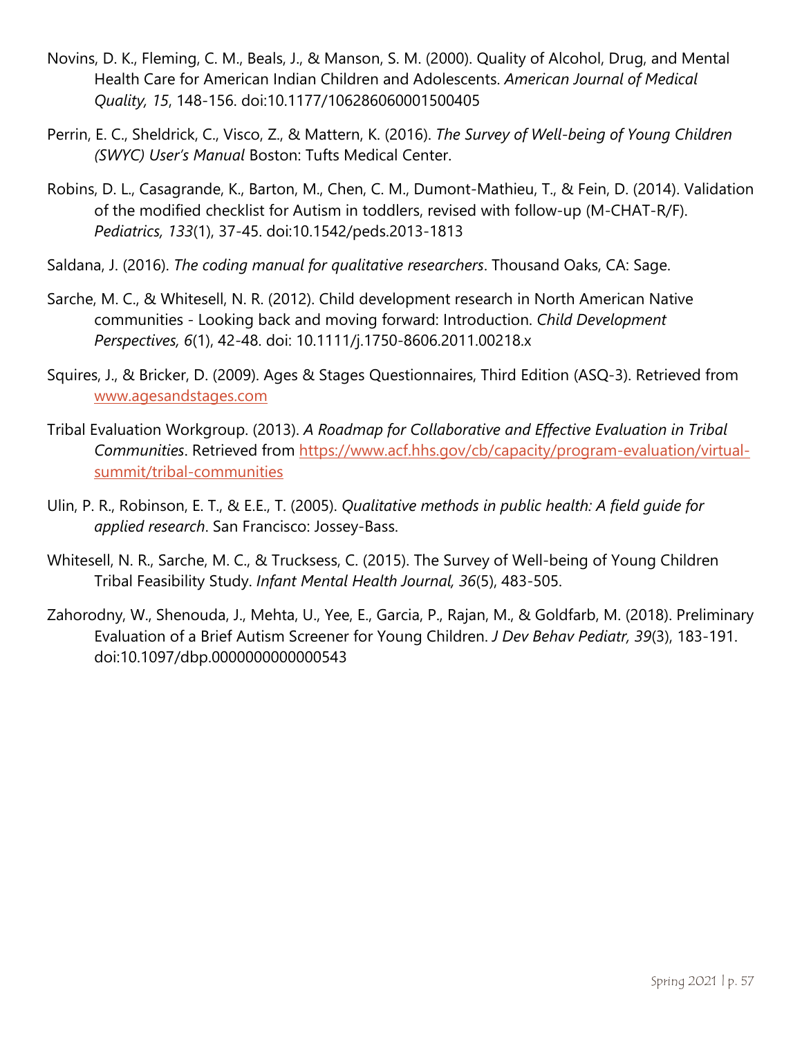Novins, D. K., Fleming, C. M., Beals, J., & Manson, S. M. (2000). Quality of Alcohol, Drug, and Mental Health Care for American Indian Children and Adolescents. *American Journal of Medical Quality, 15*, 148-156. doi:10.1177/106286060001500405

Perrin, E. C., Sheldrick, C., Visco, Z., & Mattern, K. (2016). *The Survey of Well-being of Young Children (SWYC) User's Manual* Boston: Tufts Medical Center.

Robins, D. L., Casagrande, K., Barton, M., Chen, C. M., Dumont-Mathieu, T., & Fein, D. (2014). Validation of the modified checklist for Autism in toddlers, revised with follow-up (M-CHAT-R/F). *Pediatrics, 133*(1), 37-45. doi:10.1542/peds.2013-1813

Saldana, J. (2016). *The coding manual for qualitative researchers*. Thousand Oaks, CA: Sage.

Sarche, M. C., & Whitesell, N. R. (2012). Child development research in North American Native communities - Looking back and moving forward: Introduction. *Child Development Perspectives, 6*(1), 42-48. doi: 10.1111/j.1750-8606.2011.00218.x

Squires, J., & Bricker, D. (2009). Ages & Stages Questionnaires, Third Edition (ASQ-3). Retrieved from www.agesandstages.com

Tribal Evaluation Workgroup. (2013). *A Roadmap for Collaborative and Effective Evaluation in Tribal Communities*. Retrieved from https://www.acf.hhs.gov/cb/capacity/program-evaluation/virtual-summit/tribal-communities

Ulin, P. R., Robinson, E. T., & E.E., T. (2005). *Qualitative methods in public health: A field guide for applied research*. San Francisco: Jossey-Bass.

Whitesell, N. R., Sarche, M. C., & Trucksess, C. (2015). The Survey of Well-being of Young Children Tribal Feasibility Study. *Infant Mental Health Journal, 36*(5), 483-505.

Zahorodny, W., Shenouda, J., Mehta, U., Yee, E., Garcia, P., Rajan, M., & Goldfarb, M. (2018). Preliminary Evaluation of a Brief Autism Screener for Young Children. *J Dev Behav Pediatr, 39*(3), 183-191. doi:10.1097/dbp.0000000000000543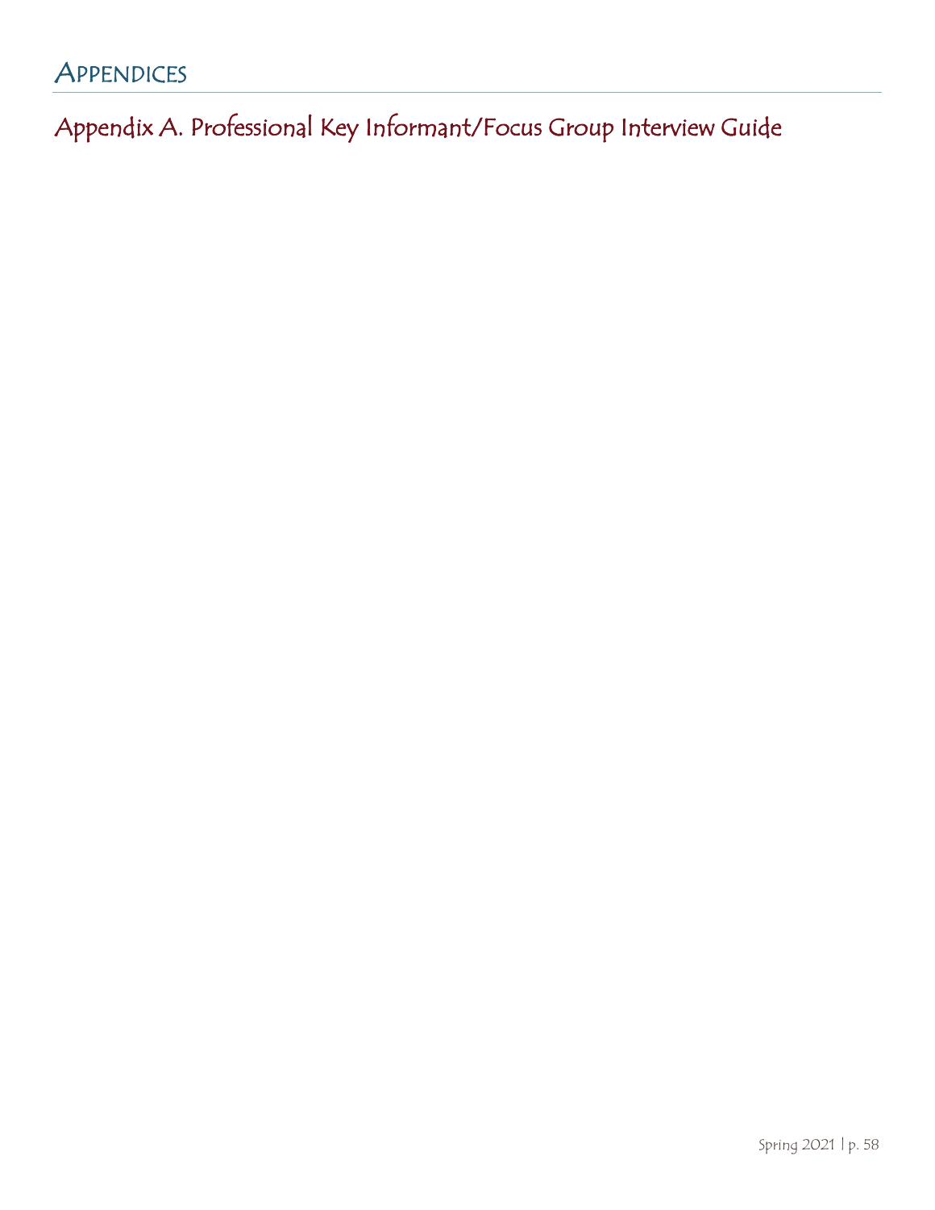# Appendices

## Appendix A. Professional Key Informant/Focus Group Interview Guide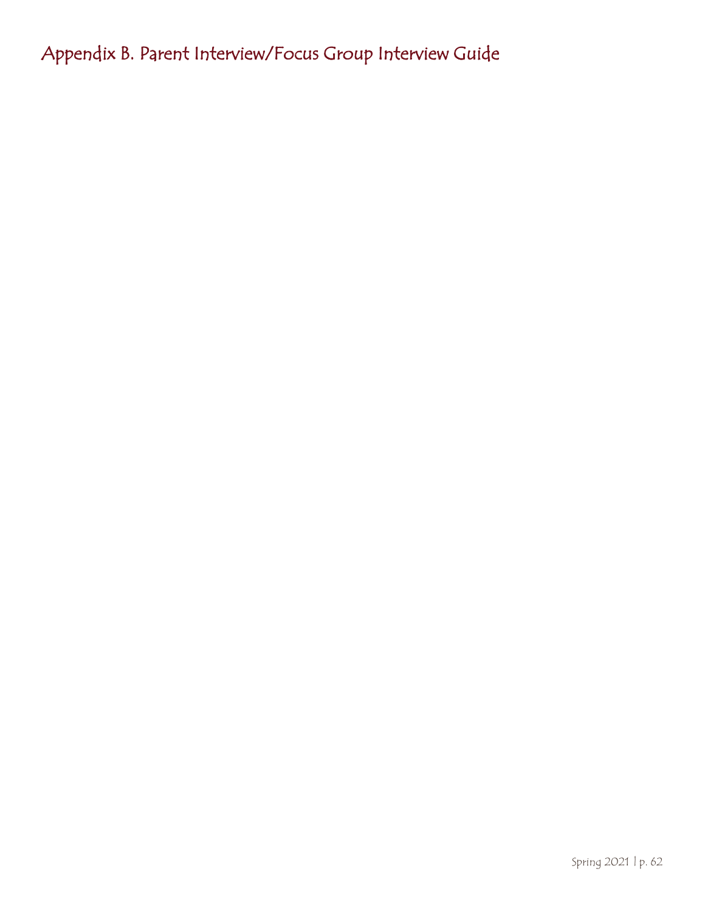# Appendix B. Parent Interview/Focus Group Interview Guide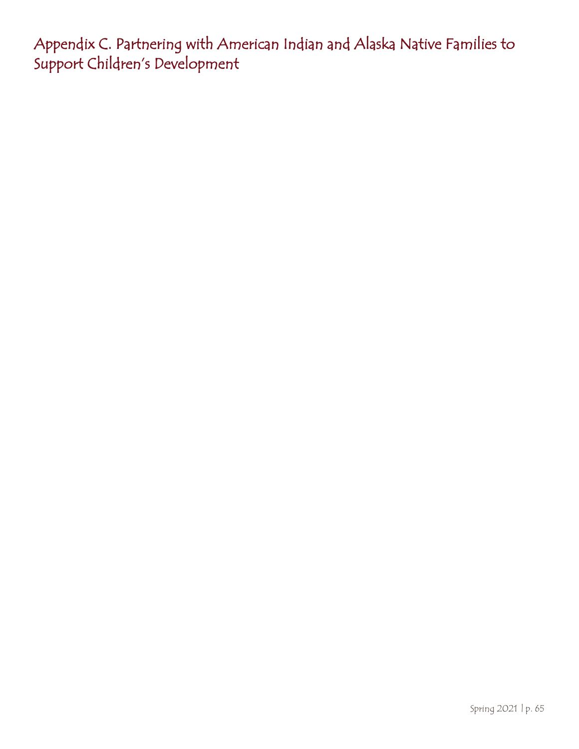# Appendix C. Partnering with American Indian and Alaska Native Families to Support Children's Development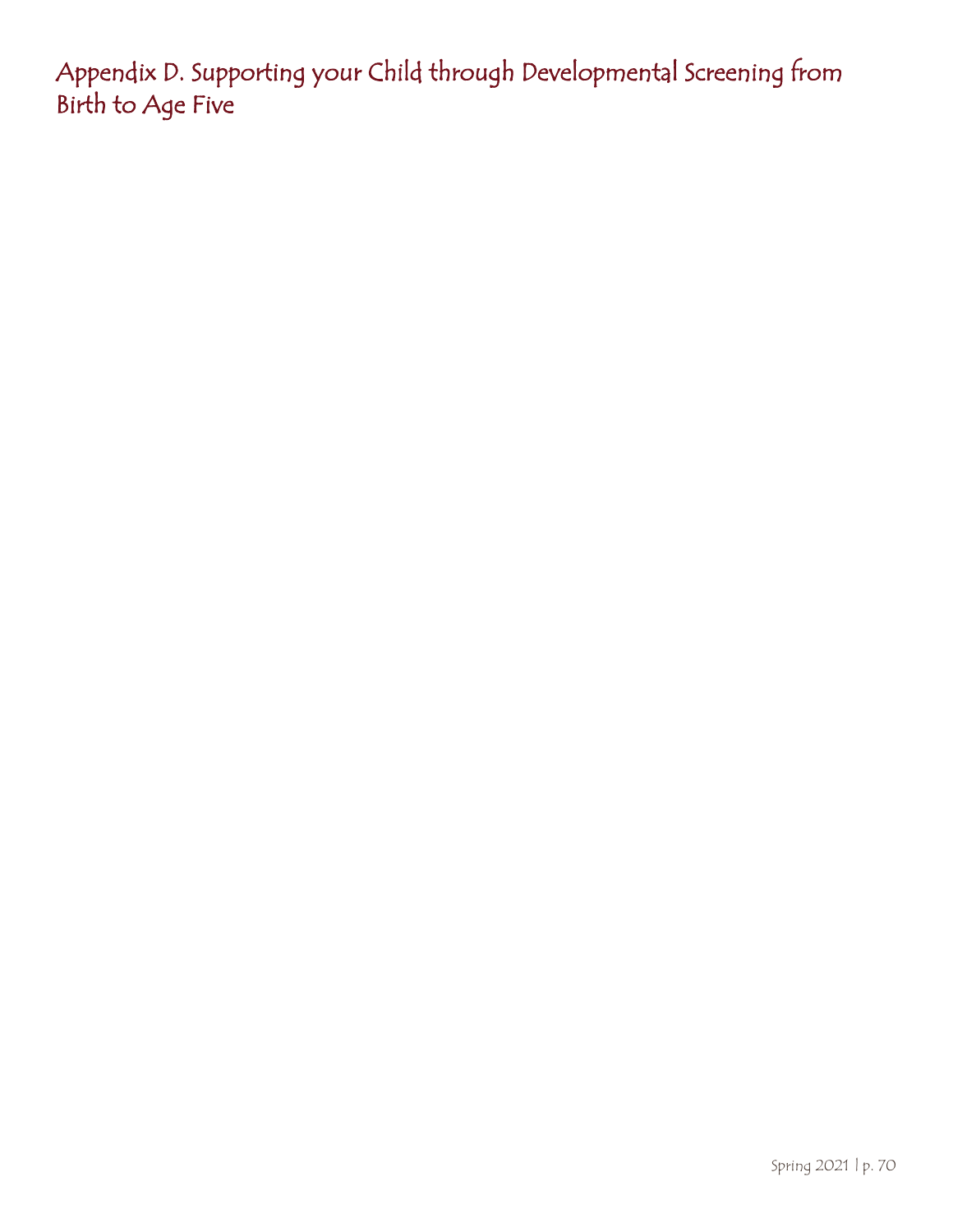# Appendix D. Supporting your Child through Developmental Screening from Birth to Age Five